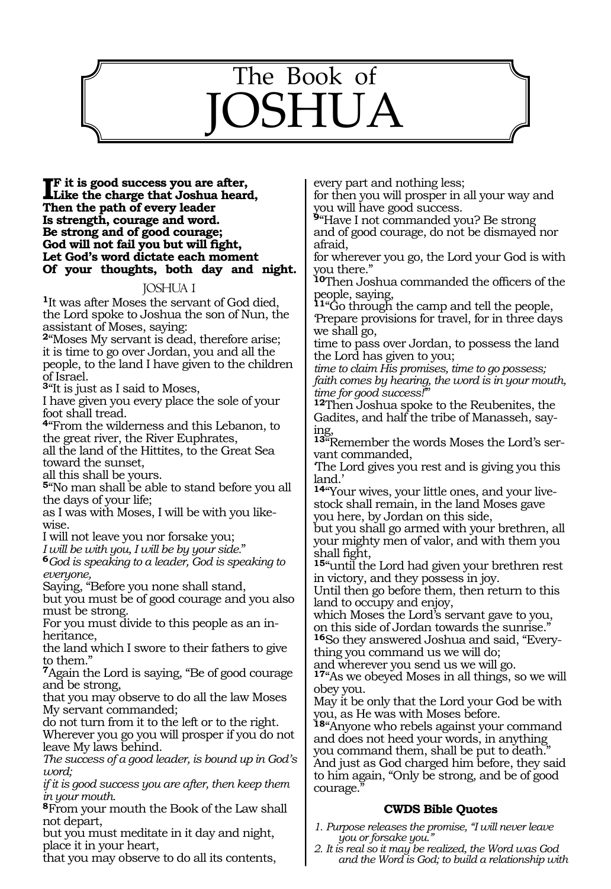# The Book of JOSHUA

**IF it is good success you are after,**
**Like the charge that Joshua heard,**
**Then the path of every leader**
**Is strength, courage and word.**
**Be strong and of good courage;**
**God will not fail you but will fight,**
**Let God's word dictate each moment**
**Of your thoughts, both day and night.**

## JOSHUA 1

**1**It was after Moses the servant of God died, the Lord spoke to Joshua the son of Nun, the assistant of Moses, saying:
**2**"Moses My servant is dead, therefore arise; it is time to go over Jordan, you and all the people, to the land I have given to the children of Israel.
**3**"It is just as I said to Moses,
I have given you every place the sole of your foot shall tread.
**4**"From the wilderness and this Lebanon, to the great river, the River Euphrates,
all the land of the Hittites, to the Great Sea toward the sunset,
all this shall be yours.
**5**"No man shall be able to stand before you all the days of your life;
as I was with Moses, I will be with you likewise.
I will not leave you nor forsake you;
*I will be with you, I will be by your side.*"
**6***God is speaking to a leader, God is speaking to everyone,*
Saying, "Before you none shall stand,
but you must be of good courage and you also must be strong.
For you must divide to this people as an inheritance,
the land which I swore to their fathers to give to them."
**7**Again the Lord is saying, "Be of good courage and be strong,
that you may observe to do all the law Moses My servant commanded;
do not turn from it to the left or to the right.
Wherever you go you will prosper if you do not leave My laws behind.
*The success of a good leader, is bound up in God's word;*
*if it is good success you are after, then keep them in your mouth.*
**8**From your mouth the Book of the Law shall not depart,
but you must meditate in it day and night,
place it in your heart,
that you may observe to do all its contents,
every part and nothing less;
for then you will prosper in all your way and you will have good success.
**9**"Have I not commanded you? Be strong and of good courage, do not be dismayed nor afraid,
for wherever you go, the Lord your God is with you there."
**10**Then Joshua commanded the officers of the people, saying,
**11**"Go through the camp and tell the people,
'Prepare provisions for travel, for in three days we shall go,
time to pass over Jordan, to possess the land the Lord has given to you;
*time to claim His promises, time to go possess;*
*faith comes by hearing, the word is in your mouth, time for good success!*'"
**12**Then Joshua spoke to the Reubenites, the Gadites, and half the tribe of Manasseh, saying,
**13**"Remember the words Moses the Lord's servant commanded,
'The Lord gives you rest and is giving you this land.'
**14**"Your wives, your little ones, and your livestock shall remain, in the land Moses gave you here, by Jordan on this side,
but you shall go armed with your brethren, all your mighty men of valor, and with them you shall fight,
**15**"until the Lord had given your brethren rest in victory, and they possess in joy.
Until then go before them, then return to this land to occupy and enjoy,
which Moses the Lord's servant gave to you, on this side of Jordan towards the sunrise."
**16**So they answered Joshua and said, "Everything you command us we will do;
and wherever you send us we will go.
**17**"As we obeyed Moses in all things, so we will obey you.
May it be only that the Lord your God be with you, as He was with Moses before.
**18**"Anyone who rebels against your command and does not heed your words, in anything you command them, shall be put to death."
And just as God charged him before, they said to him again, "Only be strong, and be of good courage."

### CWDS Bible Quotes

1. *Purpose releases the promise, "I will never leave you or forsake you."*
2. *It is real so it may be realized, the Word was God and the Word is God; to build a relationship with*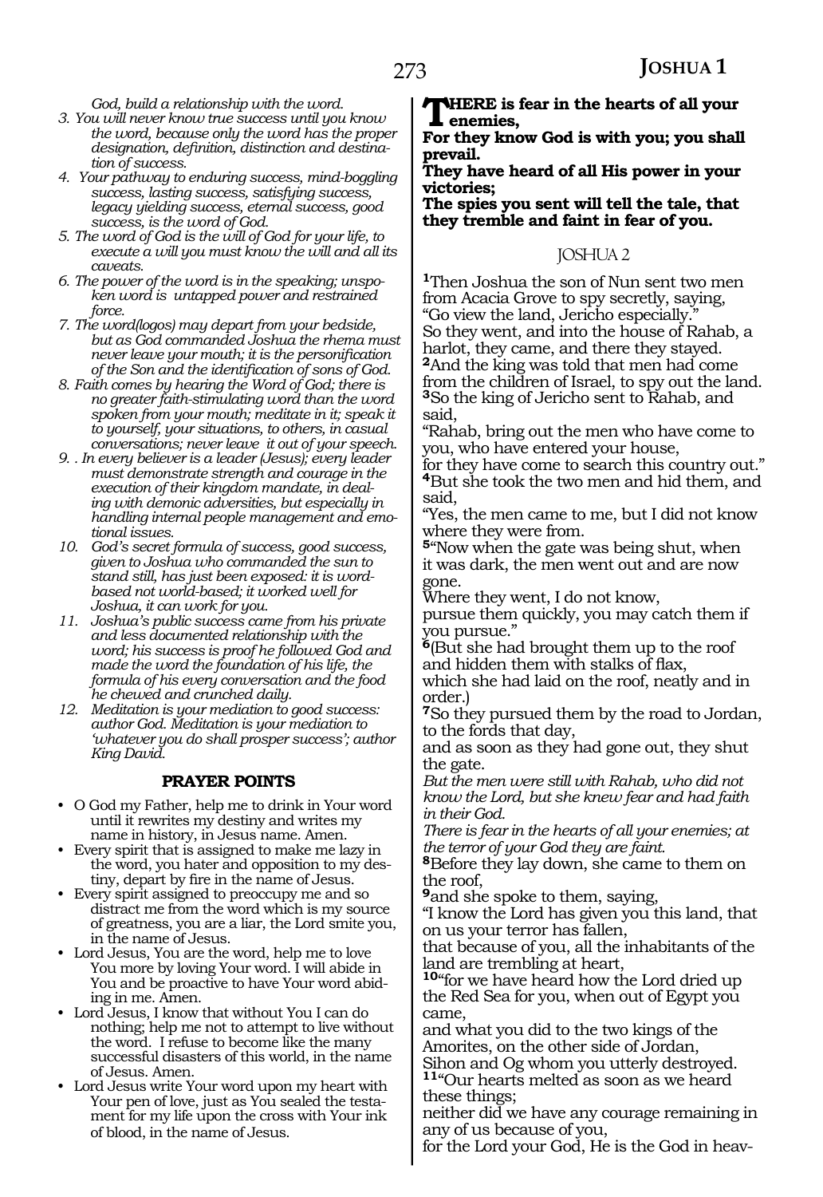*God, build a relationship with the word.*

3. *You will never know true success until you know the word, because only the word has the proper designation, definition, distinction and destination of success.*
4. *Your pathway to enduring success, mind-boggling success, lasting success, satisfying success, legacy yielding success, eternal success, good success, is the word of God.*
5. *The word of God is the will of God for your life, to execute a will you must know the will and all its caveats.*
6. *The power of the word is in the speaking; unspoken word is untapped power and restrained force.*
7. *The word(logos) may depart from your bedside, but as God commanded Joshua the rhema must never leave your mouth; it is the personification of the Son and the identification of sons of God.*
8. *Faith comes by hearing the Word of God; there is no greater faith-stimulating word than the word spoken from your mouth; meditate in it; speak it to yourself, your situations, to others, in casual conversations; never leave it out of your speech.*
9. *. In every believer is a leader (Jesus); every leader must demonstrate strength and courage in the execution of their kingdom mandate, in dealing with demonic adversities, but especially in handling internal people management and emotional issues.*
10. *God's secret formula of success, good success, given to Joshua who commanded the sun to stand still, has just been exposed: it is word-based not world-based; it worked well for Joshua, it can work for you.*
11. *Joshua's public success came from his private and less documented relationship with the word; his success is proof he followed God and made the word the foundation of his life, the formula of his every conversation and the food he chewed and crunched daily.*
12. *Meditation is your mediation to good success: author God. Meditation is your mediation to 'whatever you do shall prosper success'; author King David.*

### PRAYER POINTS

- O God my Father, help me to drink in Your word until it rewrites my destiny and writes my name in history, in Jesus name. Amen.
- Every spirit that is assigned to make me lazy in the word, you hater and opposition to my destiny, depart by fire in the name of Jesus.
- Every spirit assigned to preoccupy me and so distract me from the word which is my source of greatness, you are a liar, the Lord smite you, in the name of Jesus.
- Lord Jesus, You are the word, help me to love You more by loving Your word. I will abide in You and be proactive to have Your word abiding in me. Amen.
- Lord Jesus, I know that without You I can do nothing; help me not to attempt to live without the word. I refuse to become like the many successful disasters of this world, in the name of Jesus. Amen.
- Lord Jesus write Your word upon my heart with Your pen of love, just as You sealed the testament for my life upon the cross with Your ink of blood, in the name of Jesus.

**THERE is fear in the hearts of all your enemies,**
**For they know God is with you; you shall prevail.**
**They have heard of all His power in your victories;**
**The spies you sent will tell the tale, that they tremble and faint in fear of you.**

## JOSHUA 2

[1]Then Joshua the son of Nun sent two men from Acacia Grove to spy secretly, saying, "Go view the land, Jericho especially."
So they went, and into the house of Rahab, a harlot, they came, and there they stayed.
[2]And the king was told that men had come from the children of Israel, to spy out the land.
[3]So the king of Jericho sent to Rahab, and said,
"Rahab, bring out the men who have come to you, who have entered your house,
for they have come to search this country out."
[4]But she took the two men and hid them, and said,
"Yes, the men came to me, but I did not know where they were from.
[5]"Now when the gate was being shut, when it was dark, the men went out and are now gone.
Where they went, I do not know,
pursue them quickly, you may catch them if you pursue."
[6](But she had brought them up to the roof and hidden them with stalks of flax,
which she had laid on the roof, neatly and in order.)
[7]So they pursued them by the road to Jordan, to the fords that day,
and as soon as they had gone out, they shut the gate.
*But the men were still with Rahab, who did not know the Lord, but she knew fear and had faith in their God.*
*There is fear in the hearts of all your enemies; at the terror of your God they are faint.*
[8]Before they lay down, she came to them on the roof,
[9]and she spoke to them, saying,
"I know the Lord has given you this land, that on us your terror has fallen,
that because of you, all the inhabitants of the land are trembling at heart,
[10]"for we have heard how the Lord dried up the Red Sea for you, when out of Egypt you came,
and what you did to the two kings of the Amorites, on the other side of Jordan,
Sihon and Og whom you utterly destroyed.
[11]"Our hearts melted as soon as we heard these things;
neither did we have any courage remaining in any of us because of you,
for the Lord your God, He is the God in heav-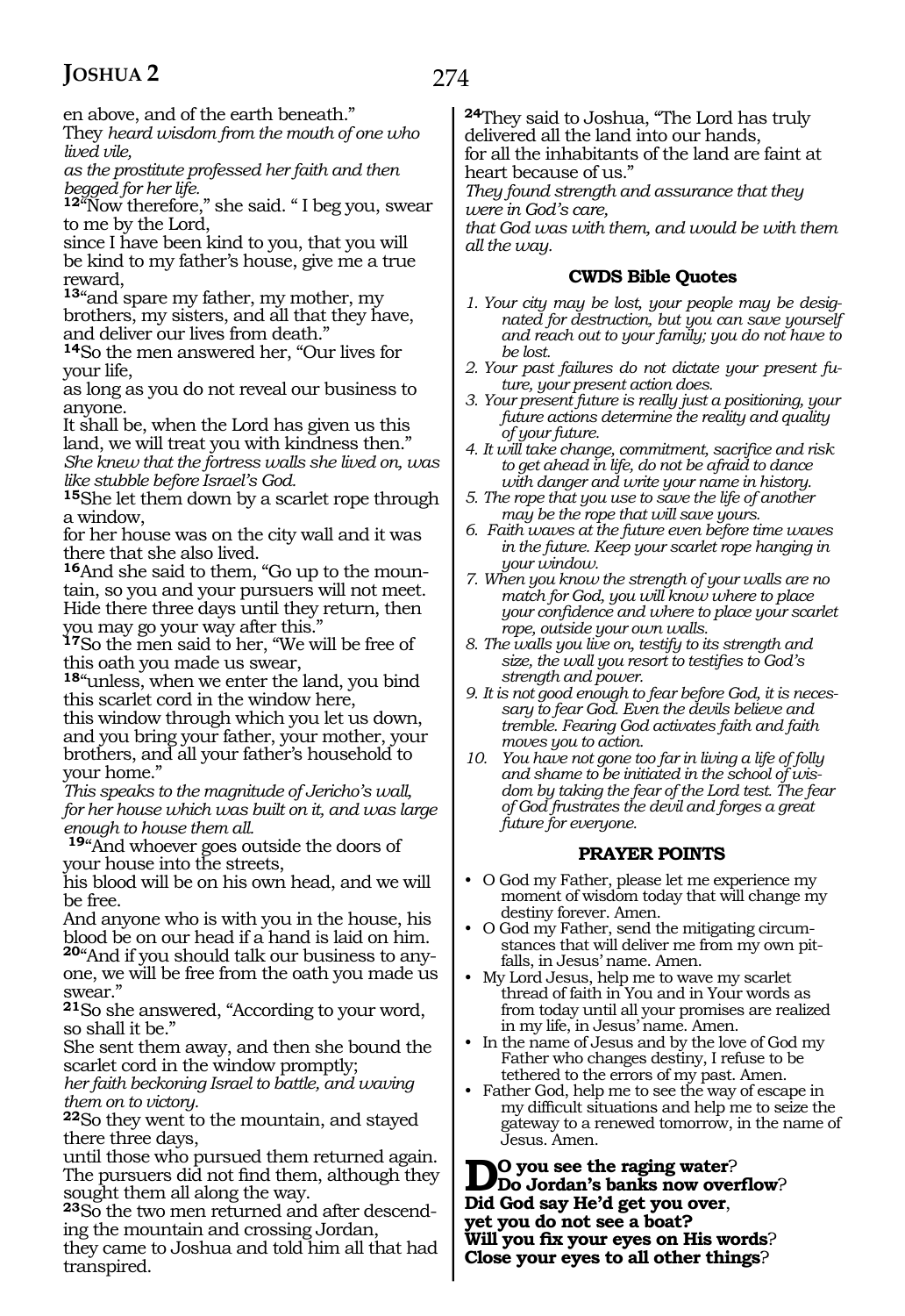en above, and of the earth beneath."
They *heard wisdom from the mouth of one who lived vile,*
*as the prostitute professed her faith and then begged for her life.*
**12**"Now therefore," she said. " I beg you, swear to me by the Lord,
since I have been kind to you, that you will be kind to my father's house, give me a true reward,
**13**"and spare my father, my mother, my brothers, my sisters, and all that they have, and deliver our lives from death."
**14**So the men answered her, "Our lives for your life,
as long as you do not reveal our business to anyone.
It shall be, when the Lord has given us this land, we will treat you with kindness then."
*She knew that the fortress walls she lived on, was like stubble before Israel's God.*
**15**She let them down by a scarlet rope through a window,
for her house was on the city wall and it was there that she also lived.
**16**And she said to them, "Go up to the mountain, so you and your pursuers will not meet. Hide there three days until they return, then you may go your way after this."
**17**So the men said to her, "We will be free of this oath you made us swear,
**18**"unless, when we enter the land, you bind this scarlet cord in the window here,
this window through which you let us down, and you bring your father, your mother, your brothers, and all your father's household to your home."
*This speaks to the magnitude of Jericho's wall, for her house which was built on it, and was large enough to house them all.*
**19**"And whoever goes outside the doors of your house into the streets,
his blood will be on his own head, and we will be free.
And anyone who is with you in the house, his blood be on our head if a hand is laid on him.
**20**"And if you should talk our business to anyone, we will be free from the oath you made us swear."
**21**So she answered, "According to your word, so shall it be."
She sent them away, and then she bound the scarlet cord in the window promptly;
*her faith beckoning Israel to battle, and waving them on to victory.*
**22**So they went to the mountain, and stayed there three days,
until those who pursued them returned again. The pursuers did not find them, although they sought them all along the way.
**23**So the two men returned and after descending the mountain and crossing Jordan,
they came to Joshua and told him all that had transpired.
**24**They said to Joshua, "The Lord has truly delivered all the land into our hands,
for all the inhabitants of the land are faint at heart because of us."
*They found strength and assurance that they were in God's care,*
*that God was with them, and would be with them all the way.*

### CWDS Bible Quotes

1. *Your city may be lost, your people may be designated for destruction, but you can save yourself and reach out to your family; you do not have to be lost.*
2. *Your past failures do not dictate your present future, your present action does.*
3. *Your present future is really just a positioning, your future actions determine the reality and quality of your future.*
4. *It will take change, commitment, sacrifice and risk to get ahead in life, do not be afraid to dance with danger and write your name in history.*
5. *The rope that you use to save the life of another may be the rope that will save yours.*
6. *Faith waves at the future even before time waves in the future. Keep your scarlet rope hanging in your window.*
7. *When you know the strength of your walls are no match for God, you will know where to place your confidence and where to place your scarlet rope, outside your own walls.*
8. *The walls you live on, testify to its strength and size, the wall you resort to testifies to God's strength and power.*
9. *It is not good enough to fear before God, it is necessary to fear God. Even the devils believe and tremble. Fearing God activates faith and faith moves you to action.*
10. *You have not gone too far in living a life of folly and shame to be initiated in the school of wisdom by taking the fear of the Lord test. The fear of God frustrates the devil and forges a great future for everyone.*

### PRAYER POINTS

- O God my Father, please let me experience my moment of wisdom today that will change my destiny forever. Amen.
- O God my Father, send the mitigating circumstances that will deliver me from my own pitfalls, in Jesus' name. Amen.
- My Lord Jesus, help me to wave my scarlet thread of faith in You and in Your words as from today until all your promises are realized in my life, in Jesus' name. Amen.
- In the name of Jesus and by the love of God my Father who changes destiny, I refuse to be tethered to the errors of my past. Amen.
- Father God, help me to see the way of escape in my difficult situations and help me to seize the gateway to a renewed tomorrow, in the name of Jesus. Amen.

**Do you see the raging water?**
**Do Jordan's banks now overflow?**
**Did God say He'd get you over,**
**yet you do not see a boat?**
**Will you fix your eyes on His words?**
**Close your eyes to all other things?**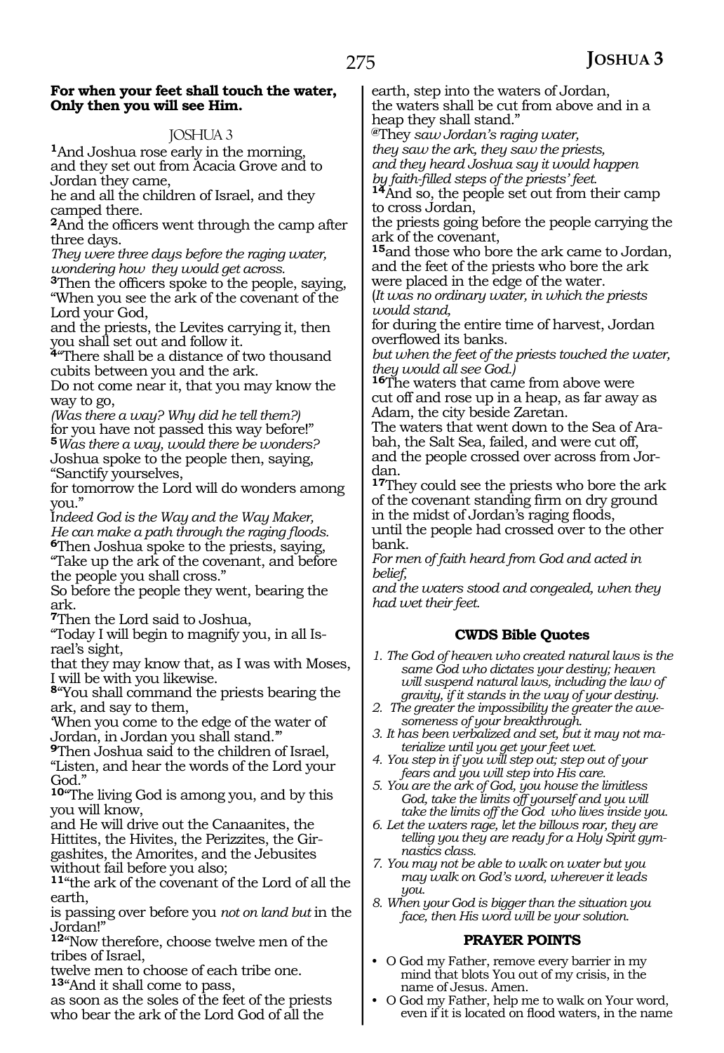**For when your feet shall touch the water,**
**Only then you will see Him.**

JOSHUA 3

**1**And Joshua rose early in the morning, and they set out from Acacia Grove and to Jordan they came,
he and all the children of Israel, and they camped there.

**2**And the officers went through the camp after three days.
*They were three days before the raging water, wondering how they would get across.*

**3**Then the officers spoke to the people, saying, "When you see the ark of the covenant of the Lord your God,
and the priests, the Levites carrying it, then you shall set out and follow it.

**4**"There shall be a distance of two thousand cubits between you and the ark.
Do not come near it, that you may know the way to go,
*(Was there a way? Why did he tell them?)*
for you have not passed this way before!"

**5***Was there a way, would there be wonders?*
Joshua spoke to the people then, saying, "Sanctify yourselves,
for tomorrow the Lord will do wonders among you."
I*ndeed God is the Way and the Way Maker,*
*He can make a path through the raging floods.*

**6**Then Joshua spoke to the priests, saying, "Take up the ark of the covenant, and before the people you shall cross."
So before the people they went, bearing the ark.

**7**Then the Lord said to Joshua,
"Today I will begin to magnify you, in all Israel's sight,
that they may know that, as I was with Moses, I will be with you likewise.

**8**"You shall command the priests bearing the ark, and say to them,
'When you come to the edge of the water of Jordan, in Jordan you shall stand.'"

**9**Then Joshua said to the children of Israel, "Listen, and hear the words of the Lord your God."

**10**"The living God is among you, and by this you will know,
and He will drive out the Canaanites, the Hittites, the Hivites, the Perizzites, the Girgashites, the Amorites, and the Jebusites without fail before you also;

**11**"the ark of the covenant of the Lord of all the earth,
is passing over before you *not on land but* in the Jordan!"

**12**"Now therefore, choose twelve men of the tribes of Israel,
twelve men to choose of each tribe one.

**13**"And it shall come to pass,
as soon as the soles of the feet of the priests who bear the ark of the Lord God of all the earth, step into the waters of Jordan,
the waters shall be cut from above and in a heap they shall stand."
@They *saw Jordan's raging water,*
*they saw the ark, they saw the priests,*
*and they heard Joshua say it would happen*
*by faith-filled steps of the priests' feet.*

**14**And so, the people set out from their camp to cross Jordan,
the priests going before the people carrying the ark of the covenant,

**15**and those who bore the ark came to Jordan, and the feet of the priests who bore the ark were placed in the edge of the water.
(*It was no ordinary water, in which the priests would stand,*
for during the entire time of harvest, Jordan overflowed its banks.
*but when the feet of the priests touched the water, they would all see God.)*

**16**The waters that came from above were cut off and rose up in a heap, as far away as Adam, the city beside Zaretan.
The waters that went down to the Sea of Arabah, the Salt Sea, failed, and were cut off,
and the people crossed over across from Jordan.

**17**They could see the priests who bore the ark of the covenant standing firm on dry ground in the midst of Jordan's raging floods,
until the people had crossed over to the other bank.
*For men of faith heard from God and acted in belief,*
*and the waters stood and congealed, when they had wet their feet.*

## CWDS Bible Quotes

1. *The God of heaven who created natural laws is the same God who dictates your destiny; heaven will suspend natural laws, including the law of gravity, if it stands in the way of your destiny.*
2. *The greater the impossibility the greater the awesomeness of your breakthrough.*
3. *It has been verbalized and set, but it may not materialize until you get your feet wet.*
4. *You step in if you will step out; step out of your fears and you will step into His care.*
5. *You are the ark of God, you house the limitless God, take the limits off yourself and you will take the limits off the God who lives inside you.*
6. *Let the waters rage, let the billows roar, they are telling you they are ready for a Holy Spirit gymnastics class.*
7. *You may not be able to walk on water but you may walk on God's word, wherever it leads you.*
8. *When your God is bigger than the situation you face, then His word will be your solution.*

## PRAYER POINTS

- O God my Father, remove every barrier in my mind that blots You out of my crisis, in the name of Jesus. Amen.
- O God my Father, help me to walk on Your word, even if it is located on flood waters, in the name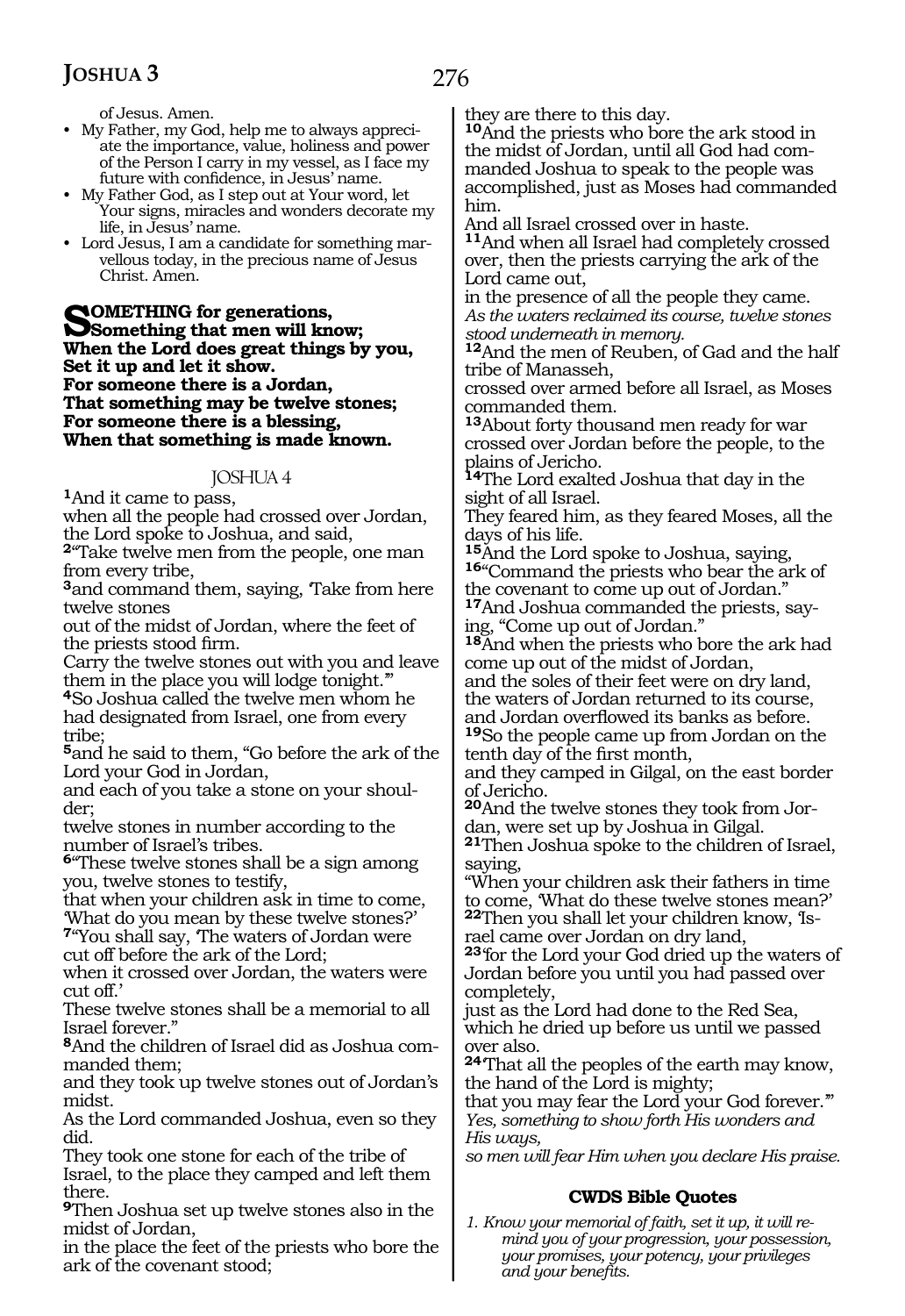of Jesus. Amen.

- My Father, my God, help me to always appreciate the importance, value, holiness and power of the Person I carry in my vessel, as I face my future with confidence, in Jesus' name.
- My Father God, as I step out at Your word, let Your signs, miracles and wonders decorate my life, in Jesus' name.
- Lord Jesus, I am a candidate for something marvellous today, in the precious name of Jesus Christ. Amen.

**SOMETHING for generations,**
**Something that men will know;**
**When the Lord does great things by you,**
**Set it up and let it show.**
**For someone there is a Jordan,**
**That something may be twelve stones;**
**For someone there is a blessing,**
**When that something is made known.**

## JOSHUA 4

**1**And it came to pass,
when all the people had crossed over Jordan, the Lord spoke to Joshua, and said,
**2**"Take twelve men from the people, one man from every tribe,
**3**and command them, saying, 'Take from here twelve stones
out of the midst of Jordan, where the feet of the priests stood firm.
Carry the twelve stones out with you and leave them in the place you will lodge tonight.'"
**4**So Joshua called the twelve men whom he had designated from Israel, one from every tribe;
**5**and he said to them, "Go before the ark of the Lord your God in Jordan,
and each of you take a stone on your shoulder;
twelve stones in number according to the number of Israel's tribes.
**6**"These twelve stones shall be a sign among you, twelve stones to testify,
that when your children ask in time to come, 'What do you mean by these twelve stones?'
**7**"You shall say, 'The waters of Jordan were cut off before the ark of the Lord;
when it crossed over Jordan, the waters were cut off.'
These twelve stones shall be a memorial to all Israel forever."
**8**And the children of Israel did as Joshua commanded them;
and they took up twelve stones out of Jordan's midst.
As the Lord commanded Joshua, even so they did.
They took one stone for each of the tribe of Israel, to the place they camped and left them there.
**9**Then Joshua set up twelve stones also in the midst of Jordan,
in the place the feet of the priests who bore the ark of the covenant stood;
they are there to this day.
**10**And the priests who bore the ark stood in the midst of Jordan, until all God had commanded Joshua to speak to the people was accomplished, just as Moses had commanded him.
And all Israel crossed over in haste.
**11**And when all Israel had completely crossed over, then the priests carrying the ark of the Lord came out,
in the presence of all the people they came.
*As the waters reclaimed its course, twelve stones stood underneath in memory.*
**12**And the men of Reuben, of Gad and the half tribe of Manasseh,
crossed over armed before all Israel, as Moses commanded them.
**13**About forty thousand men ready for war crossed over Jordan before the people, to the plains of Jericho.
**14**The Lord exalted Joshua that day in the sight of all Israel.
They feared him, as they feared Moses, all the days of his life.
**15**And the Lord spoke to Joshua, saying,
**16**"Command the priests who bear the ark of the covenant to come up out of Jordan."
**17**And Joshua commanded the priests, saying, "Come up out of Jordan."
**18**And when the priests who bore the ark had come up out of the midst of Jordan,
and the soles of their feet were on dry land,
the waters of Jordan returned to its course,
and Jordan overflowed its banks as before.
**19**So the people came up from Jordan on the tenth day of the first month,
and they camped in Gilgal, on the east border of Jericho.
**20**And the twelve stones they took from Jordan, were set up by Joshua in Gilgal.
**21**Then Joshua spoke to the children of Israel, saying,
"When your children ask their fathers in time to come, 'What do these twelve stones mean?'
**22**Then you shall let your children know, 'Israel came over Jordan on dry land,
**23**'for the Lord your God dried up the waters of Jordan before you until you had passed over completely,
just as the Lord had done to the Red Sea, which he dried up before us until we passed over also.
**24**'That all the peoples of the earth may know, the hand of the Lord is mighty;
that you may fear the Lord your God forever.'"
*Yes, something to show forth His wonders and His ways,*
*so men will fear Him when you declare His praise.*

### CWDS Bible Quotes

*1. Know your memorial of faith, set it up, it will remind you of your progression, your possession, your promises, your potency, your privileges and your benefits.*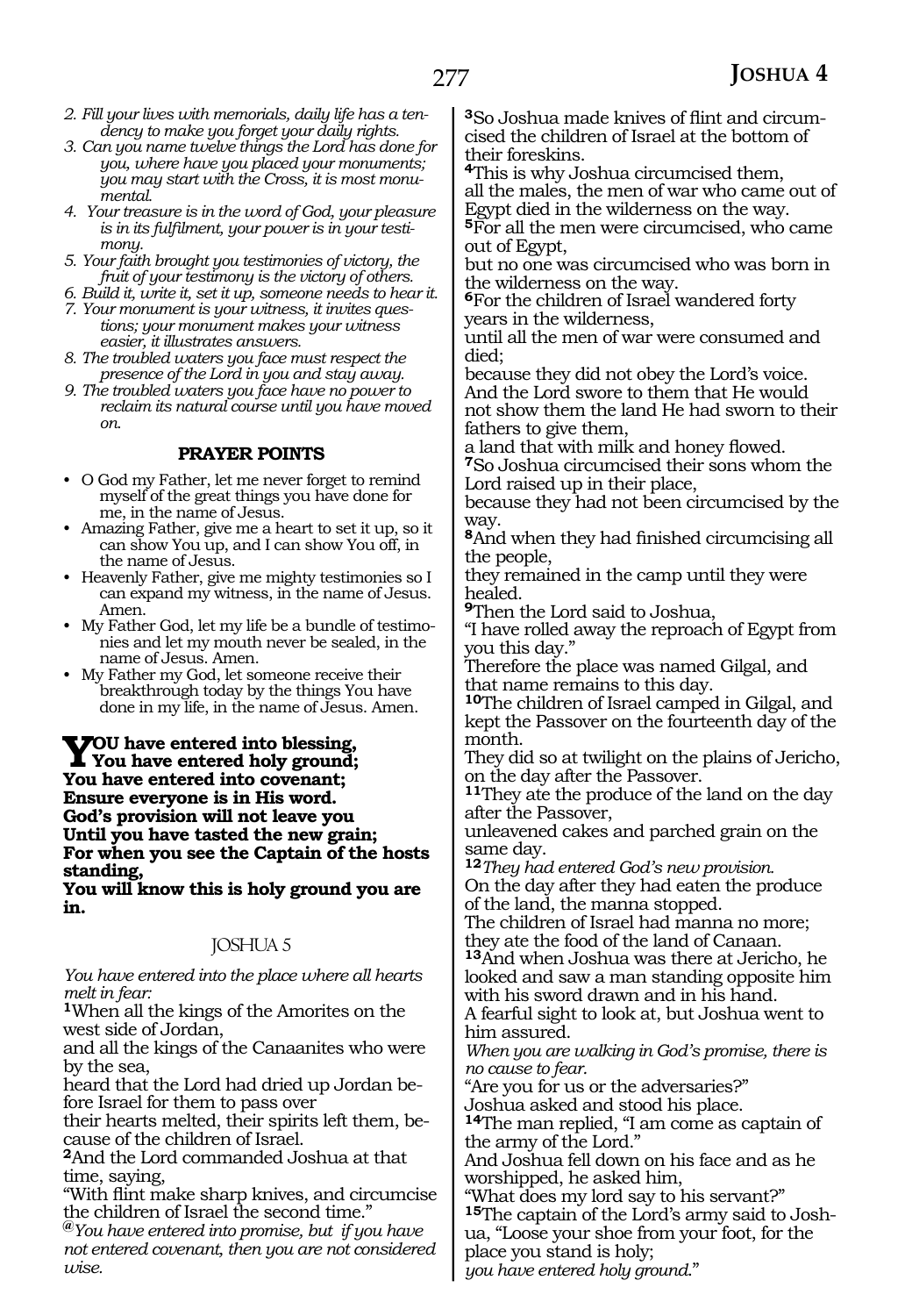2. *Fill your lives with memorials, daily life has a tendency to make you forget your daily rights.*
3. *Can you name twelve things the Lord has done for you, where have you placed your monuments; you may start with the Cross, it is most monumental.*
4. *Your treasure is in the word of God, your pleasure is in its fulfilment, your power is in your testimony.*
5. *Your faith brought you testimonies of victory, the fruit of your testimony is the victory of others.*
6. *Build it, write it, set it up, someone needs to hear it.*
7. *Your monument is your witness, it invites questions; your monument makes your witness easier, it illustrates answers.*
8. *The troubled waters you face must respect the presence of the Lord in you and stay away.*
9. *The troubled waters you face have no power to reclaim its natural course until you have moved on.*

### PRAYER POINTS

- O God my Father, let me never forget to remind myself of the great things you have done for me, in the name of Jesus.
- Amazing Father, give me a heart to set it up, so it can show You up, and I can show You off, in the name of Jesus.
- Heavenly Father, give me mighty testimonies so I can expand my witness, in the name of Jesus. Amen.
- My Father God, let my life be a bundle of testimonies and let my mouth never be sealed, in the name of Jesus. Amen.
- My Father my God, let someone receive their breakthrough today by the things You have done in my life, in the name of Jesus. Amen.

**YOU have entered into blessing,**
**You have entered holy ground;**
**You have entered into covenant;**
**Ensure everyone is in His word.**
**God's provision will not leave you**
**Until you have tasted the new grain;**
**For when you see the Captain of the hosts standing,**
**You will know this is holy ground you are in.**

## JOSHUA 5

*You have entered into the place where all hearts melt in fear:*

**1**When all the kings of the Amorites on the west side of Jordan,
and all the kings of the Canaanites who were by the sea,
heard that the Lord had dried up Jordan before Israel for them to pass over
their hearts melted, their spirits left them, because of the children of Israel.
**2**And the Lord commanded Joshua at that time, saying,
"With flint make sharp knives, and circumcise the children of Israel the second time."
*@You have entered into promise, but if you have not entered covenant, then you are not considered wise.*
**3**So Joshua made knives of flint and circumcised the children of Israel at the bottom of their foreskins.
**4**This is why Joshua circumcised them,
all the males, the men of war who came out of Egypt died in the wilderness on the way.
**5**For all the men were circumcised, who came out of Egypt,
but no one was circumcised who was born in the wilderness on the way.
**6**For the children of Israel wandered forty years in the wilderness,
until all the men of war were consumed and died;
because they did not obey the Lord's voice.
And the Lord swore to them that He would not show them the land He had sworn to their fathers to give them,
a land that with milk and honey flowed.
**7**So Joshua circumcised their sons whom the Lord raised up in their place,
because they had not been circumcised by the way.
**8**And when they had finished circumcising all the people,
they remained in the camp until they were healed.
**9**Then the Lord said to Joshua,
"I have rolled away the reproach of Egypt from you this day."
Therefore the place was named Gilgal, and that name remains to this day.
**10**The children of Israel camped in Gilgal, and kept the Passover on the fourteenth day of the month.
They did so at twilight on the plains of Jericho, on the day after the Passover.
**11**They ate the produce of the land on the day after the Passover,
unleavened cakes and parched grain on the same day.
**12***They had entered God's new provision.*
On the day after they had eaten the produce of the land, the manna stopped.
The children of Israel had manna no more;
they ate the food of the land of Canaan.
**13**And when Joshua was there at Jericho, he looked and saw a man standing opposite him with his sword drawn and in his hand.
A fearful sight to look at, but Joshua went to him assured.
*When you are walking in God's promise, there is no cause to fear.*
"Are you for us or the adversaries?"
Joshua asked and stood his place.
**14**The man replied, "I am come as captain of the army of the Lord."
And Joshua fell down on his face and as he worshipped, he asked him,
"What does my lord say to his servant?"
**15**The captain of the Lord's army said to Joshua, "Loose your shoe from your foot, for the place you stand is holy;
*you have entered holy ground.*"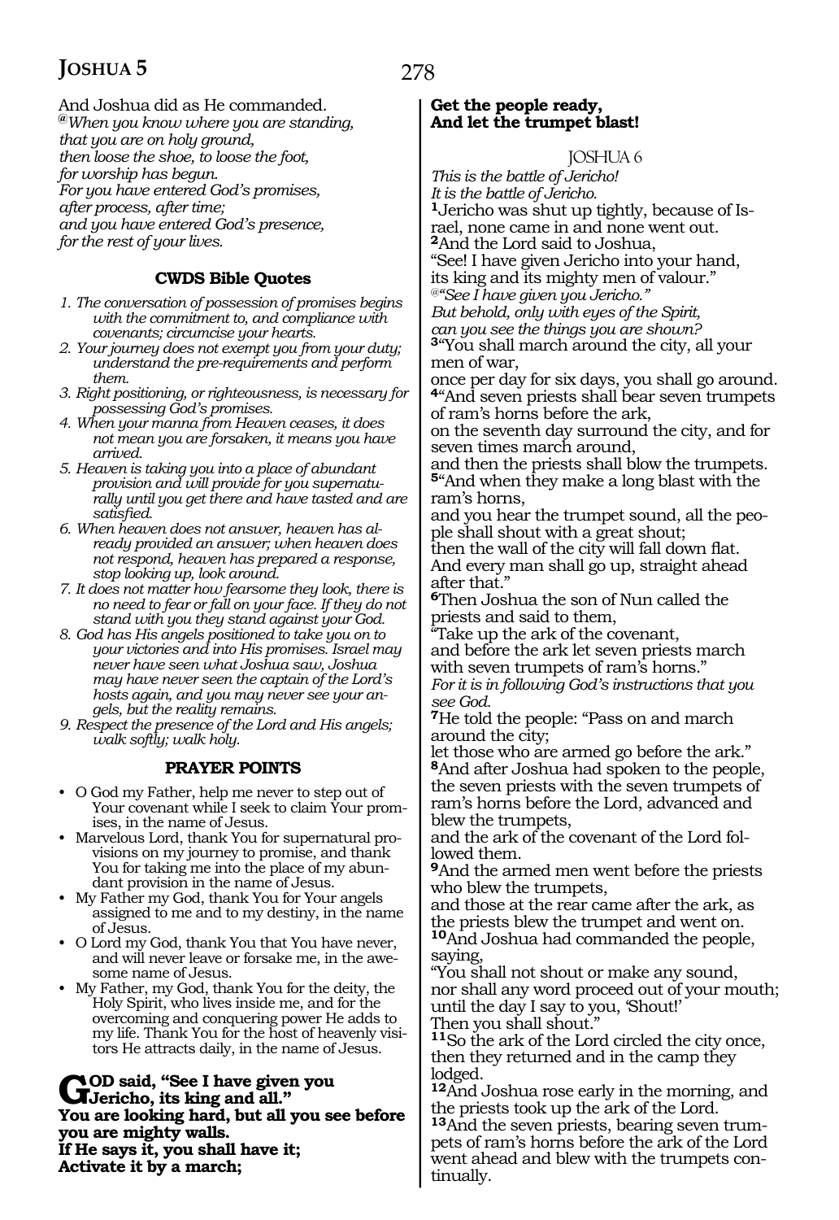And Joshua did as He commanded.

*@When you know where you are standing,*
*that you are on holy ground,*
*then loose the shoe, to loose the foot,*
*for worship has begun.*
*For you have entered God's promises,*
*after process, after time;*
*and you have entered God's presence,*
*for the rest of your lives.*

### CWDS Bible Quotes

1. *The conversation of possession of promises begins with the commitment to, and compliance with covenants; circumcise your hearts.*
2. *Your journey does not exempt you from your duty; understand the pre-requirements and perform them.*
3. *Right positioning, or righteousness, is necessary for possessing God's promises.*
4. *When your manna from Heaven ceases, it does not mean you are forsaken, it means you have arrived.*
5. *Heaven is taking you into a place of abundant provision and will provide for you supernaturally until you get there and have tasted and are satisfied.*
6. *When heaven does not answer, heaven has already provided an answer; when heaven does not respond, heaven has prepared a response, stop looking up, look around.*
7. *It does not matter how fearsome they look, there is no need to fear or fall on your face. If they do not stand with you they stand against your God.*
8. *God has His angels positioned to take you on to your victories and into His promises. Israel may never have seen what Joshua saw, Joshua may have never seen the captain of the Lord's hosts again, and you may never see your angels, but the reality remains.*
9. *Respect the presence of the Lord and His angels; walk softly; walk holy.*

### PRAYER POINTS

- O God my Father, help me never to step out of Your covenant while I seek to claim Your promises, in the name of Jesus.
- Marvelous Lord, thank You for supernatural provisions on my journey to promise, and thank You for taking me into the place of my abundant provision in the name of Jesus.
- My Father my God, thank You for Your angels assigned to me and to my destiny, in the name of Jesus.
- O Lord my God, thank You that You have never, and will never leave or forsake me, in the awesome name of Jesus.
- My Father, my God, thank You for the deity, the Holy Spirit, who lives inside me, and for the overcoming and conquering power He adds to my life. Thank You for the host of heavenly visitors He attracts daily, in the name of Jesus.

**GOD said, "See I have given you Jericho, its king and all."**
**You are looking hard, but all you see before you are mighty walls.**
**If He says it, you shall have it;**
**Activate it by a march;**
**Get the people ready,**
**And let the trumpet blast!**

## JOSHUA 6

*This is the battle of Jericho!*
*It is the battle of Jericho.*

**1**Jericho was shut up tightly, because of Israel, none came in and none went out.
**2**And the Lord said to Joshua,
"See! I have given Jericho into your hand,
its king and its mighty men of valour."
*@"See I have given you Jericho."*
*But behold, only with eyes of the Spirit,*
*can you see the things you are shown?*
**3**"You shall march around the city, all your men of war,
once per day for six days, you shall go around.
**4**"And seven priests shall bear seven trumpets of ram's horns before the ark,
on the seventh day surround the city, and for seven times march around,
and then the priests shall blow the trumpets.
**5**"And when they make a long blast with the ram's horns,
and you hear the trumpet sound, all the people shall shout with a great shout;
then the wall of the city will fall down flat.
And every man shall go up, straight ahead after that."
**6**Then Joshua the son of Nun called the priests and said to them,
"Take up the ark of the covenant,
and before the ark let seven priests march with seven trumpets of ram's horns."
*For it is in following God's instructions that you see God.*
**7**He told the people: "Pass on and march around the city;
let those who are armed go before the ark."
**8**And after Joshua had spoken to the people, the seven priests with the seven trumpets of ram's horns before the Lord, advanced and blew the trumpets,
and the ark of the covenant of the Lord followed them.
**9**And the armed men went before the priests who blew the trumpets,
and those at the rear came after the ark, as the priests blew the trumpet and went on.
**10**And Joshua had commanded the people, saying,
"You shall not shout or make any sound,
nor shall any word proceed out of your mouth;
until the day I say to you, 'Shout!'
Then you shall shout."
**11**So the ark of the Lord circled the city once, then they returned and in the camp they lodged.
**12**And Joshua rose early in the morning, and the priests took up the ark of the Lord.
**13**And the seven priests, bearing seven trumpets of ram's horns before the ark of the Lord went ahead and blew with the trumpets continually.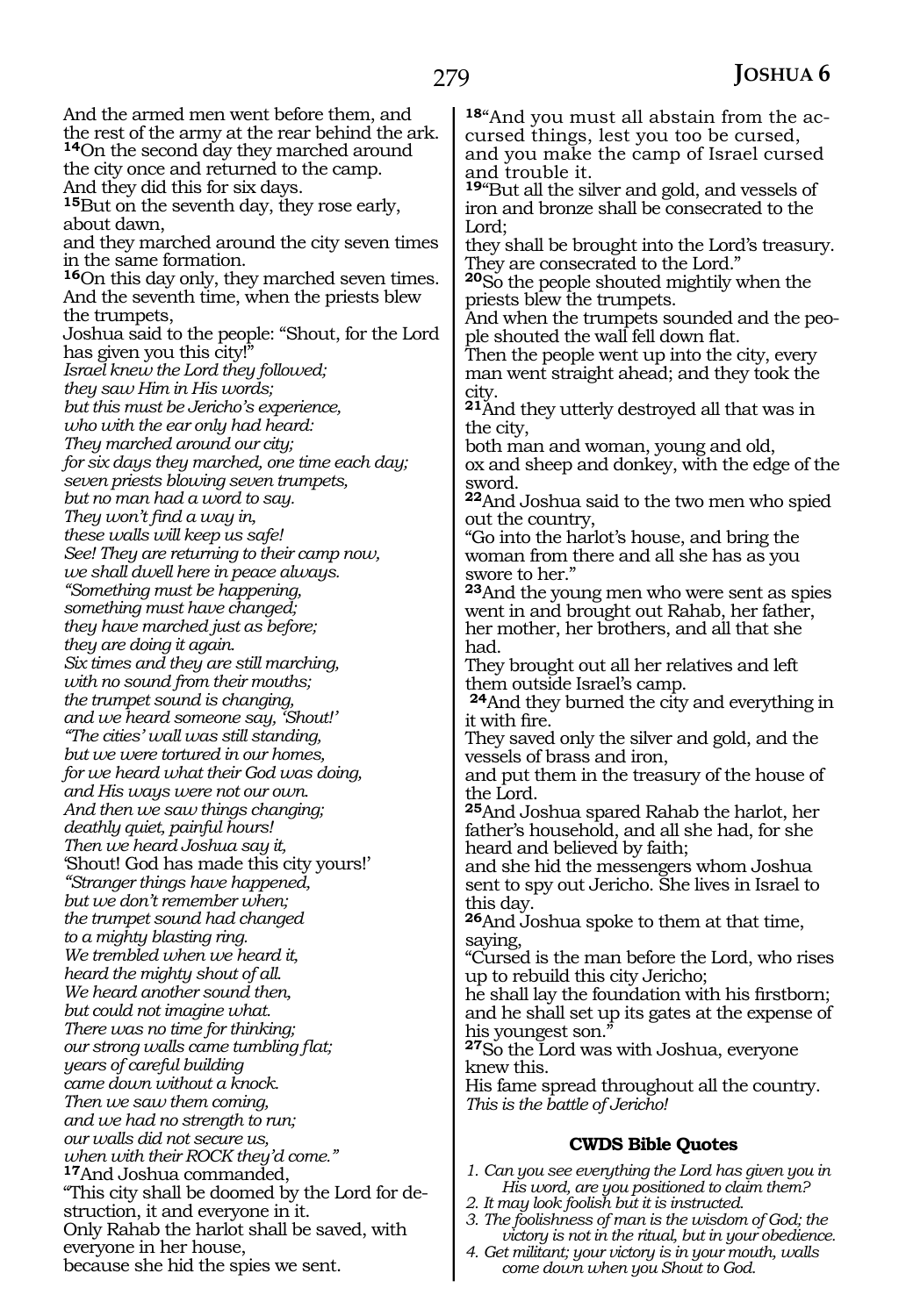And the armed men went before them, and the rest of the army at the rear behind the ark.
**14**On the second day they marched around the city once and returned to the camp.
And they did this for six days.
**15**But on the seventh day, they rose early, about dawn,
and they marched around the city seven times in the same formation.
**16**On this day only, they marched seven times.
And the seventh time, when the priests blew the trumpets,
Joshua said to the people: "Shout, for the Lord has given you this city!"
*Israel knew the Lord they followed;*
*they saw Him in His words;*
*but this must be Jericho's experience,*
*who with the ear only had heard:*
*They marched around our city;*
*for six days they marched, one time each day;*
*seven priests blowing seven trumpets,*
*but no man had a word to say.*
*They won't find a way in,*
*these walls will keep us safe!*
*See! They are returning to their camp now,*
*we shall dwell here in peace always.*
*"Something must be happening,*
*something must have changed;*
*they have marched just as before;*
*they are doing it again.*
*Six times and they are still marching,*
*with no sound from their mouths;*
*the trumpet sound is changing,*
*and we heard someone say, 'Shout!'*
*"The cities' wall was still standing,*
*but we were tortured in our homes,*
*for we heard what their God was doing,*
*and His ways were not our own.*
*And then we saw things changing;*
*deathly quiet, painful hours!*
*Then we heard Joshua say it,*
'Shout! God has made this city yours!'
*"Stranger things have happened,*
*but we don't remember when;*
*the trumpet sound had changed*
*to a mighty blasting ring.*
*We trembled when we heard it,*
*heard the mighty shout of all.*
*We heard another sound then,*
*but could not imagine what.*
*There was no time for thinking;*
*our strong walls came tumbling flat;*
*years of careful building*
*came down without a knock.*
*Then we saw them coming,*
*and we had no strength to run;*
*our walls did not secure us,*
*when with their ROCK they'd come."*
**17**And Joshua commanded,
"This city shall be doomed by the Lord for destruction, it and everyone in it.
Only Rahab the harlot shall be saved, with everyone in her house,
because she hid the spies we sent.
**18**"And you must all abstain from the accursed things, lest you too be cursed, and you make the camp of Israel cursed and trouble it.
**19**"But all the silver and gold, and vessels of iron and bronze shall be consecrated to the Lord;
they shall be brought into the Lord's treasury.
They are consecrated to the Lord."
**20**So the people shouted mightily when the priests blew the trumpets.
And when the trumpets sounded and the people shouted the wall fell down flat.
Then the people went up into the city, every man went straight ahead; and they took the city.
**21**And they utterly destroyed all that was in the city,
both man and woman, young and old,
ox and sheep and donkey, with the edge of the sword.
**22**And Joshua said to the two men who spied out the country,
"Go into the harlot's house, and bring the woman from there and all she has as you swore to her."
**23**And the young men who were sent as spies went in and brought out Rahab, her father, her mother, her brothers, and all that she had.
They brought out all her relatives and left them outside Israel's camp.
**24**And they burned the city and everything in it with fire.
They saved only the silver and gold, and the vessels of brass and iron,
and put them in the treasury of the house of the Lord.
**25**And Joshua spared Rahab the harlot, her father's household, and all she had, for she heard and believed by faith;
and she hid the messengers whom Joshua sent to spy out Jericho. She lives in Israel to this day.
**26**And Joshua spoke to them at that time, saying,
"Cursed is the man before the Lord, who rises up to rebuild this city Jericho;
he shall lay the foundation with his firstborn;
and he shall set up its gates at the expense of his youngest son."
**27**So the Lord was with Joshua, everyone knew this.
His fame spread throughout all the country.
*This is the battle of Jericho!*

### CWDS Bible Quotes

1. *Can you see everything the Lord has given you in His word, are you positioned to claim them?*
2. *It may look foolish but it is instructed.*
3. *The foolishness of man is the wisdom of God; the victory is not in the ritual, but in your obedience.*
4. *Get militant; your victory is in your mouth, walls come down when you Shout to God.*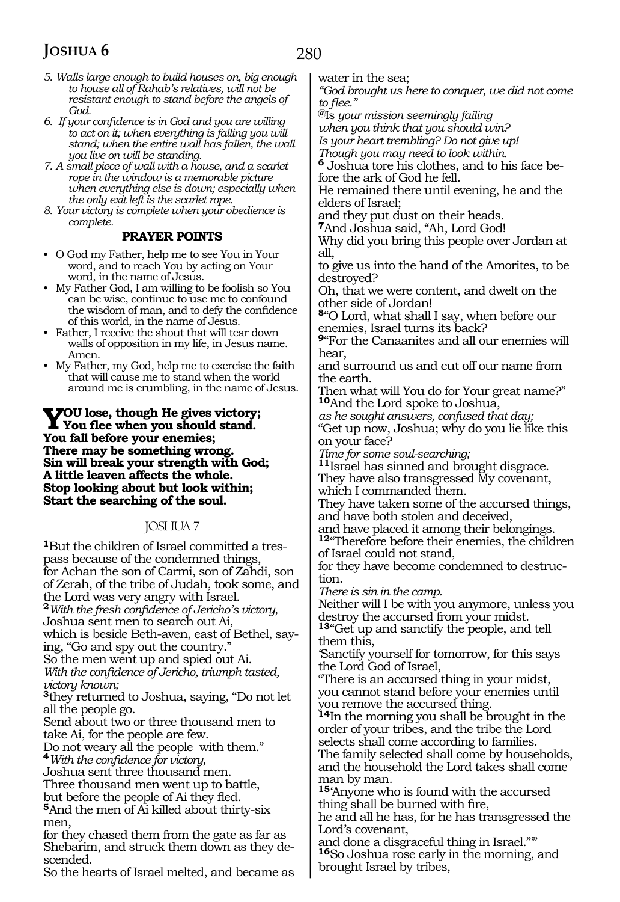*5. Walls large enough to build houses on, big enough to house all of Rahab's relatives, will not be resistant enough to stand before the angels of God.*

*6. If your confidence is in God and you are willing to act on it; when everything is falling you will stand; when the entire wall has fallen, the wall you live on will be standing.*

*7. A small piece of wall with a house, and a scarlet rope in the window is a memorable picture when everything else is down; especially when the only exit left is the scarlet rope.*

*8. Your victory is complete when your obedience is complete.*

### PRAYER POINTS

- O God my Father, help me to see You in Your word, and to reach You by acting on Your word, in the name of Jesus.
- My Father God, I am willing to be foolish so You can be wise, continue to use me to confound the wisdom of man, and to defy the confidence of this world, in the name of Jesus.
- Father, I receive the shout that will tear down walls of opposition in my life, in Jesus name. Amen.
- My Father, my God, help me to exercise the faith that will cause me to stand when the world around me is crumbling, in the name of Jesus.

**YOU lose, though He gives victory;**
**You flee when you should stand.**
**You fall before your enemies;**
**There may be something wrong.**
**Sin will break your strength with God;**
**A little leaven affects the whole.**
**Stop looking about but look within;**
**Start the searching of the soul.**

## JOSHUA 7

**1**But the children of Israel committed a trespass because of the condemned things,
for Achan the son of Carmi, son of Zahdi, son of Zerah, of the tribe of Judah, took some, and the Lord was very angry with Israel.
**2***With the fresh confidence of Jericho's victory,*
Joshua sent men to search out Ai,
which is beside Beth-aven, east of Bethel, saying, "Go and spy out the country."
So the men went up and spied out Ai.
*With the confidence of Jericho, triumph tasted, victory known;*
**3**they returned to Joshua, saying, "Do not let all the people go.
Send about two or three thousand men to take Ai, for the people are few.
Do not weary all the people with them."
**4***With the confidence for victory,*
Joshua sent three thousand men.
Three thousand men went up to battle,
but before the people of Ai they fled.
**5**And the men of Ai killed about thirty-six men,
for they chased them from the gate as far as Shebarim, and struck them down as they descended.
So the hearts of Israel melted, and became as water in the sea;
*"God brought us here to conquer, we did not come to flee."*
*@Is your mission seemingly failing*
*when you think that you should win?*
*Is your heart trembling? Do not give up!*
*Though you may need to look within.*
**6** Joshua tore his clothes, and to his face before the ark of God he fell.
He remained there until evening, he and the elders of Israel;
and they put dust on their heads.
**7**And Joshua said, "Ah, Lord God!
Why did you bring this people over Jordan at all,
to give us into the hand of the Amorites, to be destroyed?
Oh, that we were content, and dwelt on the other side of Jordan!
**8**"O Lord, what shall I say, when before our enemies, Israel turns its back?
**9**"For the Canaanites and all our enemies will hear,
and surround us and cut off our name from the earth.
Then what will You do for Your great name?"
**10**And the Lord spoke to Joshua,
*as he sought answers, confused that day;*
"Get up now, Joshua; why do you lie like this on your face?
*Time for some soul-searching;*
**11**Israel has sinned and brought disgrace.
They have also transgressed My covenant, which I commanded them.
They have taken some of the accursed things,
and have both stolen and deceived,
and have placed it among their belongings.
**12**"Therefore before their enemies, the children of Israel could not stand,
for they have become condemned to destruction.
*There is sin in the camp.*
Neither will I be with you anymore, unless you destroy the accursed from your midst.
**13**"Get up and sanctify the people, and tell them this,
'Sanctify yourself for tomorrow, for this says the Lord God of Israel,
"There is an accursed thing in your midst,
you cannot stand before your enemies until you remove the accursed thing.
**14**In the morning you shall be brought in the order of your tribes, and the tribe the Lord selects shall come according to families.
The family selected shall come by households,
and the household the Lord takes shall come man by man.
**15**'Anyone who is found with the accursed thing shall be burned with fire,
he and all he has, for he has transgressed the Lord's covenant,
and done a disgraceful thing in Israel."'"
**16**So Joshua rose early in the morning, and brought Israel by tribes,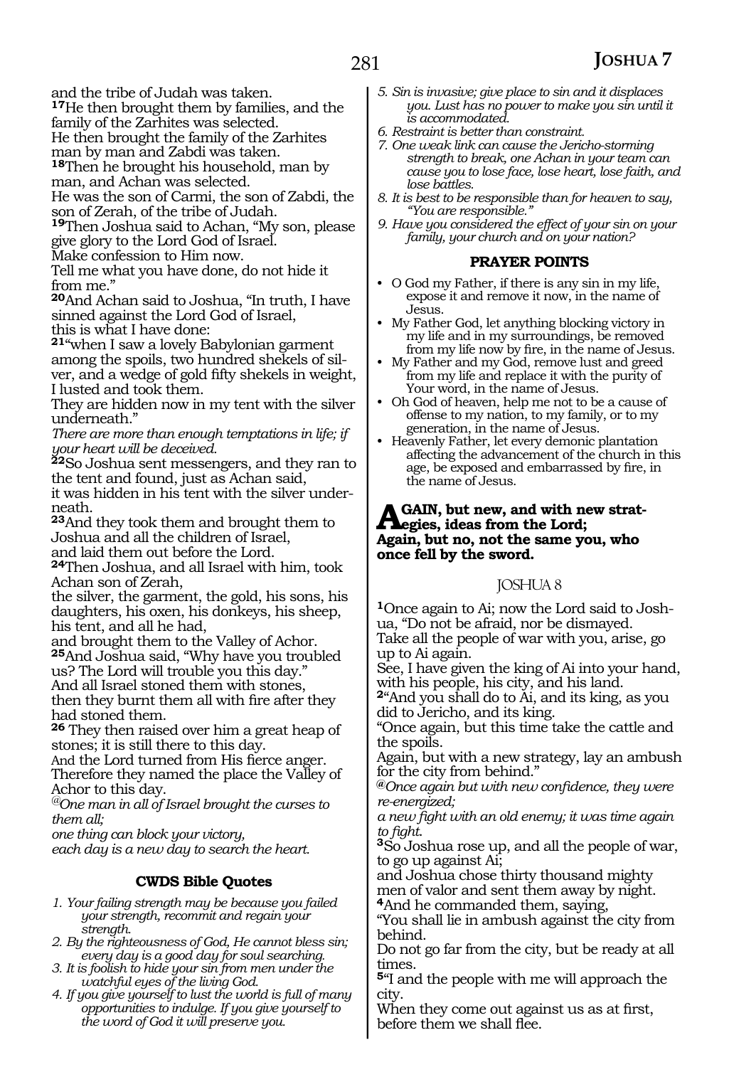and the tribe of Judah was taken.

**17**He then brought them by families, and the family of the Zarhites was selected.
He then brought the family of the Zarhites man by man and Zabdi was taken.

**18**Then he brought his household, man by man, and Achan was selected.
He was the son of Carmi, the son of Zabdi, the son of Zerah, of the tribe of Judah.

**19**Then Joshua said to Achan, "My son, please give glory to the Lord God of Israel.
Make confession to Him now.
Tell me what you have done, do not hide it from me."

**20**And Achan said to Joshua, "In truth, I have sinned against the Lord God of Israel,
this is what I have done:

**21**"when I saw a lovely Babylonian garment among the spoils, two hundred shekels of silver, and a wedge of gold fifty shekels in weight, I lusted and took them.
They are hidden now in my tent with the silver underneath."

*There are more than enough temptations in life; if your heart will be deceived.*

**22**So Joshua sent messengers, and they ran to the tent and found, just as Achan said,
it was hidden in his tent with the silver underneath.

**23**And they took them and brought them to Joshua and all the children of Israel,
and laid them out before the Lord.

**24**Then Joshua, and all Israel with him, took Achan son of Zerah,
the silver, the garment, the gold, his sons, his daughters, his oxen, his donkeys, his sheep, his tent, and all he had,
and brought them to the Valley of Achor.

**25**And Joshua said, "Why have you troubled us? The Lord will trouble you this day."
And all Israel stoned them with stones,
then they burnt them all with fire after they had stoned them.

**26** They then raised over him a great heap of stones; it is still there to this day.
And the Lord turned from His fierce anger.
Therefore they named the place the Valley of Achor to this day.

*@One man in all of Israel brought the curses to them all;*
*one thing can block your victory,*
*each day is a new day to search the heart.*

### CWDS Bible Quotes

1. *Your failing strength may be because you failed your strength, recommit and regain your strength.*
2. *By the righteousness of God, He cannot bless sin; every day is a good day for soul searching.*
3. *It is foolish to hide your sin from men under the watchful eyes of the living God.*
4. *If you give yourself to lust the world is full of many opportunities to indulge. If you give yourself to the word of God it will preserve you.*
5. *Sin is invasive; give place to sin and it displaces you. Lust has no power to make you sin until it is accommodated.*
6. *Restraint is better than constraint.*
7. *One weak link can cause the Jericho-storming strength to break, one Achan in your team can cause you to lose face, lose heart, lose faith, and lose battles.*
8. *It is best to be responsible than for heaven to say, "You are responsible."*
9. *Have you considered the effect of your sin on your family, your church and on your nation?*

### PRAYER POINTS

- O God my Father, if there is any sin in my life, expose it and remove it now, in the name of Jesus.
- My Father God, let anything blocking victory in my life and in my surroundings, be removed from my life now by fire, in the name of Jesus.
- My Father and my God, remove lust and greed from my life and replace it with the purity of Your word, in the name of Jesus.
- Oh God of heaven, help me not to be a cause of offense to my nation, to my family, or to my generation, in the name of Jesus.
- Heavenly Father, let every demonic plantation affecting the advancement of the church in this age, be exposed and embarrassed by fire, in the name of Jesus.

**AGAIN, but new, and with new strategies, ideas from the Lord;**
**Again, but no, not the same you, who once fell by the sword.**

## JOSHUA 8

**1**Once again to Ai; now the Lord said to Joshua, "Do not be afraid, nor be dismayed.
Take all the people of war with you, arise, go up to Ai again.
See, I have given the king of Ai into your hand, with his people, his city, and his land.

**2**"And you shall do to Ai, and its king, as you did to Jericho, and its king.
"Once again, but this time take the cattle and the spoils.
Again, but with a new strategy, lay an ambush for the city from behind."

*@Once again but with new confidence, they were re-energized;*
*a new fight with an old enemy; it was time again to fight.*

**3**So Joshua rose up, and all the people of war, to go up against Ai;
and Joshua chose thirty thousand mighty men of valor and sent them away by night.

**4**And he commanded them, saying,
"You shall lie in ambush against the city from behind.
Do not go far from the city, but be ready at all times.

**5**"I and the people with me will approach the city.
When they come out against us as at first, before them we shall flee.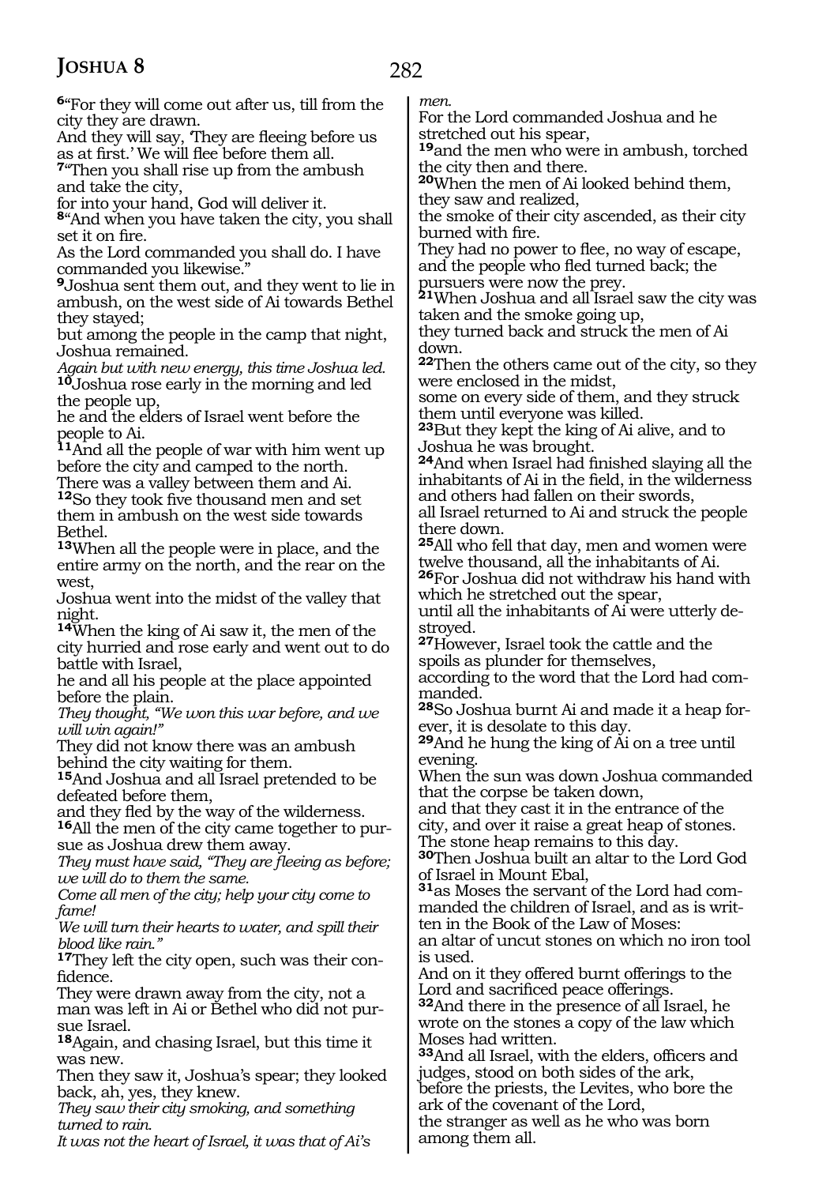**6**"For they will come out after us, till from the city they are drawn.
And they will say, 'They are fleeing before us as at first.' We will flee before them all.
**7**"Then you shall rise up from the ambush and take the city,
for into your hand, God will deliver it.
**8**"And when you have taken the city, you shall set it on fire.
As the Lord commanded you shall do. I have commanded you likewise."
**9**Joshua sent them out, and they went to lie in ambush, on the west side of Ai towards Bethel they stayed;
but among the people in the camp that night, Joshua remained.
*Again but with new energy, this time Joshua led.*
**10**Joshua rose early in the morning and led the people up,
he and the elders of Israel went before the people to Ai.
**11**And all the people of war with him went up before the city and camped to the north.
There was a valley between them and Ai.
**12**So they took five thousand men and set them in ambush on the west side towards Bethel.
**13**When all the people were in place, and the entire army on the north, and the rear on the west,
Joshua went into the midst of the valley that night.
**14**When the king of Ai saw it, the men of the city hurried and rose early and went out to do battle with Israel,
he and all his people at the place appointed before the plain.
*They thought, "We won this war before, and we will win again!"*
They did not know there was an ambush behind the city waiting for them.
**15**And Joshua and all Israel pretended to be defeated before them,
and they fled by the way of the wilderness.
**16**All the men of the city came together to pursue as Joshua drew them away.
*They must have said, "They are fleeing as before; we will do to them the same.*
*Come all men of the city; help your city come to fame!*
*We will turn their hearts to water, and spill their blood like rain."*
**17**They left the city open, such was their confidence.
They were drawn away from the city, not a man was left in Ai or Bethel who did not pursue Israel.
**18**Again, and chasing Israel, but this time it was new.
Then they saw it, Joshua's spear; they looked back, ah, yes, they knew.
*They saw their city smoking, and something turned to rain.*
*It was not the heart of Israel, it was that of Ai's men.*
For the Lord commanded Joshua and he stretched out his spear,
**19**and the men who were in ambush, torched the city then and there.
**20**When the men of Ai looked behind them, they saw and realized,
the smoke of their city ascended, as their city burned with fire.
They had no power to flee, no way of escape, and the people who fled turned back; the pursuers were now the prey.
**21**When Joshua and all Israel saw the city was taken and the smoke going up,
they turned back and struck the men of Ai down.
**22**Then the others came out of the city, so they were enclosed in the midst,
some on every side of them, and they struck them until everyone was killed.
**23**But they kept the king of Ai alive, and to Joshua he was brought.
**24**And when Israel had finished slaying all the inhabitants of Ai in the field, in the wilderness and others had fallen on their swords,
all Israel returned to Ai and struck the people there down.
**25**All who fell that day, men and women were twelve thousand, all the inhabitants of Ai.
**26**For Joshua did not withdraw his hand with which he stretched out the spear,
until all the inhabitants of Ai were utterly destroyed.
**27**However, Israel took the cattle and the spoils as plunder for themselves,
according to the word that the Lord had commanded.
**28**So Joshua burnt Ai and made it a heap forever, it is desolate to this day.
**29**And he hung the king of Ai on a tree until evening.
When the sun was down Joshua commanded that the corpse be taken down,
and that they cast it in the entrance of the city, and over it raise a great heap of stones.
The stone heap remains to this day.
**30**Then Joshua built an altar to the Lord God of Israel in Mount Ebal,
**31**as Moses the servant of the Lord had commanded the children of Israel, and as is written in the Book of the Law of Moses:
an altar of uncut stones on which no iron tool is used.
And on it they offered burnt offerings to the Lord and sacrificed peace offerings.
**32**And there in the presence of all Israel, he wrote on the stones a copy of the law which Moses had written.
**33**And all Israel, with the elders, officers and judges, stood on both sides of the ark,
before the priests, the Levites, who bore the ark of the covenant of the Lord,
the stranger as well as he who was born among them all.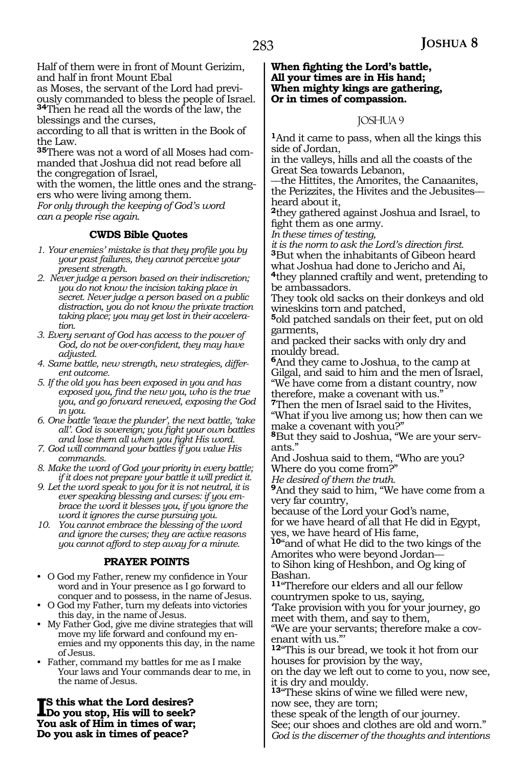Half of them were in front of Mount Gerizim, and half in front Mount Ebal
as Moses, the servant of the Lord had previously commanded to bless the people of Israel.
**34**Then he read all the words of the law, the blessings and the curses,
according to all that is written in the Book of the Law.
**35**There was not a word of all Moses had commanded that Joshua did not read before all the congregation of Israel,
with the women, the little ones and the strangers who were living among them.
*For only through the keeping of God's word can a people rise again.*

### CWDS Bible Quotes

1. *Your enemies' mistake is that they profile you by your past failures, they cannot perceive your present strength.*
2. *Never judge a person based on their indiscretion; you do not know the incision taking place in secret. Never judge a person based on a public distraction, you do not know the private traction taking place; you may get lost in their acceleration.*
3. *Every servant of God has access to the power of God, do not be over-confident, they may have adjusted.*
4. *Same battle, new strength, new strategies, different outcome.*
5. *If the old you has been exposed in you and has exposed you, find the new you, who is the true you, and go forward renewed, exposing the God in you.*
6. *One battle 'leave the plunder', the next battle, 'take all'. God is sovereign; you fight your own battles and lose them all when you fight His word.*
7. *God will command your battles if you value His commands.*
8. *Make the word of God your priority in every battle; if it does not prepare your battle it will predict it.*
9. *Let the word speak to you for it is not neutral, it is ever speaking blessing and curses: if you embrace the word it blesses you, if you ignore the word it ignores the curse pursuing you.*
10. *You cannot embrace the blessing of the word and ignore the curses; they are active reasons you cannot afford to step away for a minute.*

### PRAYER POINTS

- O God my Father, renew my confidence in Your word and in Your presence as I go forward to conquer and to possess, in the name of Jesus.
- O God my Father, turn my defeats into victories this day, in the name of Jesus.
- My Father God, give me divine strategies that will move my life forward and confound my enemies and my opponents this day, in the name of Jesus.
- Father, command my battles for me as I make Your laws and Your commands dear to me, in the name of Jesus.

**Is this what the Lord desires?**
**Do you stop, His will to seek?**
**You ask of Him in times of war;**
**Do you ask in times of peace?**

**When fighting the Lord's battle,**
**All your times are in His hand;**
**When mighty kings are gathering,**
**Or in times of compassion.**

## JOSHUA 9

**1**And it came to pass, when all the kings this side of Jordan,
in the valleys, hills and all the coasts of the Great Sea towards Lebanon,
—the Hittites, the Amorites, the Canaanites, the Perizzites, the Hivites and the Jebusites— heard about it,
**2**they gathered against Joshua and Israel, to fight them as one army.
*In these times of testing,*
*it is the norm to ask the Lord's direction first.*
**3**But when the inhabitants of Gibeon heard what Joshua had done to Jericho and Ai,
**4**they planned craftily and went, pretending to be ambassadors.
They took old sacks on their donkeys and old wineskins torn and patched,
**5**old patched sandals on their feet, put on old garments,
and packed their sacks with only dry and mouldy bread.
**6**And they came to Joshua, to the camp at Gilgal, and said to him and the men of Israel,
"We have come from a distant country, now therefore, make a covenant with us."
**7**Then the men of Israel said to the Hivites,
"What if you live among us; how then can we make a covenant with you?"
**8**But they said to Joshua, "We are your servants."
And Joshua said to them, "Who are you? Where do you come from?"
*He desired of them the truth.*
**9**And they said to him, "We have come from a very far country,
because of the Lord your God's name,
for we have heard of all that He did in Egypt,
yes, we have heard of His fame,
**10**"and of what He did to the two kings of the Amorites who were beyond Jordan—
to Sihon king of Heshbon, and Og king of Bashan.
**11**"Therefore our elders and all our fellow countrymen spoke to us, saying,
'Take provision with you for your journey, go meet with them, and say to them,
"We are your servants; therefore make a covenant with us."'
**12**"This is our bread, we took it hot from our houses for provision by the way,
on the day we left out to come to you, now see, it is dry and mouldy.
**13**"These skins of wine we filled were new, now see, they are torn;
these speak of the length of our journey.
See; our shoes and clothes are old and worn."
*God is the discerner of the thoughts and intentions*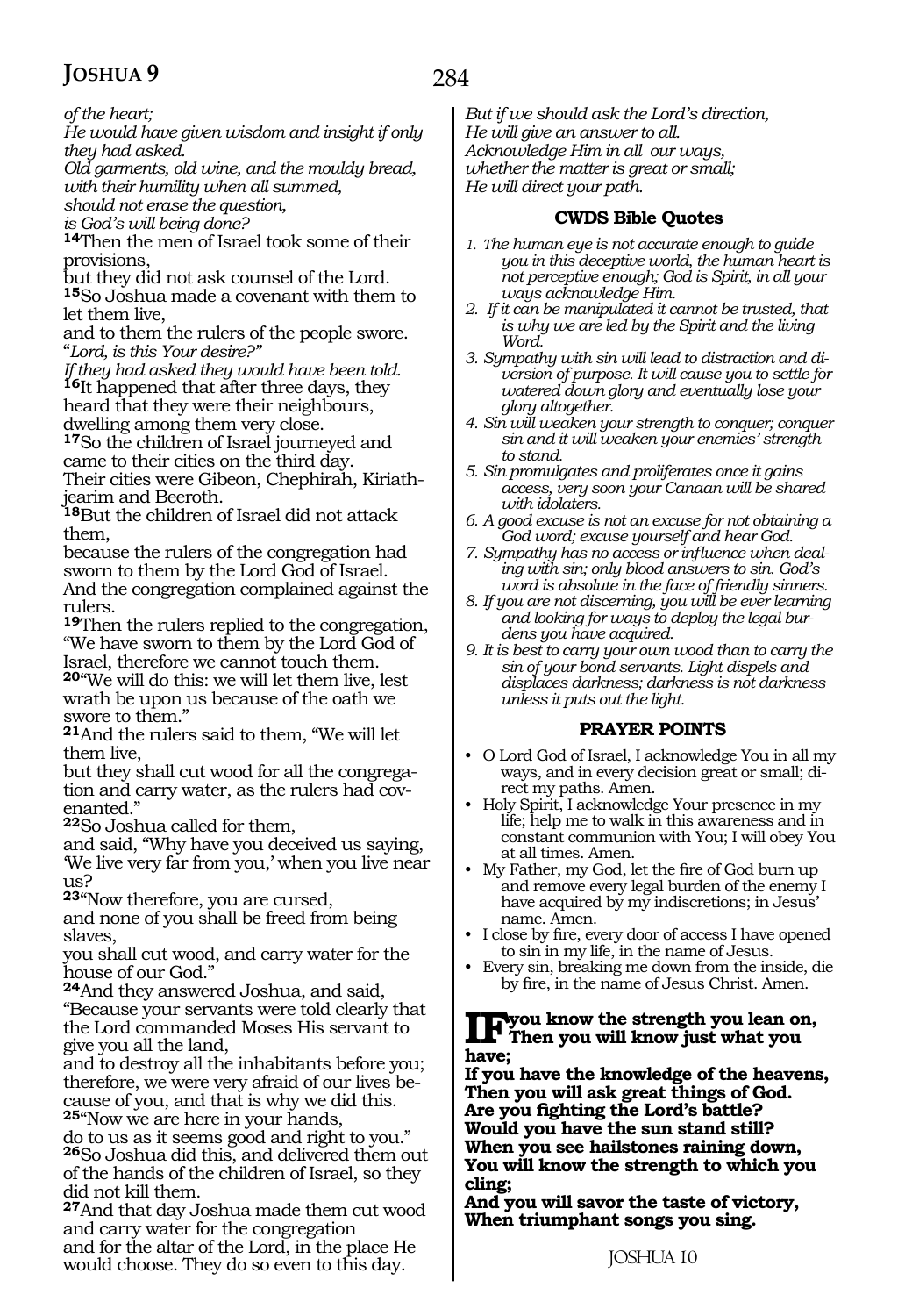*of the heart;*
*He would have given wisdom and insight if only they had asked.*
*Old garments, old wine, and the mouldy bread, with their humility when all summed, should not erase the question, is God's will being done?*

**14**Then the men of Israel took some of their provisions,
but they did not ask counsel of the Lord.
**15**So Joshua made a covenant with them to let them live,
and to them the rulers of the people swore.
"*Lord, is this Your desire?"*
*If they had asked they would have been told.*
**16**It happened that after three days, they heard that they were their neighbours, dwelling among them very close.
**17**So the children of Israel journeyed and came to their cities on the third day.
Their cities were Gibeon, Chephirah, Kiriath-jearim and Beeroth.
**18**But the children of Israel did not attack them,
because the rulers of the congregation had sworn to them by the Lord God of Israel.
And the congregation complained against the rulers.
**19**Then the rulers replied to the congregation, "We have sworn to them by the Lord God of Israel, therefore we cannot touch them.
**20**"We will do this: we will let them live, lest wrath be upon us because of the oath we swore to them."
**21**And the rulers said to them, "We will let them live,
but they shall cut wood for all the congregation and carry water, as the rulers had covenanted."
**22**So Joshua called for them,
and said, "Why have you deceived us saying, 'We live very far from you,' when you live near us?
**23**"Now therefore, you are cursed,
and none of you shall be freed from being slaves,
you shall cut wood, and carry water for the house of our God."
**24**And they answered Joshua, and said, "Because your servants were told clearly that the Lord commanded Moses His servant to give you all the land,
and to destroy all the inhabitants before you; therefore, we were very afraid of our lives because of you, and that is why we did this.
**25**"Now we are here in your hands,
do to us as it seems good and right to you."
**26**So Joshua did this, and delivered them out of the hands of the children of Israel, so they did not kill them.
**27**And that day Joshua made them cut wood and carry water for the congregation
and for the altar of the Lord, in the place He would choose. They do so even to this day.

*But if we should ask the Lord's direction,*
*He will give an answer to all.*
*Acknowledge Him in all our ways,*
*whether the matter is great or small;*
*He will direct your path.*

### CWDS Bible Quotes

1. *The human eye is not accurate enough to guide you in this deceptive world, the human heart is not perceptive enough; God is Spirit, in all your ways acknowledge Him.*
2. *If it can be manipulated it cannot be trusted, that is why we are led by the Spirit and the living Word.*
3. *Sympathy with sin will lead to distraction and diversion of purpose. It will cause you to settle for watered down glory and eventually lose your glory altogether.*
4. *Sin will weaken your strength to conquer; conquer sin and it will weaken your enemies' strength to stand.*
5. *Sin promulgates and proliferates once it gains access, very soon your Canaan will be shared with idolaters.*
6. *A good excuse is not an excuse for not obtaining a God word; excuse yourself and hear God.*
7. *Sympathy has no access or influence when dealing with sin; only blood answers to sin. God's word is absolute in the face of friendly sinners.*
8. *If you are not discerning, you will be ever learning and looking for ways to deploy the legal burdens you have acquired.*
9. *It is best to carry your own wood than to carry the sin of your bond servants. Light dispels and displaces darkness; darkness is not darkness unless it puts out the light.*

### PRAYER POINTS

- O Lord God of Israel, I acknowledge You in all my ways, and in every decision great or small; direct my paths. Amen.
- Holy Spirit, I acknowledge Your presence in my life; help me to walk in this awareness and in constant communion with You; I will obey You at all times. Amen.
- My Father, my God, let the fire of God burn up and remove every legal burden of the enemy I have acquired by my indiscretions; in Jesus' name. Amen.
- I close by fire, every door of access I have opened to sin in my life, in the name of Jesus.
- Every sin, breaking me down from the inside, die by fire, in the name of Jesus Christ. Amen.

**If you know the strength you lean on,**
**Then you will know just what you have;**
**If you have the knowledge of the heavens,**
**Then you will ask great things of God.**
**Are you fighting the Lord's battle?**
**Would you have the sun stand still?**
**When you see hailstones raining down,**
**You will know the strength to which you cling;**
**And you will savor the taste of victory,**
**When triumphant songs you sing.**

JOSHUA 10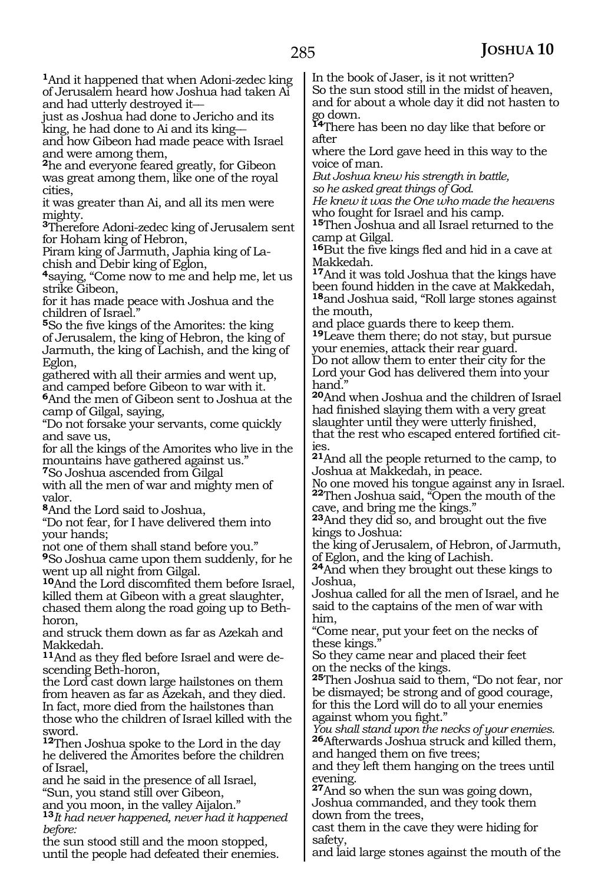[1]And it happened that when Adoni-zedec king of Jerusalem heard how Joshua had taken Ai and had utterly destroyed it—
just as Joshua had done to Jericho and its king, he had done to Ai and its king—
and how Gibeon had made peace with Israel and were among them,
[2]he and everyone feared greatly, for Gibeon was great among them, like one of the royal cities,
it was greater than Ai, and all its men were mighty.
[3]Therefore Adoni-zedec king of Jerusalem sent for Hoham king of Hebron,
Piram king of Jarmuth, Japhia king of Lachish and Debir king of Eglon,
[4]saying, "Come now to me and help me, let us strike Gibeon,
for it has made peace with Joshua and the children of Israel."
[5]So the five kings of the Amorites: the king of Jerusalem, the king of Hebron, the king of Jarmuth, the king of Lachish, and the king of Eglon,
gathered with all their armies and went up, and camped before Gibeon to war with it.
[6]And the men of Gibeon sent to Joshua at the camp of Gilgal, saying,
"Do not forsake your servants, come quickly and save us,
for all the kings of the Amorites who live in the mountains have gathered against us."
[7]So Joshua ascended from Gilgal
with all the men of war and mighty men of valor.
[8]And the Lord said to Joshua,
"Do not fear, for I have delivered them into your hands;
not one of them shall stand before you."
[9]So Joshua came upon them suddenly, for he went up all night from Gilgal.
[10]And the Lord discomfited them before Israel, killed them at Gibeon with a great slaughter, chased them along the road going up to Beth-horon,
and struck them down as far as Azekah and Makkedah.
[11]And as they fled before Israel and were descending Beth-horon,
the Lord cast down large hailstones on them from heaven as far as Azekah, and they died.
In fact, more died from the hailstones than those who the children of Israel killed with the sword.
[12]Then Joshua spoke to the Lord in the day he delivered the Amorites before the children of Israel,
and he said in the presence of all Israel,
"Sun, you stand still over Gibeon,
and you moon, in the valley Aijalon."
[13]*It had never happened, never had it happened before:*
the sun stood still and the moon stopped,
until the people had defeated their enemies.
In the book of Jaser, is it not written?
So the sun stood still in the midst of heaven,
and for about a whole day it did not hasten to go down.
[14]There has been no day like that before or after
where the Lord gave heed in this way to the voice of man.
*But Joshua knew his strength in battle,*
*so he asked great things of God.*
*He knew it was the One who made the heavens* who fought for Israel and his camp.
[15]Then Joshua and all Israel returned to the camp at Gilgal.
[16]But the five kings fled and hid in a cave at Makkedah.
[17]And it was told Joshua that the kings have been found hidden in the cave at Makkedah,
[18]and Joshua said, "Roll large stones against the mouth,
and place guards there to keep them.
[19]Leave them there; do not stay, but pursue your enemies, attack their rear guard.
Do not allow them to enter their city for the Lord your God has delivered them into your hand."
[20]And when Joshua and the children of Israel had finished slaying them with a very great slaughter until they were utterly finished,
that the rest who escaped entered fortified cities.
[21]And all the people returned to the camp, to Joshua at Makkedah, in peace.
No one moved his tongue against any in Israel.
[22]Then Joshua said, "Open the mouth of the cave, and bring me the kings."
[23]And they did so, and brought out the five kings to Joshua:
the king of Jerusalem, of Hebron, of Jarmuth, of Eglon, and the king of Lachish.
[24]And when they brought out these kings to Joshua,
Joshua called for all the men of Israel, and he said to the captains of the men of war with him,
"Come near, put your feet on the necks of these kings."
So they came near and placed their feet on the necks of the kings.
[25]Then Joshua said to them, "Do not fear, nor be dismayed; be strong and of good courage,
for this the Lord will do to all your enemies against whom you fight."
*You shall stand upon the necks of your enemies.*
[26]Afterwards Joshua struck and killed them, and hanged them on five trees;
and they left them hanging on the trees until evening.
[27]And so when the sun was going down,
Joshua commanded, and they took them down from the trees,
cast them in the cave they were hiding for safety,
and laid large stones against the mouth of the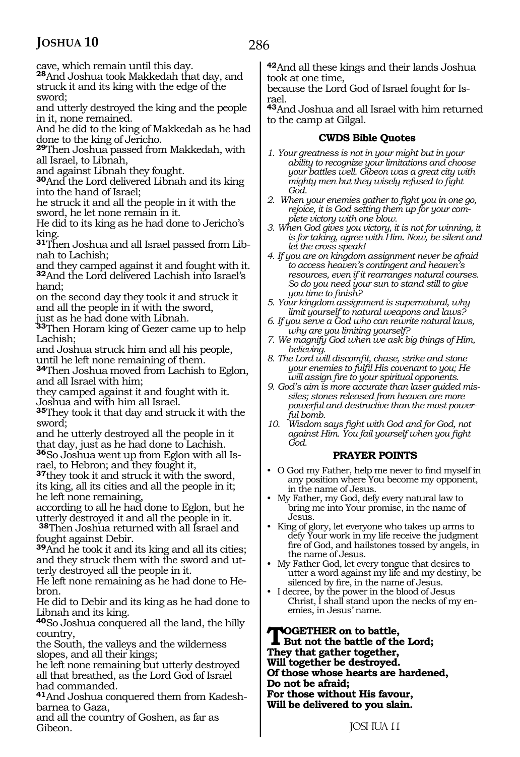cave, which remain until this day.

**28**And Joshua took Makkedah that day, and struck it and its king with the edge of the sword;
and utterly destroyed the king and the people in it, none remained.
And he did to the king of Makkedah as he had done to the king of Jericho.

**29**Then Joshua passed from Makkedah, with all Israel, to Libnah,
and against Libnah they fought.

**30**And the Lord delivered Libnah and its king into the hand of Israel;
he struck it and all the people in it with the sword, he let none remain in it.
He did to its king as he had done to Jericho's king.

**31**Then Joshua and all Israel passed from Libnah to Lachish;
and they camped against it and fought with it.

**32**And the Lord delivered Lachish into Israel's hand;
on the second day they took it and struck it and all the people in it with the sword,
just as he had done with Libnah.

**33**Then Horam king of Gezer came up to help Lachish;
and Joshua struck him and all his people, until he left none remaining of them.

**34**Then Joshua moved from Lachish to Eglon, and all Israel with him;
they camped against it and fought with it.
Joshua and with him all Israel.

**35**They took it that day and struck it with the sword;
and he utterly destroyed all the people in it that day, just as he had done to Lachish.

**36**So Joshua went up from Eglon with all Israel, to Hebron; and they fought it,

**37**they took it and struck it with the sword, its king, all its cities and all the people in it;
he left none remaining,
according to all he had done to Eglon, but he utterly destroyed it and all the people in it.

**38**Then Joshua returned with all Israel and fought against Debir.

**39**And he took it and its king and all its cities;
and they struck them with the sword and utterly destroyed all the people in it.
He left none remaining as he had done to Hebron.
He did to Debir and its king as he had done to Libnah and its king.

**40**So Joshua conquered all the land, the hilly country,
the South, the valleys and the wilderness slopes, and all their kings;
he left none remaining but utterly destroyed all that breathed, as the Lord God of Israel had commanded.

**41**And Joshua conquered them from Kadesh-barnea to Gaza,
and all the country of Goshen, as far as Gibeon.

**42**And all these kings and their lands Joshua took at one time,
because the Lord God of Israel fought for Israel.

**43**And Joshua and all Israel with him returned to the camp at Gilgal.

### CWDS Bible Quotes

1. *Your greatness is not in your might but in your ability to recognize your limitations and choose your battles well. Gibeon was a great city with mighty men but they wisely refused to fight God.*
2. *When your enemies gather to fight you in one go, rejoice, it is God setting them up for your complete victory with one blow.*
3. *When God gives you victory, it is not for winning, it is for taking, agree with Him. Now, be silent and let the cross speak!*
4. *If you are on kingdom assignment never be afraid to access heaven's contingent and heaven's resources, even if it rearranges natural courses. So do you need your sun to stand still to give you time to finish?*
5. *Your kingdom assignment is supernatural, why limit yourself to natural weapons and laws?*
6. *If you serve a God who can rewrite natural laws, why are you limiting yourself?*
7. *We magnify God when we ask big things of Him, believing.*
8. *The Lord will discomfit, chase, strike and stone your enemies to fulfil His covenant to you; He will assign fire to your spiritual opponents.*
9. *God's aim is more accurate than laser guided missiles; stones released from heaven are more powerful and destructive than the most powerful bomb.*
10. *Wisdom says fight with God and for God, not against Him. You fail yourself when you fight God.*

### PRAYER POINTS

- O God my Father, help me never to find myself in any position where You become my opponent, in the name of Jesus.
- My Father, my God, defy every natural law to bring me into Your promise, in the name of Jesus.
- King of glory, let everyone who takes up arms to defy Your work in my life receive the judgment fire of God, and hailstones tossed by angels, in the name of Jesus.
- My Father God, let every tongue that desires to utter a word against my life and my destiny, be silenced by fire, in the name of Jesus.
- I decree, by the power in the blood of Jesus Christ, I shall stand upon the necks of my enemies, in Jesus' name.

**TOGETHER on to battle,**
**But not the battle of the Lord;**
**They that gather together,**
**Will together be destroyed.**
**Of those whose hearts are hardened,**
**Do not be afraid;**
**For those without His favour,**
**Will be delivered to you slain.**

JOSHUA 11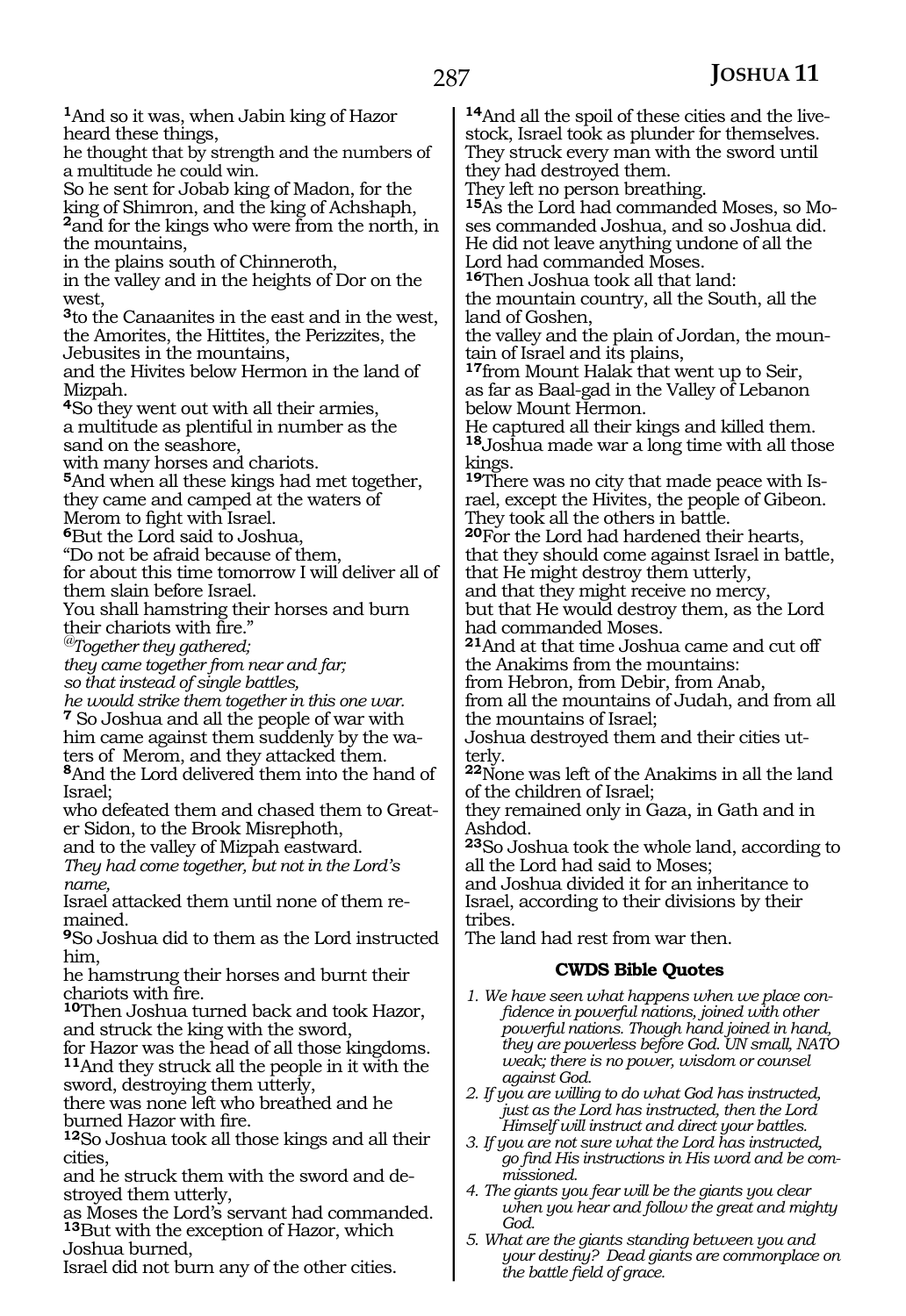**1**And so it was, when Jabin king of Hazor heard these things,
he thought that by strength and the numbers of a multitude he could win.
So he sent for Jobab king of Madon, for the king of Shimron, and the king of Achshaph,
**2**and for the kings who were from the north, in the mountains,
in the plains south of Chinneroth,
in the valley and in the heights of Dor on the west,
**3**to the Canaanites in the east and in the west, the Amorites, the Hittites, the Perizzites, the Jebusites in the mountains,
and the Hivites below Hermon in the land of Mizpah.
**4**So they went out with all their armies,
a multitude as plentiful in number as the sand on the seashore,
with many horses and chariots.
**5**And when all these kings had met together, they came and camped at the waters of Merom to fight with Israel.
**6**But the Lord said to Joshua,
"Do not be afraid because of them,
for about this time tomorrow I will deliver all of them slain before Israel.
You shall hamstring their horses and burn their chariots with fire."
*@Together they gathered;*
*they came together from near and far;*
*so that instead of single battles,*
*he would strike them together in this one war.*
**7** So Joshua and all the people of war with him came against them suddenly by the waters of Merom, and they attacked them.
**8**And the Lord delivered them into the hand of Israel;
who defeated them and chased them to Greater Sidon, to the Brook Misrephoth,
and to the valley of Mizpah eastward.
*They had come together, but not in the Lord's name,*
Israel attacked them until none of them remained.
**9**So Joshua did to them as the Lord instructed him,
he hamstrung their horses and burnt their chariots with fire.
**10**Then Joshua turned back and took Hazor,
and struck the king with the sword,
for Hazor was the head of all those kingdoms.
**11**And they struck all the people in it with the sword, destroying them utterly,
there was none left who breathed and he burned Hazor with fire.
**12**So Joshua took all those kings and all their cities,
and he struck them with the sword and destroyed them utterly,
as Moses the Lord's servant had commanded.
**13**But with the exception of Hazor, which Joshua burned,
Israel did not burn any of the other cities.
**14**And all the spoil of these cities and the livestock, Israel took as plunder for themselves.
They struck every man with the sword until they had destroyed them.
They left no person breathing.
**15**As the Lord had commanded Moses, so Moses commanded Joshua, and so Joshua did.
He did not leave anything undone of all the Lord had commanded Moses.
**16**Then Joshua took all that land:
the mountain country, all the South, all the land of Goshen,
the valley and the plain of Jordan, the mountain of Israel and its plains,
**17**from Mount Halak that went up to Seir,
as far as Baal-gad in the Valley of Lebanon below Mount Hermon.
He captured all their kings and killed them.
**18**Joshua made war a long time with all those kings.
**19**There was no city that made peace with Israel, except the Hivites, the people of Gibeon.
They took all the others in battle.
**20**For the Lord had hardened their hearts,
that they should come against Israel in battle,
that He might destroy them utterly,
and that they might receive no mercy,
but that He would destroy them, as the Lord had commanded Moses.
**21**And at that time Joshua came and cut off the Anakims from the mountains:
from Hebron, from Debir, from Anab,
from all the mountains of Judah, and from all the mountains of Israel;
Joshua destroyed them and their cities utterly.
**22**None was left of the Anakims in all the land of the children of Israel;
they remained only in Gaza, in Gath and in Ashdod.
**23**So Joshua took the whole land, according to all the Lord had said to Moses;
and Joshua divided it for an inheritance to Israel, according to their divisions by their tribes.
The land had rest from war then.

### CWDS Bible Quotes

1. *We have seen what happens when we place confidence in powerful nations, joined with other powerful nations. Though hand joined in hand, they are powerless before God. UN small, NATO weak; there is no power, wisdom or counsel against God.*
2. *If you are willing to do what God has instructed, just as the Lord has instructed, then the Lord Himself will instruct and direct your battles.*
3. *If you are not sure what the Lord has instructed, go find His instructions in His word and be commissioned.*
4. *The giants you fear will be the giants you clear when you hear and follow the great and mighty God.*
5. *What are the giants standing between you and your destiny? Dead giants are commonplace on the battle field of grace.*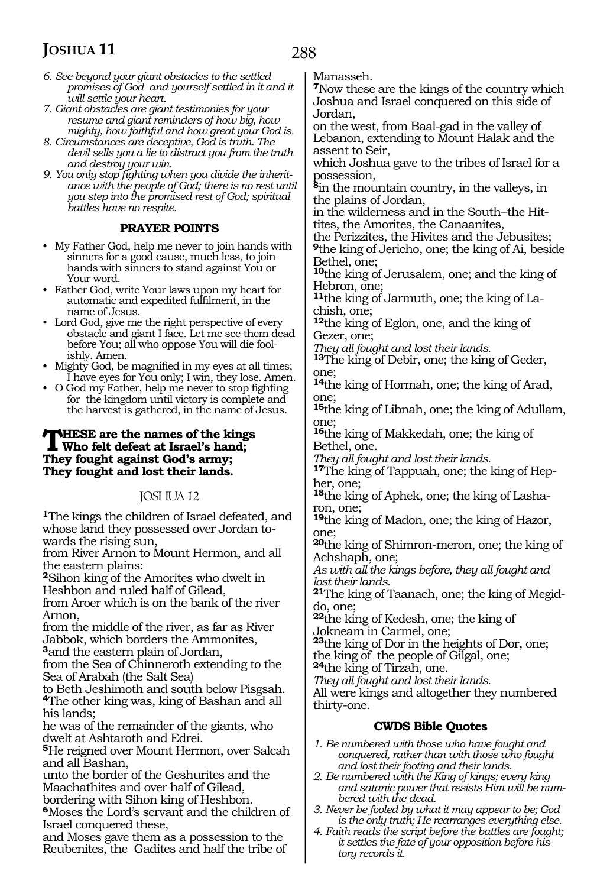*6. See beyond your giant obstacles to the settled promises of God and yourself settled in it and it will settle your heart.*
*7. Giant obstacles are giant testimonies for your resume and giant reminders of how big, how mighty, how faithful and how great your God is.*
*8. Circumstances are deceptive, God is truth. The devil sells you a lie to distract you from the truth and destroy your win.*
*9. You only stop fighting when you divide the inheritance with the people of God; there is no rest until you step into the promised rest of God; spiritual battles have no respite.*

### PRAYER POINTS

- My Father God, help me never to join hands with sinners for a good cause, much less, to join hands with sinners to stand against You or Your word.
- Father God, write Your laws upon my heart for automatic and expedited fulfilment, in the name of Jesus.
- Lord God, give me the right perspective of every obstacle and giant I face. Let me see them dead before You; all who oppose You will die foolishly. Amen.
- Mighty God, be magnified in my eyes at all times; I have eyes for You only; I win, they lose. Amen.
- O God my Father, help me never to stop fighting for the kingdom until victory is complete and the harvest is gathered, in the name of Jesus.

**THESE are the names of the kings**
**Who felt defeat at Israel's hand;**
**They fought against God's army;**
**They fought and lost their lands.**

## JOSHUA 12

**1**The kings the children of Israel defeated, and whose land they possessed over Jordan towards the rising sun,
from River Arnon to Mount Hermon, and all the eastern plains:
**2**Sihon king of the Amorites who dwelt in Heshbon and ruled half of Gilead,
from Aroer which is on the bank of the river Arnon,
from the middle of the river, as far as River Jabbok, which borders the Ammonites,
**3**and the eastern plain of Jordan,
from the Sea of Chinneroth extending to the Sea of Arabah (the Salt Sea)
to Beth Jeshimoth and south below Pisgsah.
**4**The other king was, king of Bashan and all his lands;
he was of the remainder of the giants, who dwelt at Ashtaroth and Edrei.
**5**He reigned over Mount Hermon, over Salcah and all Bashan,
unto the border of the Geshurites and the Maachathites and over half of Gilead,
bordering with Sihon king of Heshbon.
**6**Moses the Lord's servant and the children of Israel conquered these,
and Moses gave them as a possession to the Reubenites, the Gadites and half the tribe of Manasseh.
**7**Now these are the kings of the country which Joshua and Israel conquered on this side of Jordan,
on the west, from Baal-gad in the valley of Lebanon, extending to Mount Halak and the assent to Seir,
which Joshua gave to the tribes of Israel for a possession,
**8**in the mountain country, in the valleys, in the plains of Jordan,
in the wilderness and in the South–the Hittites, the Amorites, the Canaanites,
the Perizzites, the Hivites and the Jebusites;
**9**the king of Jericho, one; the king of Ai, beside Bethel, one;
**10**the king of Jerusalem, one; and the king of Hebron, one;
**11**the king of Jarmuth, one; the king of Lachish, one;
**12**the king of Eglon, one, and the king of Gezer, one;
*They all fought and lost their lands.*
**13**The king of Debir, one; the king of Geder, one;
**14**the king of Hormah, one; the king of Arad, one;
**15**the king of Libnah, one; the king of Adullam, one;
**16**the king of Makkedah, one; the king of Bethel, one.
*They all fought and lost their lands.*
**17**The king of Tappuah, one; the king of Hepher, one;
**18**the king of Aphek, one; the king of Lasharon, one;
**19**the king of Madon, one; the king of Hazor, one;
**20**the king of Shimron-meron, one; the king of Achshaph, one;
*As with all the kings before, they all fought and lost their lands.*
**21**The king of Taanach, one; the king of Megiddo, one;
**22**the king of Kedesh, one; the king of Jokneam in Carmel, one;
**23**the king of Dor in the heights of Dor, one;
the king of the people of Gilgal, one;
**24**the king of Tirzah, one.
*They all fought and lost their lands.*
All were kings and altogether they numbered thirty-one.

### CWDS Bible Quotes

*1. Be numbered with those who have fought and conquered, rather than with those who fought and lost their footing and their lands.*
*2. Be numbered with the King of kings; every king and satanic power that resists Him will be numbered with the dead.*
*3. Never be fooled by what it may appear to be; God is the only truth; He rearranges everything else.*
*4. Faith reads the script before the battles are fought; it settles the fate of your opposition before history records it.*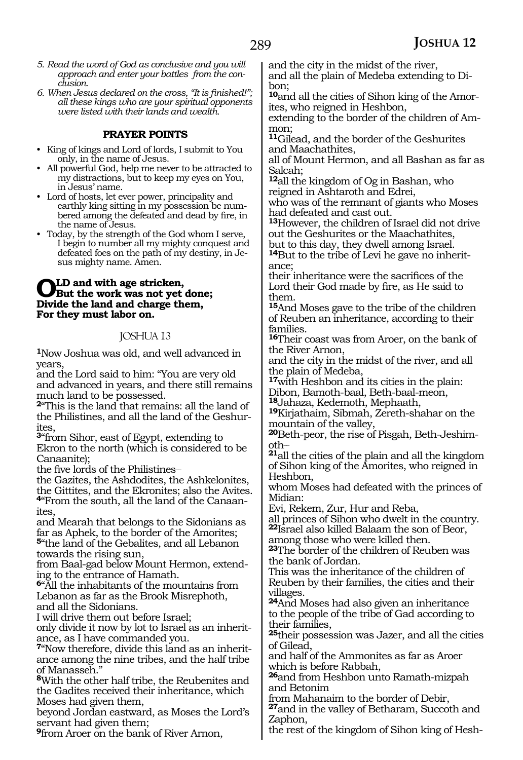*5. Read the word of God as conclusive and you will approach and enter your battles from the conclusion.*

*6. When Jesus declared on the cross, "It is finished!"; all these kings who are your spiritual opponents were listed with their lands and wealth.*

**PRAYER POINTS**

- King of kings and Lord of lords, I submit to You only, in the name of Jesus.
- All powerful God, help me never to be attracted to my distractions, but to keep my eyes on You, in Jesus' name.
- Lord of hosts, let ever power, principality and earthly king sitting in my possession be numbered among the defeated and dead by fire, in the name of Jesus.
- Today, by the strength of the God whom I serve, I begin to number all my mighty conquest and defeated foes on the path of my destiny, in Jesus mighty name. Amen.

**OLD and with age stricken,**
**But the work was not yet done;**
**Divide the land and charge them,**
**For they must labor on.**

## JOSHUA 13

[1]Now Joshua was old, and well advanced in years,
and the Lord said to him: "You are very old and advanced in years, and there still remains much land to be possessed.
[2]"This is the land that remains: all the land of the Philistines, and all the land of the Geshurites,
[3]"from Sihor, east of Egypt, extending to Ekron to the north (which is considered to be Canaanite);
the five lords of the Philistines–
the Gazites, the Ashdodites, the Ashkelonites, the Gittites, and the Ekronites; also the Avites.
[4]"From the south, all the land of the Canaanites,
and Mearah that belongs to the Sidonians as far as Aphek, to the border of the Amorites;
[5]"the land of the Gebalites, and all Lebanon towards the rising sun,
from Baal-gad below Mount Hermon, extending to the entrance of Hamath.
[6]"All the inhabitants of the mountains from Lebanon as far as the Brook Misrephoth,
and all the Sidonians.
I will drive them out before Israel;
only divide it now by lot to Israel as an inheritance, as I have commanded you.
[7]"Now therefore, divide this land as an inheritance among the nine tribes, and the half tribe of Manasseh."
[8]With the other half tribe, the Reubenites and the Gadites received their inheritance, which Moses had given them,
beyond Jordan eastward, as Moses the Lord's servant had given them;
[9]from Aroer on the bank of River Arnon,
and the city in the midst of the river,
and all the plain of Medeba extending to Dibon;
[10]and all the cities of Sihon king of the Amorites, who reigned in Heshbon,
extending to the border of the children of Ammon;
[11]Gilead, and the border of the Geshurites and Maachathites,
all of Mount Hermon, and all Bashan as far as Salcah;
[12]all the kingdom of Og in Bashan, who reigned in Ashtaroth and Edrei,
who was of the remnant of giants who Moses had defeated and cast out.
[13]However, the children of Israel did not drive out the Geshurites or the Maachathites,
but to this day, they dwell among Israel.
[14]But to the tribe of Levi he gave no inheritance;
their inheritance were the sacrifices of the Lord their God made by fire, as He said to them.
[15]And Moses gave to the tribe of the children of Reuben an inheritance, according to their families.
[16]Their coast was from Aroer, on the bank of the River Arnon,
and the city in the midst of the river, and all the plain of Medeba,
[17]with Heshbon and its cities in the plain:
Dibon, Bamoth-baal, Beth-baal-meon,
[18]Jahaza, Kedemoth, Mephaath,
[19]Kirjathaim, Sibmah, Zereth-shahar on the mountain of the valley,
[20]Beth-peor, the rise of Pisgah, Beth-Jeshimoth–
[21]all the cities of the plain and all the kingdom of Sihon king of the Amorites, who reigned in Heshbon,
whom Moses had defeated with the princes of Midian:
Evi, Rekem, Zur, Hur and Reba,
all princes of Sihon who dwelt in the country.
[22]Israel also killed Balaam the son of Beor, among those who were killed then.
[23]The border of the children of Reuben was the bank of Jordan.
This was the inheritance of the children of Reuben by their families, the cities and their villages.
[24]And Moses had also given an inheritance to the people of the tribe of Gad according to their families,
[25]their possession was Jazer, and all the cities of Gilead,
and half of the Ammonites as far as Aroer which is before Rabbah,
[26]and from Heshbon unto Ramath-mizpah and Betonim
from Mahanaim to the border of Debir,
[27]and in the valley of Betharam, Succoth and Zaphon,
the rest of the kingdom of Sihon king of Hesh-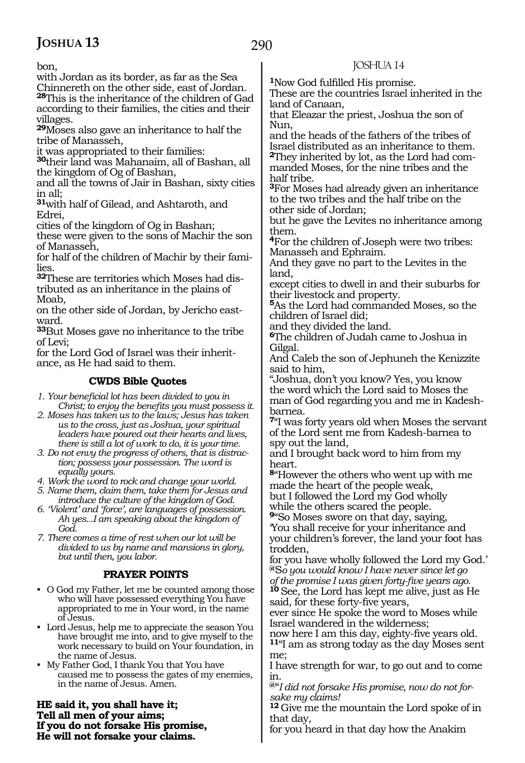bon,
with Jordan as its border, as far as the Sea Chinnereth on the other side, east of Jordan.
**28**This is the inheritance of the children of Gad according to their families, the cities and their villages.
**29**Moses also gave an inheritance to half the tribe of Manasseh,
it was appropriated to their families:
**30**their land was Mahanaim, all of Bashan, all the kingdom of Og of Bashan,
and all the towns of Jair in Bashan, sixty cities in all;
**31**with half of Gilead, and Ashtaroth, and Edrei,
cities of the kingdom of Og in Bashan;
these were given to the sons of Machir the son of Manasseh,
for half of the children of Machir by their families.
**32**These are territories which Moses had distributed as an inheritance in the plains of Moab,
on the other side of Jordan, by Jericho eastward.
**33**But Moses gave no inheritance to the tribe of Levi;
for the Lord God of Israel was their inheritance, as He had said to them.

### CWDS Bible Quotes

1. *Your beneficial lot has been divided to you in Christ; to enjoy the benefits you must possess it.*
2. *Moses has taken us to the laws; Jesus has taken us to the cross, just as Joshua, your spiritual leaders have poured out their hearts and lives, there is still a lot of work to do, it is your time.*
3. *Do not envy the progress of others, that is distraction; possess your possession. The word is equally yours.*
4. *Work the word to rock and change your world.*
5. *Name them, claim them, take them for Jesus and introduce the culture of the kingdom of God.*
6. *'Violent' and 'force', are languages of possession. Ah yes...I am speaking about the kingdom of God.*
7. *There comes a time of rest when our lot will be divided to us by name and mansions in glory, but until then, you labor.*

### PRAYER POINTS

- O God my Father, let me be counted among those who will have possessed everything You have appropriated to me in Your word, in the name of Jesus.
- Lord Jesus, help me to appreciate the season You have brought me into, and to give myself to the work necessary to build on Your foundation, in the name of Jesus.
- My Father God, I thank You that You have caused me to possess the gates of my enemies, in the name of Jesus. Amen.

**HE said it, you shall have it;**
**Tell all men of your aims;**
**If you do not forsake His promise,**
**He will not forsake your claims.**

## JOSHUA 14

**1**Now God fulfilled His promise.
These are the countries Israel inherited in the land of Canaan,
that Eleazar the priest, Joshua the son of Nun,
and the heads of the fathers of the tribes of Israel distributed as an inheritance to them.
**2**They inherited by lot, as the Lord had commanded Moses, for the nine tribes and the half tribe.
**3**For Moses had already given an inheritance to the two tribes and the half tribe on the other side of Jordan;
but he gave the Levites no inheritance among them.
**4**For the children of Joseph were two tribes: Manasseh and Ephraim.
And they gave no part to the Levites in the land,
except cities to dwell in and their suburbs for their livestock and property.
**5**As the Lord had commanded Moses, so the children of Israel did;
and they divided the land.
**6**The children of Judah came to Joshua in Gilgal.
And Caleb the son of Jephuneh the Kenizzite said to him,
"Joshua, don't you know? Yes, you know the word which the Lord said to Moses the man of God regarding you and me in Kadesh-barnea.
**7**"I was forty years old when Moses the servant of the Lord sent me from Kadesh-barnea to spy out the land,
and I brought back word to him from my heart.
**8**"However the others who went up with me made the heart of the people weak,
but I followed the Lord my God wholly
while the others scared the people.
**9**"So Moses swore on that day, saying,
'You shall receive for your inheritance and your children's forever, the land your foot has trodden,
for you have wholly followed the Lord my God.'
@*So you would know I have never since let go of the promise I was given forty-five years ago.*
**10** See, the Lord has kept me alive, just as He said, for these forty-five years,
ever since He spoke the word to Moses while Israel wandered in the wilderness;
now here I am this day, eighty-five years old.
**11**"I am as strong today as the day Moses sent me;
I have strength for war, to go out and to come in.
@*"I did not forsake His promise, now do not forsake my claims!*
**12** Give me the mountain the Lord spoke of in that day,
for you heard in that day how the Anakim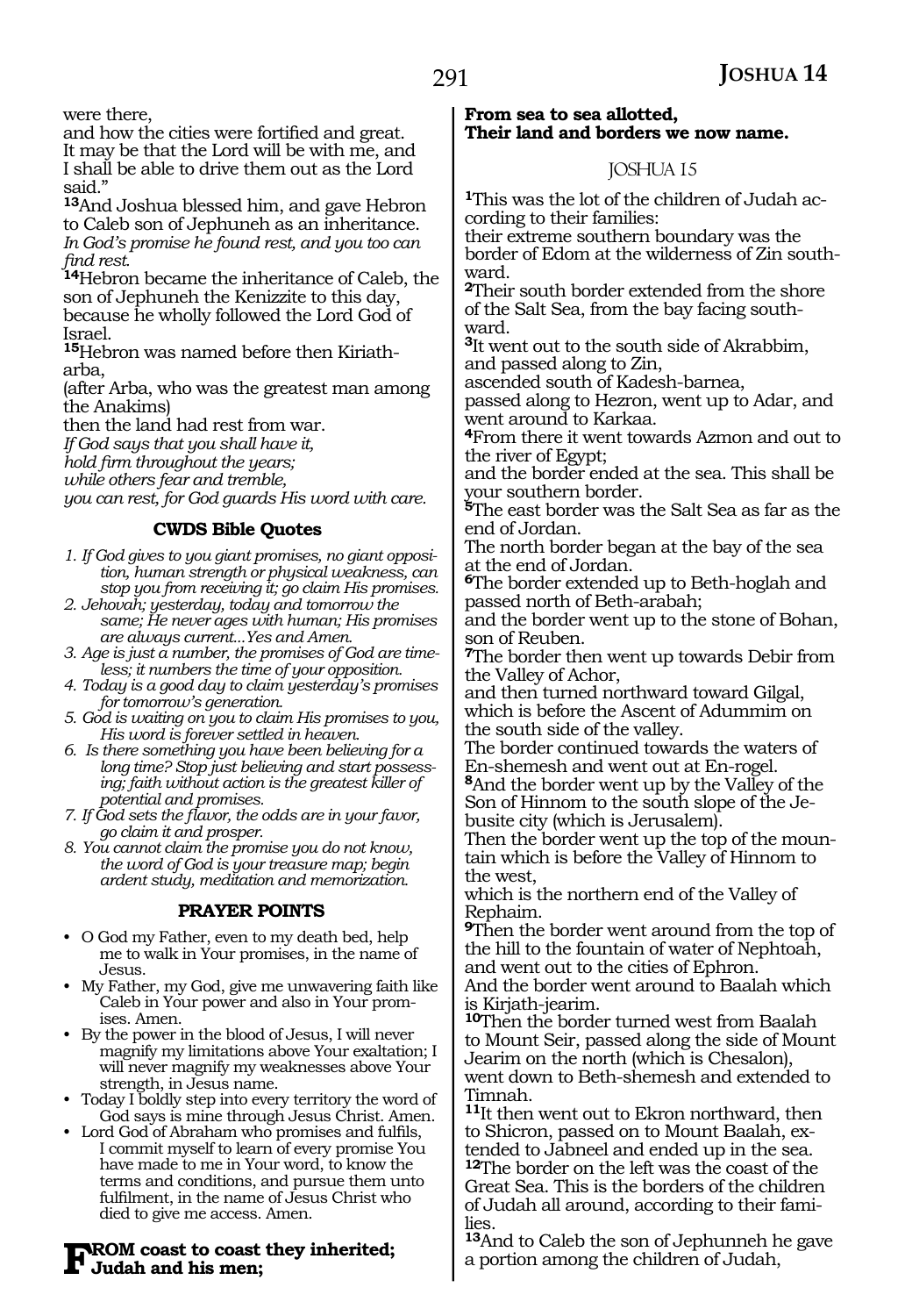were there,
and how the cities were fortified and great. It may be that the Lord will be with me, and I shall be able to drive them out as the Lord said."

**13**And Joshua blessed him, and gave Hebron to Caleb son of Jephuneh as an inheritance.
*In God's promise he found rest, and you too can find rest.*

**14**Hebron became the inheritance of Caleb, the son of Jephuneh the Kenizzite to this day, because he wholly followed the Lord God of Israel.

**15**Hebron was named before then Kiriath-arba,
(after Arba, who was the greatest man among the Anakims)
then the land had rest from war.
*If God says that you shall have it,*
*hold firm throughout the years;*
*while others fear and tremble,*
*you can rest, for God guards His word with care.*

### CWDS Bible Quotes

1. *If God gives to you giant promises, no giant opposition, human strength or physical weakness, can stop you from receiving it; go claim His promises.*
2. *Jehovah; yesterday, today and tomorrow the same; He never ages with human; His promises are always current...Yes and Amen.*
3. *Age is just a number, the promises of God are timeless; it numbers the time of your opposition.*
4. *Today is a good day to claim yesterday's promises for tomorrow's generation.*
5. *God is waiting on you to claim His promises to you, His word is forever settled in heaven.*
6. *Is there something you have been believing for a long time? Stop just believing and start possessing; faith without action is the greatest killer of potential and promises.*
7. *If God sets the flavor, the odds are in your favor, go claim it and prosper.*
8. *You cannot claim the promise you do not know, the word of God is your treasure map; begin ardent study, meditation and memorization.*

### PRAYER POINTS

- O God my Father, even to my death bed, help me to walk in Your promises, in the name of Jesus.
- My Father, my God, give me unwavering faith like Caleb in Your power and also in Your promises. Amen.
- By the power in the blood of Jesus, I will never magnify my limitations above Your exaltation; I will never magnify my weaknesses above Your strength, in Jesus name.
- Today I boldly step into every territory the word of God says is mine through Jesus Christ. Amen.
- Lord God of Abraham who promises and fulfils, I commit myself to learn of every promise You have made to me in Your word, to know the terms and conditions, and pursue them unto fulfilment, in the name of Jesus Christ who died to give me access. Amen.

**FROM coast to coast they inherited;**
**Judah and his men;**
**From sea to sea allotted,**
**Their land and borders we now name.**

## JOSHUA 15

**1**This was the lot of the children of Judah according to their families:
their extreme southern boundary was the border of Edom at the wilderness of Zin southward.

**2**Their south border extended from the shore of the Salt Sea, from the bay facing southward.

**3**It went out to the south side of Akrabbim, and passed along to Zin,
ascended south of Kadesh-barnea,
passed along to Hezron, went up to Adar, and went around to Karkaa.

**4**From there it went towards Azmon and out to the river of Egypt;
and the border ended at the sea. This shall be your southern border.

**5**The east border was the Salt Sea as far as the end of Jordan.
The north border began at the bay of the sea at the end of Jordan.

**6**The border extended up to Beth-hoglah and passed north of Beth-arabah;
and the border went up to the stone of Bohan, son of Reuben.

**7**The border then went up towards Debir from the Valley of Achor,
and then turned northward toward Gilgal, which is before the Ascent of Adummim on the south side of the valley.
The border continued towards the waters of En-shemesh and went out at En-rogel.

**8**And the border went up by the Valley of the Son of Hinnom to the south slope of the Jebusite city (which is Jerusalem).
Then the border went up the top of the mountain which is before the Valley of Hinnom to the west,
which is the northern end of the Valley of Rephaim.

**9**Then the border went around from the top of the hill to the fountain of water of Nephtoah, and went out to the cities of Ephron.
And the border went around to Baalah which is Kirjath-jearim.

**10**Then the border turned west from Baalah to Mount Seir, passed along the side of Mount Jearim on the north (which is Chesalon), went down to Beth-shemesh and extended to Timnah.

**11**It then went out to Ekron northward, then to Shicron, passed on to Mount Baalah, extended to Jabneel and ended up in the sea.

**12**The border on the left was the coast of the Great Sea. This is the borders of the children of Judah all around, according to their families.

**13**And to Caleb the son of Jephunneh he gave a portion among the children of Judah,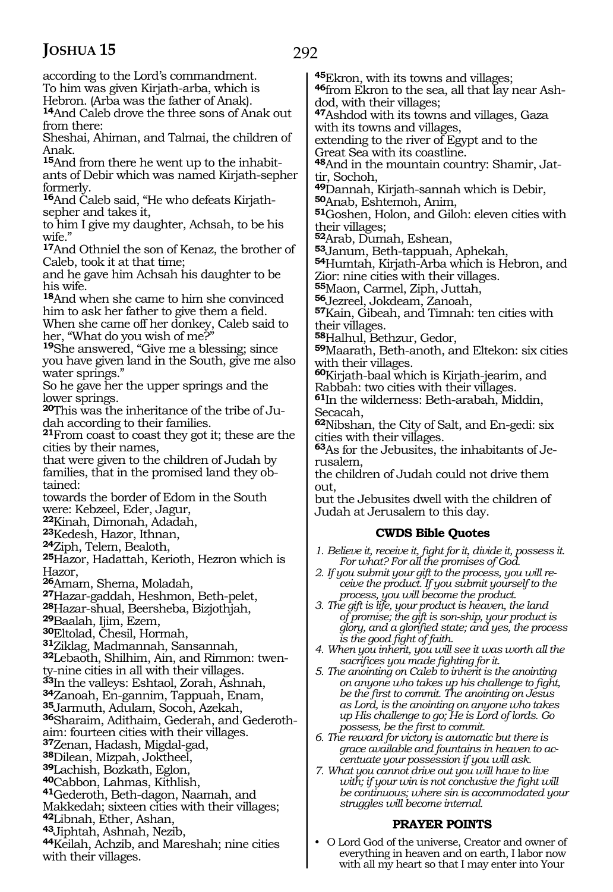according to the Lord's commandment.
To him was given Kirjath-arba, which is Hebron. (Arba was the father of Anak).
**14**And Caleb drove the three sons of Anak out from there:
Sheshai, Ahiman, and Talmai, the children of Anak.
**15**And from there he went up to the inhabitants of Debir which was named Kirjath-sepher formerly.
**16**And Caleb said, "He who defeats Kirjath-sepher and takes it,
to him I give my daughter, Achsah, to be his wife."
**17**And Othniel the son of Kenaz, the brother of Caleb, took it at that time;
and he gave him Achsah his daughter to be his wife.
**18**And when she came to him she convinced him to ask her father to give them a field.
When she came off her donkey, Caleb said to her, "What do you wish of me?"
**19**She answered, "Give me a blessing; since you have given land in the South, give me also water springs."
So he gave her the upper springs and the lower springs.
**20**This was the inheritance of the tribe of Judah according to their families.
**21**From coast to coast they got it; these are the cities by their names,
that were given to the children of Judah by families, that in the promised land they obtained:
towards the border of Edom in the South were: Kebzeel, Eder, Jagur,
**22**Kinah, Dimonah, Adadah,
**23**Kedesh, Hazor, Ithnan,
**24**Ziph, Telem, Bealoth,
**25**Hazor, Hadattah, Kerioth, Hezron which is Hazor,
**26**Amam, Shema, Moladah,
**27**Hazar-gaddah, Heshmon, Beth-pelet,
**28**Hazar-shual, Beersheba, Bizjothjah,
**29**Baalah, Ijim, Ezem,
**30**Eltolad, Chesil, Hormah,
**31**Ziklag, Madmannah, Sansannah,
**32**Lebaoth, Shilhim, Ain, and Rimmon: twenty-nine cities in all with their villages.
**33**In the valleys: Eshtaol, Zorah, Ashnah,
**34**Zanoah, En-gannim, Tappuah, Enam,
**35**Jarmuth, Adulam, Socoh, Azekah,
**36**Sharaim, Adithaim, Gederah, and Gederothaim: fourteen cities with their villages.
**37**Zenan, Hadash, Migdal-gad,
**38**Dilean, Mizpah, Joktheel,
**39**Lachish, Bozkath, Eglon,
**40**Cabbon, Lahmas, Kithlish,
**41**Gederoth, Beth-dagon, Naamah, and Makkedah; sixteen cities with their villages;
**42**Libnah, Ether, Ashan,
**43**Jiphtah, Ashnah, Nezib,
**44**Keilah, Achzib, and Mareshah; nine cities with their villages.
**45**Ekron, with its towns and villages;
**46**from Ekron to the sea, all that lay near Ashdod, with their villages;
**47**Ashdod with its towns and villages, Gaza with its towns and villages,
extending to the river of Egypt and to the Great Sea with its coastline.
**48**And in the mountain country: Shamir, Jattir, Sochoh,
**49**Dannah, Kirjath-sannah which is Debir,
**50**Anab, Eshtemoh, Anim,
**51**Goshen, Holon, and Giloh: eleven cities with their villages;
**52**Arab, Dumah, Eshean,
**53**Janum, Beth-tappuah, Aphekah,
**54**Humtah, Kirjath-Arba which is Hebron, and Zior: nine cities with their villages.
**55**Maon, Carmel, Ziph, Juttah,
**56**Jezreel, Jokdeam, Zanoah,
**57**Kain, Gibeah, and Timnah: ten cities with their villages.
**58**Halhul, Bethzur, Gedor,
**59**Maarath, Beth-anoth, and Eltekon: six cities with their villages.
**60**Kirjath-baal which is Kirjath-jearim, and Rabbah: two cities with their villages.
**61**In the wilderness: Beth-arabah, Middin, Secacah,
**62**Nibshan, the City of Salt, and En-gedi: six cities with their villages.
**63**As for the Jebusites, the inhabitants of Jerusalem,
the children of Judah could not drive them out,
but the Jebusites dwell with the children of Judah at Jerusalem to this day.

### CWDS Bible Quotes

1. *Believe it, receive it, fight for it, divide it, possess it. For what? For all the promises of God.*
2. *If you submit your gift to the process, you will receive the product. If you submit yourself to the process, you will become the product.*
3. *The gift is life, your product is heaven, the land of promise; the gift is son-ship, your product is glory, and a glorified state; and yes, the process is the good fight of faith.*
4. *When you inherit, you will see it was worth all the sacrifices you made fighting for it.*
5. *The anointing on Caleb to inherit is the anointing on anyone who takes up his challenge to fight, be the first to commit. The anointing on Jesus as Lord, is the anointing on anyone who takes up His challenge to go; He is Lord of lords. Go possess, be the first to commit.*
6. *The reward for victory is automatic but there is grace available and fountains in heaven to accentuate your possession if you will ask.*
7. *What you cannot drive out you will have to live with; if your win is not conclusive the fight will be continuous; where sin is accommodated your struggles will become internal.*

### PRAYER POINTS

- O Lord God of the universe, Creator and owner of everything in heaven and on earth, I labor now with all my heart so that I may enter into Your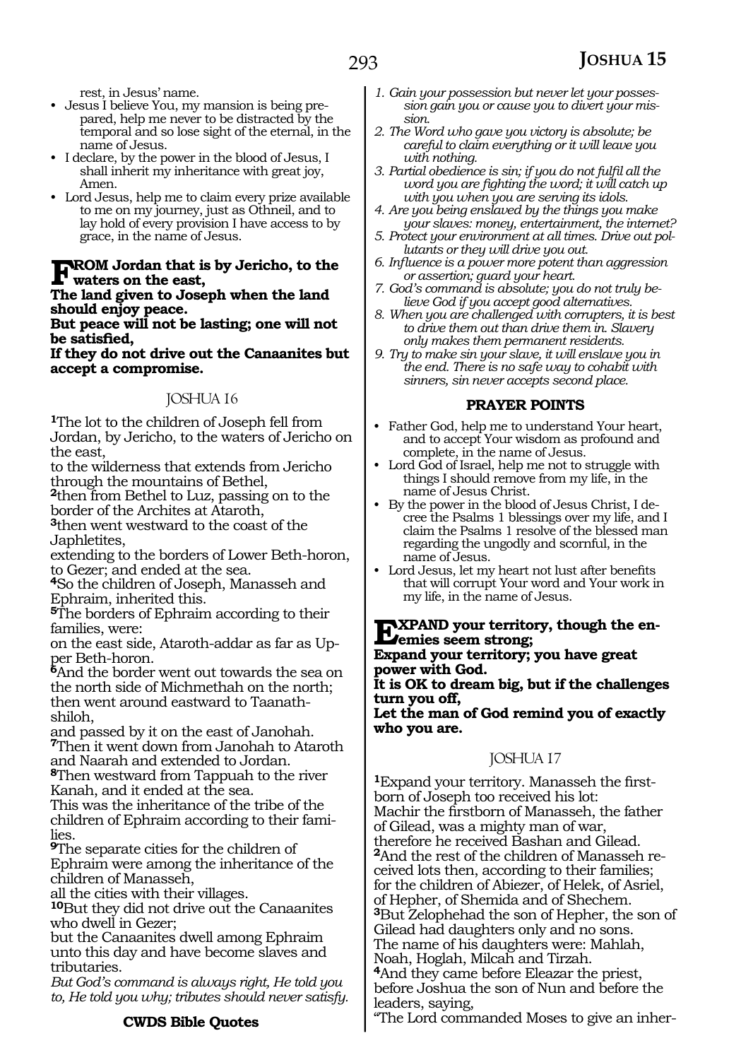rest, in Jesus' name.

- Jesus I believe You, my mansion is being prepared, help me never to be distracted by the temporal and so lose sight of the eternal, in the name of Jesus.
- I declare, by the power in the blood of Jesus, I shall inherit my inheritance with great joy, Amen.
- Lord Jesus, help me to claim every prize available to me on my journey, just as Othneil, and to lay hold of every provision I have access to by grace, in the name of Jesus.

**FROM Jordan that is by Jericho, to the waters on the east,**
**The land given to Joseph when the land should enjoy peace.**
**But peace will not be lasting; one will not be satisfied,**
**If they do not drive out the Canaanites but accept a compromise.**

## JOSHUA 16

[1]The lot to the children of Joseph fell from Jordan, by Jericho, to the waters of Jericho on the east,
to the wilderness that extends from Jericho through the mountains of Bethel,
[2]then from Bethel to Luz, passing on to the border of the Archites at Ataroth,
[3]then went westward to the coast of the Japhletites,
extending to the borders of Lower Beth-horon, to Gezer; and ended at the sea.
[4]So the children of Joseph, Manasseh and Ephraim, inherited this.
[5]The borders of Ephraim according to their families, were:
on the east side, Ataroth-addar as far as Upper Beth-horon.
[6]And the border went out towards the sea on the north side of Michmethah on the north; then went around eastward to Taanath-shiloh,
and passed by it on the east of Janohah.
[7]Then it went down from Janohah to Ataroth and Naarah and extended to Jordan.
[8]Then westward from Tappuah to the river Kanah, and it ended at the sea.
This was the inheritance of the tribe of the children of Ephraim according to their families.
[9]The separate cities for the children of Ephraim were among the inheritance of the children of Manasseh,
all the cities with their villages.
[10]But they did not drive out the Canaanites who dwell in Gezer;
but the Canaanites dwell among Ephraim unto this day and have become slaves and tributaries.
*But God's command is always right, He told you to, He told you why; tributes should never satisfy.*

**CWDS Bible Quotes**

1. *Gain your possession but never let your possession gain you or cause you to divert your mission.*
2. *The Word who gave you victory is absolute; be careful to claim everything or it will leave you with nothing.*
3. *Partial obedience is sin; if you do not fulfil all the word you are fighting the word; it will catch up with you when you are serving its idols.*
4. *Are you being enslaved by the things you make your slaves: money, entertainment, the internet?*
5. *Protect your environment at all times. Drive out pollutants or they will drive you out.*
6. *Influence is a power more potent than aggression or assertion; guard your heart.*
7. *God's command is absolute; you do not truly believe God if you accept good alternatives.*
8. *When you are challenged with corrupters, it is best to drive them out than drive them in. Slavery only makes them permanent residents.*
9. *Try to make sin your slave, it will enslave you in the end. There is no safe way to cohabit with sinners, sin never accepts second place.*

**PRAYER POINTS**

- Father God, help me to understand Your heart, and to accept Your wisdom as profound and complete, in the name of Jesus.
- Lord God of Israel, help me not to struggle with things I should remove from my life, in the name of Jesus Christ.
- By the power in the blood of Jesus Christ, I decree the Psalms 1 blessings over my life, and I claim the Psalms 1 resolve of the blessed man regarding the ungodly and scornful, in the name of Jesus.
- Lord Jesus, let my heart not lust after benefits that will corrupt Your word and Your work in my life, in the name of Jesus.

**EXPAND your territory, though the enemies seem strong;**
**Expand your territory; you have great power with God.**
**It is OK to dream big, but if the challenges turn you off,**
**Let the man of God remind you of exactly who you are.**

## JOSHUA 17

[1]Expand your territory. Manasseh the firstborn of Joseph too received his lot:
Machir the firstborn of Manasseh, the father of Gilead, was a mighty man of war, therefore he received Bashan and Gilead.
[2]And the rest of the children of Manasseh received lots then, according to their families; for the children of Abiezer, of Helek, of Asriel, of Hepher, of Shemida and of Shechem.
[3]But Zelophehad the son of Hepher, the son of Gilead had daughters only and no sons.
The name of his daughters were: Mahlah, Noah, Hoglah, Milcah and Tirzah.
[4]And they came before Eleazar the priest, before Joshua the son of Nun and before the leaders, saying,
"The Lord commanded Moses to give an inher-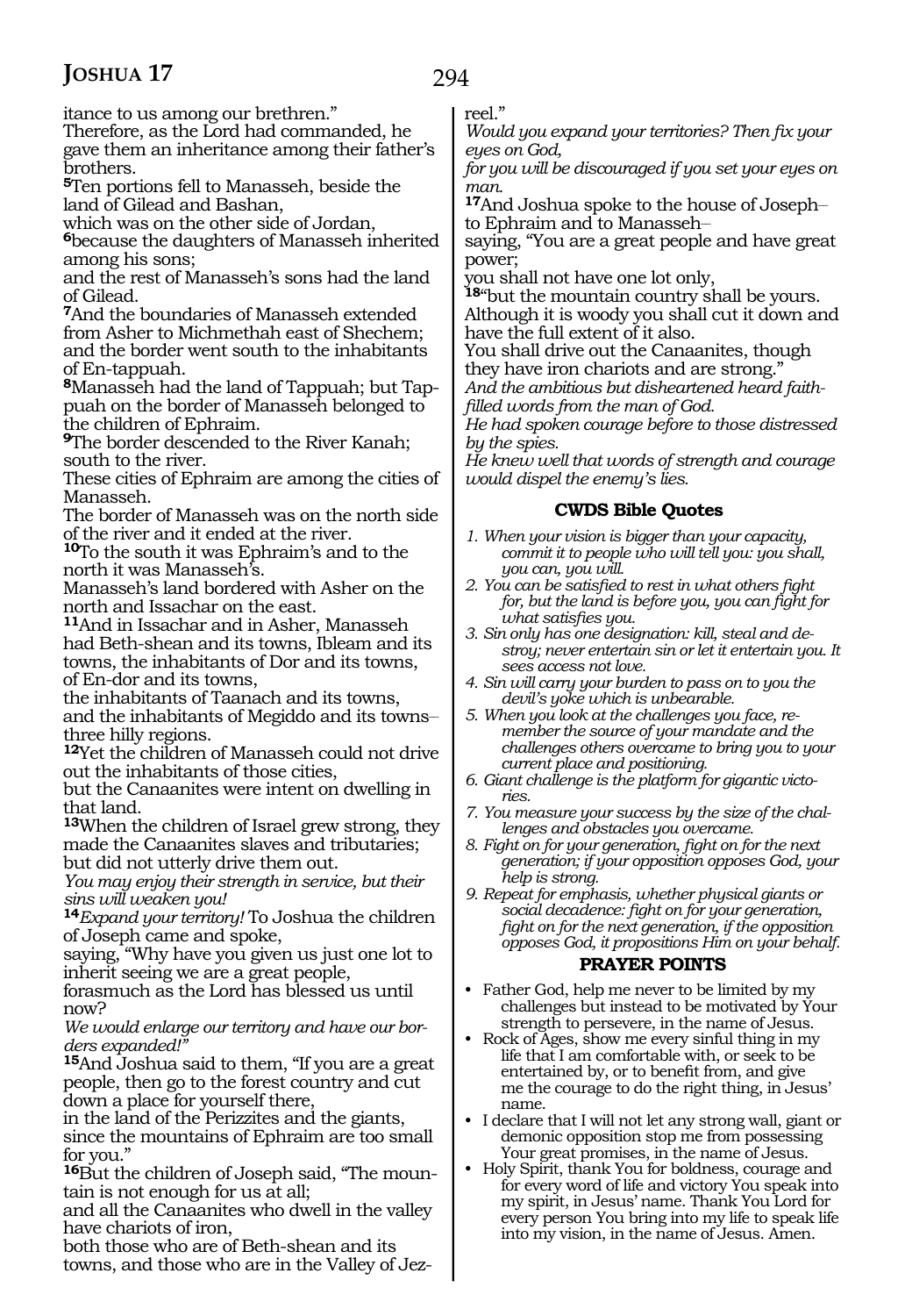itance to us among our brethren."
Therefore, as the Lord had commanded, he gave them an inheritance among their father's brothers.

**5**Ten portions fell to Manasseh, beside the land of Gilead and Bashan,
which was on the other side of Jordan,
**6**because the daughters of Manasseh inherited among his sons;
and the rest of Manasseh's sons had the land of Gilead.

**7**And the boundaries of Manasseh extended from Asher to Michmethah east of Shechem;
and the border went south to the inhabitants of En-tappuah.

**8**Manasseh had the land of Tappuah; but Tappuah on the border of Manasseh belonged to the children of Ephraim.

**9**The border descended to the River Kanah;
south to the river.
These cities of Ephraim are among the cities of Manasseh.
The border of Manasseh was on the north side of the river and it ended at the river.

**10**To the south it was Ephraim's and to the north it was Manasseh's.
Manasseh's land bordered with Asher on the north and Issachar on the east.

**11**And in Issachar and in Asher, Manasseh had Beth-shean and its towns, Ibleam and its towns, the inhabitants of Dor and its towns, of En-dor and its towns,
the inhabitants of Taanach and its towns,
and the inhabitants of Megiddo and its towns–three hilly regions.

**12**Yet the children of Manasseh could not drive out the inhabitants of those cities,
but the Canaanites were intent on dwelling in that land.

**13**When the children of Israel grew strong, they made the Canaanites slaves and tributaries;
but did not utterly drive them out.
*You may enjoy their strength in service, but their sins will weaken you!*

**14***Expand your territory!* To Joshua the children of Joseph came and spoke,
saying, "Why have you given us just one lot to inherit seeing we are a great people,
forasmuch as the Lord has blessed us until now?
*We would enlarge our territory and have our borders expanded!"*

**15**And Joshua said to them, "If you are a great people, then go to the forest country and cut down a place for yourself there,
in the land of the Perizzites and the giants,
since the mountains of Ephraim are too small for you."

**16**But the children of Joseph said, "The mountain is not enough for us at all;
and all the Canaanites who dwell in the valley have chariots of iron,
both those who are of Beth-shean and its towns, and those who are in the Valley of Jezreel."
*Would you expand your territories? Then fix your eyes on God,*
*for you will be discouraged if you set your eyes on man.*

**17**And Joshua spoke to the house of Joseph–to Ephraim and to Manasseh–
saying, "You are a great people and have great power;
you shall not have one lot only,
**18**"but the mountain country shall be yours.
Although it is woody you shall cut it down and have the full extent of it also.
You shall drive out the Canaanites, though they have iron chariots and are strong."
*And the ambitious but disheartened heard faith-filled words from the man of God.*
*He had spoken courage before to those distressed by the spies.*
*He knew well that words of strength and courage would dispel the enemy's lies.*

### CWDS Bible Quotes

1. *When your vision is bigger than your capacity, commit it to people who will tell you: you shall, you can, you will.*
2. *You can be satisfied to rest in what others fight for, but the land is before you, you can fight for what satisfies you.*
3. *Sin only has one designation: kill, steal and destroy; never entertain sin or let it entertain you. It sees access not love.*
4. *Sin will carry your burden to pass on to you the devil's yoke which is unbearable.*
5. *When you look at the challenges you face, remember the source of your mandate and the challenges others overcame to bring you to your current place and positioning.*
6. *Giant challenge is the platform for gigantic victories.*
7. *You measure your success by the size of the challenges and obstacles you overcame.*
8. *Fight on for your generation, fight on for the next generation; if your opposition opposes God, your help is strong.*
9. *Repeat for emphasis, whether physical giants or social decadence: fight on for your generation, fight on for the next generation, if the opposition opposes God, it propositions Him on your behalf.*

### PRAYER POINTS

- Father God, help me never to be limited by my challenges but instead to be motivated by Your strength to persevere, in the name of Jesus.
- Rock of Ages, show me every sinful thing in my life that I am comfortable with, or seek to be entertained by, or to benefit from, and give me the courage to do the right thing, in Jesus' name.
- I declare that I will not let any strong wall, giant or demonic opposition stop me from possessing Your great promises, in the name of Jesus.
- Holy Spirit, thank You for boldness, courage and for every word of life and victory You speak into my spirit, in Jesus' name. Thank You Lord for every person You bring into my life to speak life into my vision, in the name of Jesus. Amen.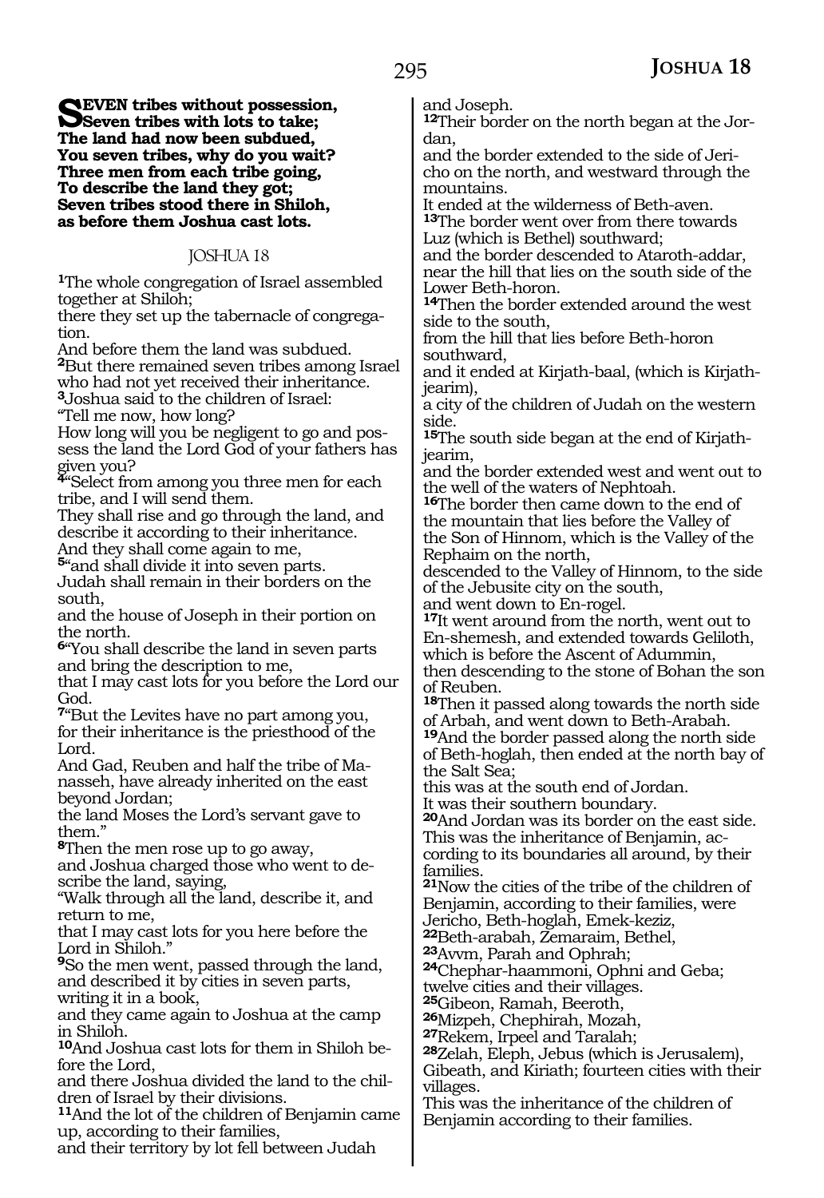**SEVEN tribes without possession,**
**Seven tribes with lots to take;**
**The land had now been subdued,**
**You seven tribes, why do you wait?**
**Three men from each tribe going,**
**To describe the land they got;**
**Seven tribes stood there in Shiloh,**
**as before them Joshua cast lots.**

## JOSHUA 18

[1]The whole congregation of Israel assembled together at Shiloh;
there they set up the tabernacle of congregation.
And before them the land was subdued.
[2]But there remained seven tribes among Israel who had not yet received their inheritance.
[3]Joshua said to the children of Israel:
"Tell me now, how long?
How long will you be negligent to go and possess the land the Lord God of your fathers has given you?
[4]"Select from among you three men for each tribe, and I will send them.
They shall rise and go through the land, and describe it according to their inheritance.
And they shall come again to me,
[5]"and shall divide it into seven parts.
Judah shall remain in their borders on the south,
and the house of Joseph in their portion on the north.
[6]"You shall describe the land in seven parts and bring the description to me,
that I may cast lots for you before the Lord our God.
[7]"But the Levites have no part among you, for their inheritance is the priesthood of the Lord.
And Gad, Reuben and half the tribe of Manasseh, have already inherited on the east beyond Jordan;
the land Moses the Lord's servant gave to them."
[8]Then the men rose up to go away,
and Joshua charged those who went to describe the land, saying,
"Walk through all the land, describe it, and return to me,
that I may cast lots for you here before the Lord in Shiloh."
[9]So the men went, passed through the land, and described it by cities in seven parts, writing it in a book,
and they came again to Joshua at the camp in Shiloh.
[10]And Joshua cast lots for them in Shiloh before the Lord,
and there Joshua divided the land to the children of Israel by their divisions.
[11]And the lot of the children of Benjamin came up, according to their families,
and their territory by lot fell between Judah and Joseph.
[12]Their border on the north began at the Jordan,
and the border extended to the side of Jericho on the north, and westward through the mountains.
It ended at the wilderness of Beth-aven.
[13]The border went over from there towards Luz (which is Bethel) southward;
and the border descended to Ataroth-addar, near the hill that lies on the south side of the Lower Beth-horon.
[14]Then the border extended around the west side to the south,
from the hill that lies before Beth-horon southward,
and it ended at Kirjath-baal, (which is Kirjath-jearim),
a city of the children of Judah on the western side.
[15]The south side began at the end of Kirjath-jearim,
and the border extended west and went out to the well of the waters of Nephtoah.
[16]The border then came down to the end of the mountain that lies before the Valley of the Son of Hinnom, which is the Valley of the Rephaim on the north,
descended to the Valley of Hinnom, to the side of the Jebusite city on the south,
and went down to En-rogel.
[17]It went around from the north, went out to En-shemesh, and extended towards Geliloth, which is before the Ascent of Adummin,
then descending to the stone of Bohan the son of Reuben.
[18]Then it passed along towards the north side of Arbah, and went down to Beth-Arabah.
[19]And the border passed along the north side of Beth-hoglah, then ended at the north bay of the Salt Sea;
this was at the south end of Jordan.
It was their southern boundary.
[20]And Jordan was its border on the east side.
This was the inheritance of Benjamin, according to its boundaries all around, by their families.
[21]Now the cities of the tribe of the children of Benjamin, according to their families, were
Jericho, Beth-hoglah, Emek-keziz,
[22]Beth-arabah, Zemaraim, Bethel,
[23]Avvm, Parah and Ophrah;
[24]Chephar-haammoni, Ophni and Geba;
twelve cities and their villages.
[25]Gibeon, Ramah, Beeroth,
[26]Mizpeh, Chephirah, Mozah,
[27]Rekem, Irpeel and Taralah;
[28]Zelah, Eleph, Jebus (which is Jerusalem), Gibeath, and Kiriath; fourteen cities with their villages.
This was the inheritance of the children of Benjamin according to their families.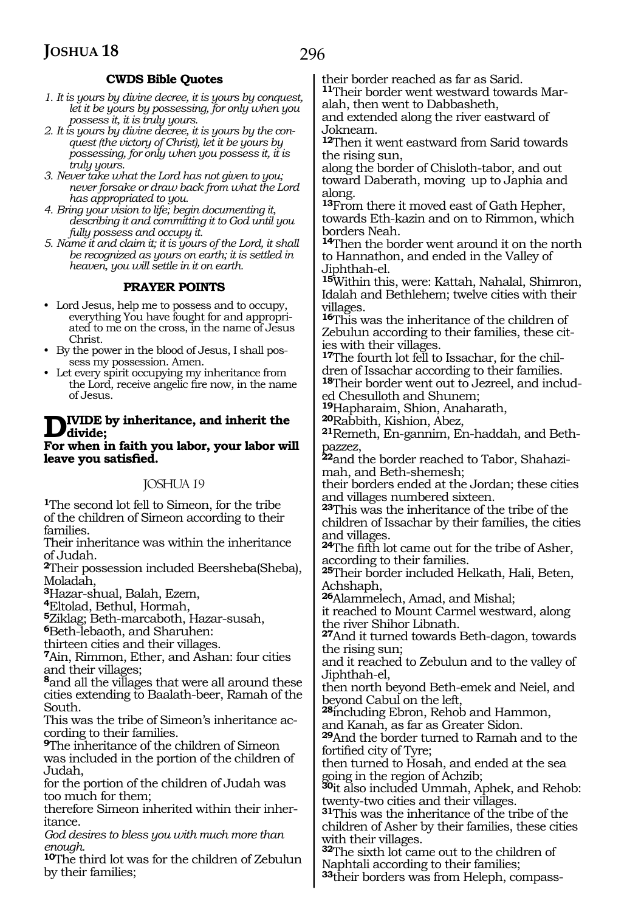### CWDS Bible Quotes

1. *It is yours by divine decree, it is yours by conquest, let it be yours by possessing, for only when you possess it, it is truly yours.*
2. *It is yours by divine decree, it is yours by the conquest (the victory of Christ), let it be yours by possessing, for only when you possess it, it is truly yours.*
3. *Never take what the Lord has not given to you; never forsake or draw back from what the Lord has appropriated to you.*
4. *Bring your vision to life; begin documenting it, describing it and committing it to God until you fully possess and occupy it.*
5. *Name it and claim it; it is yours of the Lord, it shall be recognized as yours on earth; it is settled in heaven, you will settle in it on earth.*

### PRAYER POINTS

- Lord Jesus, help me to possess and to occupy, everything You have fought for and appropriated to me on the cross, in the name of Jesus Christ.
- By the power in the blood of Jesus, I shall possess my possession. Amen.
- Let every spirit occupying my inheritance from the Lord, receive angelic fire now, in the name of Jesus.

**DIVIDE by inheritance, and inherit the divide;**
**For when in faith you labor, your labor will leave you satisfied.**

## JOSHUA 19

[1]The second lot fell to Simeon, for the tribe of the children of Simeon according to their families.
Their inheritance was within the inheritance of Judah.
[2]Their possession included Beersheba(Sheba), Moladah,
[3]Hazar-shual, Balah, Ezem,
[4]Eltolad, Bethul, Hormah,
[5]Ziklag; Beth-marcaboth, Hazar-susah,
[6]Beth-lebaoth, and Sharuhen:
thirteen cities and their villages.
[7]Ain, Rimmon, Ether, and Ashan: four cities and their villages;
[8]and all the villages that were all around these cities extending to Baalath-beer, Ramah of the South.
This was the tribe of Simeon's inheritance according to their families.
[9]The inheritance of the children of Simeon was included in the portion of the children of Judah,
for the portion of the children of Judah was too much for them;
therefore Simeon inherited within their inheritance.
*God desires to bless you with much more than enough.*
[10]The third lot was for the children of Zebulun by their families;
their border reached as far as Sarid.
[11]Their border went westward towards Maralah, then went to Dabbasheth,
and extended along the river eastward of Jokneam.
[12]Then it went eastward from Sarid towards the rising sun,
along the border of Chisloth-tabor, and out toward Daberath, moving up to Japhia and along.
[13]From there it moved east of Gath Hepher, towards Eth-kazin and on to Rimmon, which borders Neah.
[14]Then the border went around it on the north to Hannathon, and ended in the Valley of Jiphthah-el.
[15]Within this, were: Kattah, Nahalal, Shimron, Idalah and Bethlehem; twelve cities with their villages.
[16]This was the inheritance of the children of Zebulun according to their families, these cities with their villages.
[17]The fourth lot fell to Issachar, for the children of Issachar according to their families.
[18]Their border went out to Jezreel, and included Chesulloth and Shunem;
[19]Hapharaim, Shion, Anaharath,
[20]Rabbith, Kishion, Abez,
[21]Remeth, En-gannim, En-haddah, and Beth-pazzez,
[22]and the border reached to Tabor, Shahazimah, and Beth-shemesh;
their borders ended at the Jordan; these cities and villages numbered sixteen.
[23]This was the inheritance of the tribe of the children of Issachar by their families, the cities and villages.
[24]The fifth lot came out for the tribe of Asher, according to their families.
[25]Their border included Helkath, Hali, Beten, Achshaph,
[26]Alammelech, Amad, and Mishal;
it reached to Mount Carmel westward, along the river Shihor Libnath.
[27]And it turned towards Beth-dagon, towards the rising sun;
and it reached to Zebulun and to the valley of Jiphthah-el,
then north beyond Beth-emek and Neiel, and beyond Cabul on the left,
[28]including Ebron, Rehob and Hammon,
and Kanah, as far as Greater Sidon.
[29]And the border turned to Ramah and to the fortified city of Tyre;
then turned to Hosah, and ended at the sea going in the region of Achzib;
[30]it also included Ummah, Aphek, and Rehob: twenty-two cities and their villages.
[31]This was the inheritance of the tribe of the children of Asher by their families, these cities with their villages.
[32]The sixth lot came out to the children of Naphtali according to their families;
[33]their borders was from Heleph, compass-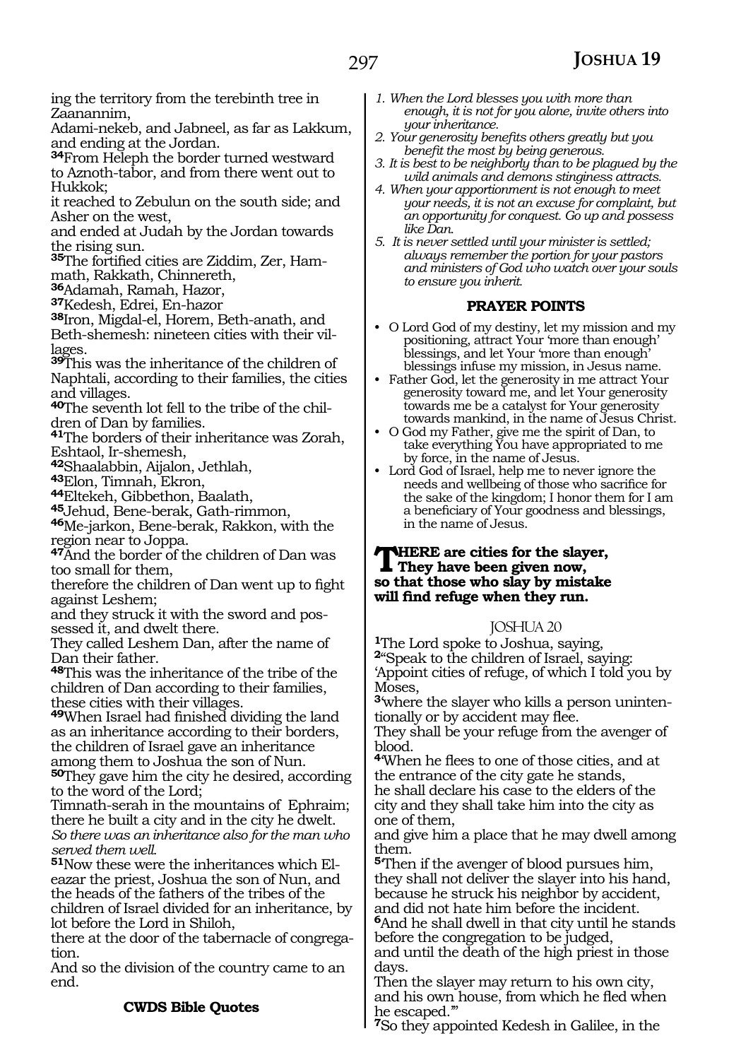ing the territory from the terebinth tree in Zaanannim,
Adami-nekeb, and Jabneel, as far as Lakkum, and ending at the Jordan.
**34**From Heleph the border turned westward to Aznoth-tabor, and from there went out to Hukkok;
it reached to Zebulun on the south side; and Asher on the west,
and ended at Judah by the Jordan towards the rising sun.
**35**The fortified cities are Ziddim, Zer, Hammath, Rakkath, Chinnereth,
**36**Adamah, Ramah, Hazor,
**37**Kedesh, Edrei, En-hazor
**38**Iron, Migdal-el, Horem, Beth-anath, and Beth-shemesh: nineteen cities with their villages.
**39**This was the inheritance of the children of Naphtali, according to their families, the cities and villages.
**40**The seventh lot fell to the tribe of the children of Dan by families.
**41**The borders of their inheritance was Zorah, Eshtaol, Ir-shemesh,
**42**Shaalabbin, Aijalon, Jethlah,
**43**Elon, Timnah, Ekron,
**44**Eltekeh, Gibbethon, Baalath,
**45**Jehud, Bene-berak, Gath-rimmon,
**46**Me-jarkon, Bene-berak, Rakkon, with the region near to Joppa.
**47**And the border of the children of Dan was too small for them,
therefore the children of Dan went up to fight against Leshem;
and they struck it with the sword and possessed it, and dwelt there.
They called Leshem Dan, after the name of Dan their father.
**48**This was the inheritance of the tribe of the children of Dan according to their families, these cities with their villages.
**49**When Israel had finished dividing the land as an inheritance according to their borders, the children of Israel gave an inheritance among them to Joshua the son of Nun.
**50**They gave him the city he desired, according to the word of the Lord;
Timnath-serah in the mountains of Ephraim; there he built a city and in the city he dwelt.
*So there was an inheritance also for the man who served them well.*
**51**Now these were the inheritances which Eleazar the priest, Joshua the son of Nun, and the heads of the fathers of the tribes of the children of Israel divided for an inheritance, by lot before the Lord in Shiloh,
there at the door of the tabernacle of congregation.
And so the division of the country came to an end.

**CWDS Bible Quotes**

1. *When the Lord blesses you with more than enough, it is not for you alone, invite others into your inheritance.*
2. *Your generosity benefits others greatly but you benefit the most by being generous.*
3. *It is best to be neighborly than to be plagued by the wild animals and demons stinginess attracts.*
4. *When your apportionment is not enough to meet your needs, it is not an excuse for complaint, but an opportunity for conquest. Go up and possess like Dan.*
5. *It is never settled until your minister is settled; always remember the portion for your pastors and ministers of God who watch over your souls to ensure you inherit.*

**PRAYER POINTS**

- O Lord God of my destiny, let my mission and my positioning, attract Your 'more than enough' blessings, and let Your 'more than enough' blessings infuse my mission, in Jesus name.
- Father God, let the generosity in me attract Your generosity toward me, and let Your generosity towards me be a catalyst for Your generosity towards mankind, in the name of Jesus Christ.
- O God my Father, give me the spirit of Dan, to take everything You have appropriated to me by force, in the name of Jesus.
- Lord God of Israel, help me to never ignore the needs and wellbeing of those who sacrifice for the sake of the kingdom; I honor them for I am a beneficiary of Your goodness and blessings, in the name of Jesus.

**THERE are cities for the slayer,
They have been given now,
so that those who slay by mistake
will find refuge when they run.**

## JOSHUA 20

**1**The Lord spoke to Joshua, saying,
**2**"Speak to the children of Israel, saying:
'Appoint cities of refuge, of which I told you by Moses,
**3**'where the slayer who kills a person unintentionally or by accident may flee.
They shall be your refuge from the avenger of blood.
**4**'When he flees to one of those cities, and at the entrance of the city gate he stands,
he shall declare his case to the elders of the city and they shall take him into the city as one of them,
and give him a place that he may dwell among them.
**5**'Then if the avenger of blood pursues him, they shall not deliver the slayer into his hand, because he struck his neighbor by accident, and did not hate him before the incident.
**6**And he shall dwell in that city until he stands before the congregation to be judged,
and until the death of the high priest in those days.
Then the slayer may return to his own city, and his own house, from which he fled when he escaped.'"
**7**So they appointed Kedesh in Galilee, in the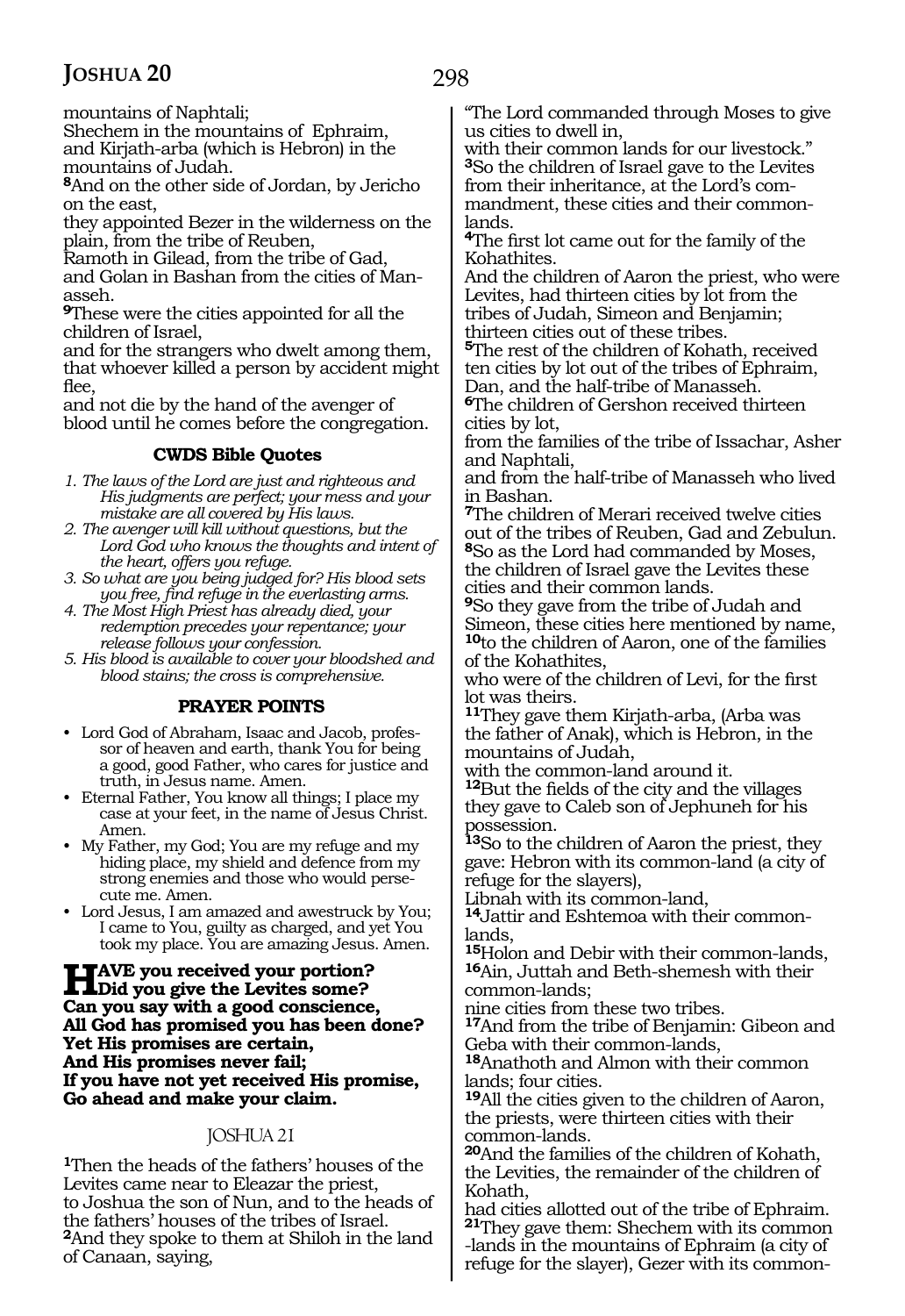mountains of Naphtali;
Shechem in the mountains of Ephraim,
and Kirjath-arba (which is Hebron) in the mountains of Judah.
**8**And on the other side of Jordan, by Jericho on the east,
they appointed Bezer in the wilderness on the plain, from the tribe of Reuben,
Ramoth in Gilead, from the tribe of Gad,
and Golan in Bashan from the cities of Manasseh.
**9**These were the cities appointed for all the children of Israel,
and for the strangers who dwelt among them, that whoever killed a person by accident might flee,
and not die by the hand of the avenger of blood until he comes before the congregation.

### CWDS Bible Quotes

1. *The laws of the Lord are just and righteous and His judgments are perfect; your mess and your mistake are all covered by His laws.*
2. *The avenger will kill without questions, but the Lord God who knows the thoughts and intent of the heart, offers you refuge.*
3. *So what are you being judged for? His blood sets you free, find refuge in the everlasting arms.*
4. *The Most High Priest has already died, your redemption precedes your repentance; your release follows your confession.*
5. *His blood is available to cover your bloodshed and blood stains; the cross is comprehensive.*

### PRAYER POINTS

- Lord God of Abraham, Isaac and Jacob, professor of heaven and earth, thank You for being a good, good Father, who cares for justice and truth, in Jesus name. Amen.
- Eternal Father, You know all things; I place my case at your feet, in the name of Jesus Christ. Amen.
- My Father, my God; You are my refuge and my hiding place, my shield and defence from my strong enemies and those who would persecute me. Amen.
- Lord Jesus, I am amazed and awestruck by You; I came to You, guilty as charged, and yet You took my place. You are amazing Jesus. Amen.

**HAVE you received your portion?**
**Did you give the Levites some?**
**Can you say with a good conscience,**
**All God has promised you has been done?**
**Yet His promises are certain,**
**And His promises never fail;**
**If you have not yet received His promise,**
**Go ahead and make your claim.**

## JOSHUA 21

**1**Then the heads of the fathers' houses of the Levites came near to Eleazar the priest,
to Joshua the son of Nun, and to the heads of the fathers' houses of the tribes of Israel.
**2**And they spoke to them at Shiloh in the land of Canaan, saying,
"The Lord commanded through Moses to give us cities to dwell in,
with their common lands for our livestock."
**3**So the children of Israel gave to the Levites from their inheritance, at the Lord's commandment, these cities and their common-lands.
**4**The first lot came out for the family of the Kohathites.
And the children of Aaron the priest, who were Levites, had thirteen cities by lot from the tribes of Judah, Simeon and Benjamin;
thirteen cities out of these tribes.
**5**The rest of the children of Kohath, received ten cities by lot out of the tribes of Ephraim, Dan, and the half-tribe of Manasseh.
**6**The children of Gershon received thirteen cities by lot,
from the families of the tribe of Issachar, Asher and Naphtali,
and from the half-tribe of Manasseh who lived in Bashan.
**7**The children of Merari received twelve cities out of the tribes of Reuben, Gad and Zebulun.
**8**So as the Lord had commanded by Moses, the children of Israel gave the Levites these cities and their common lands.
**9**So they gave from the tribe of Judah and Simeon, these cities here mentioned by name,
**10**to the children of Aaron, one of the families of the Kohathites,
who were of the children of Levi, for the first lot was theirs.
**11**They gave them Kirjath-arba, (Arba was the father of Anak), which is Hebron, in the mountains of Judah,
with the common-land around it.
**12**But the fields of the city and the villages they gave to Caleb son of Jephuneh for his possession.
**13**So to the children of Aaron the priest, they gave: Hebron with its common-land (a city of refuge for the slayers),
Libnah with its common-land,
**14**Jattir and Eshtemoa with their common-lands,
**15**Holon and Debir with their common-lands,
**16**Ain, Juttah and Beth-shemesh with their common-lands;
nine cities from these two tribes.
**17**And from the tribe of Benjamin: Gibeon and Geba with their common-lands,
**18**Anathoth and Almon with their common lands; four cities.
**19**All the cities given to the children of Aaron, the priests, were thirteen cities with their common-lands.
**20**And the families of the children of Kohath, the Levites, the remainder of the children of Kohath,
had cities allotted out of the tribe of Ephraim.
**21**They gave them: Shechem with its common-lands in the mountains of Ephraim (a city of refuge for the slayer), Gezer with its common-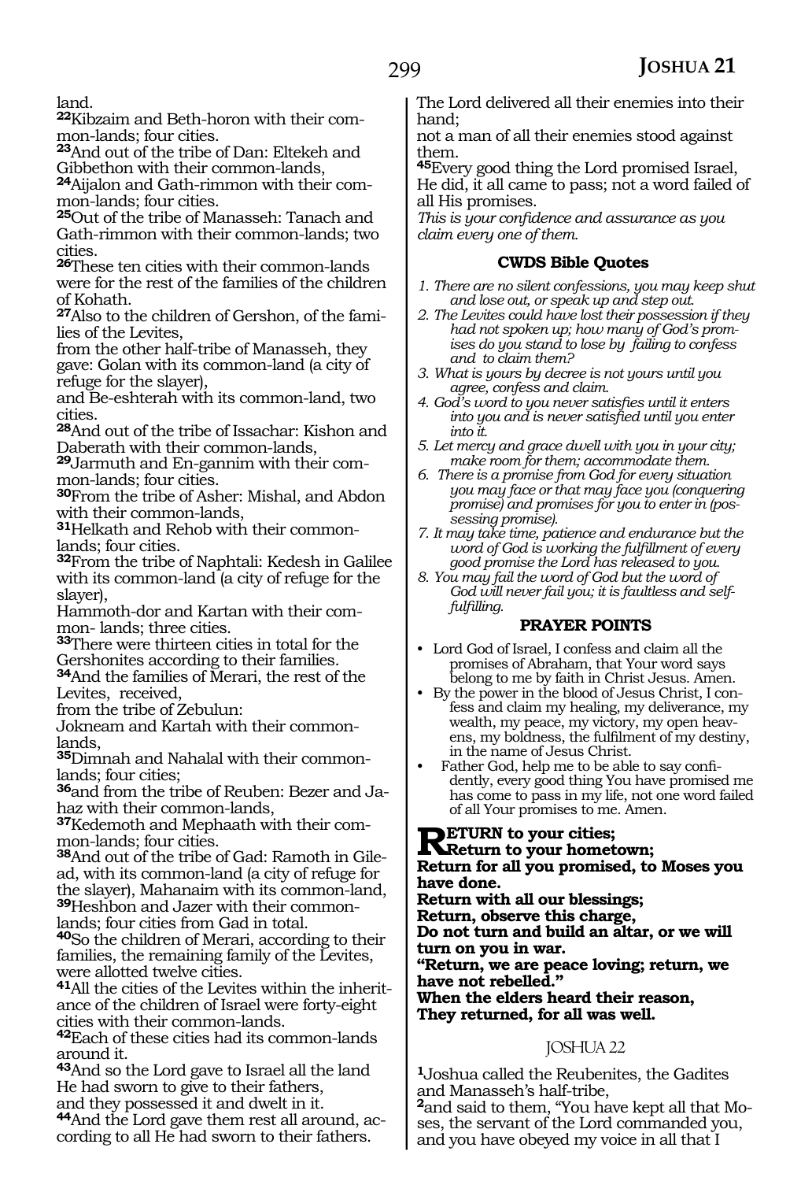land.

**22**Kibzaim and Beth-horon with their common-lands; four cities.

**23**And out of the tribe of Dan: Eltekeh and Gibbethon with their common-lands,

**24**Aijalon and Gath-rimmon with their common-lands; four cities.

**25**Out of the tribe of Manasseh: Tanach and Gath-rimmon with their common-lands; two cities.

**26**These ten cities with their common-lands were for the rest of the families of the children of Kohath.

**27**Also to the children of Gershon, of the families of the Levites,
from the other half-tribe of Manasseh, they gave: Golan with its common-land (a city of refuge for the slayer),
and Be-eshterah with its common-land, two cities.

**28**And out of the tribe of Issachar: Kishon and Daberath with their common-lands,

**29**Jarmuth and En-gannim with their common-lands; four cities.

**30**From the tribe of Asher: Mishal, and Abdon with their common-lands,

**31**Helkath and Rehob with their common-lands; four cities.

**32**From the tribe of Naphtali: Kedesh in Galilee with its common-land (a city of refuge for the slayer),
Hammoth-dor and Kartan with their common- lands; three cities.

**33**There were thirteen cities in total for the Gershonites according to their families.

**34**And the families of Merari, the rest of the Levites, received,
from the tribe of Zebulun:
Jokneam and Kartah with their common-lands,

**35**Dimnah and Nahalal with their common-lands; four cities;

**36**and from the tribe of Reuben: Bezer and Jahaz with their common-lands,

**37**Kedemoth and Mephaath with their common-lands; four cities.

**38**And out of the tribe of Gad: Ramoth in Gilead, with its common-land (a city of refuge for the slayer), Mahanaim with its common-land,

**39**Heshbon and Jazer with their common-lands; four cities from Gad in total.

**40**So the children of Merari, according to their families, the remaining family of the Levites, were allotted twelve cities.

**41**All the cities of the Levites within the inheritance of the children of Israel were forty-eight cities with their common-lands.

**42**Each of these cities had its common-lands around it.

**43**And so the Lord gave to Israel all the land He had sworn to give to their fathers,
and they possessed it and dwelt in it.

**44**And the Lord gave them rest all around, according to all He had sworn to their fathers.
The Lord delivered all their enemies into their hand;
not a man of all their enemies stood against them.

**45**Every good thing the Lord promised Israel, He did, it all came to pass; not a word failed of all His promises.

*This is your confidence and assurance as you claim every one of them.*

### CWDS Bible Quotes

1. *There are no silent confessions, you may keep shut and lose out, or speak up and step out.*
2. *The Levites could have lost their possession if they had not spoken up; how many of God's promises do you stand to lose by failing to confess and to claim them?*
3. *What is yours by decree is not yours until you agree, confess and claim.*
4. *God's word to you never satisfies until it enters into you and is never satisfied until you enter into it.*
5. *Let mercy and grace dwell with you in your city; make room for them; accommodate them.*
6. *There is a promise from God for every situation you may face or that may face you (conquering promise) and promises for you to enter in (possessing promise).*
7. *It may take time, patience and endurance but the word of God is working the fulfillment of every good promise the Lord has released to you.*
8. *You may fail the word of God but the word of God will never fail you; it is faultless and self-fulfilling.*

### PRAYER POINTS

- Lord God of Israel, I confess and claim all the promises of Abraham, that Your word says belong to me by faith in Christ Jesus. Amen.
- By the power in the blood of Jesus Christ, I confess and claim my healing, my deliverance, my wealth, my peace, my victory, my open heavens, my boldness, the fulfilment of my destiny, in the name of Jesus Christ.
- Father God, help me to be able to say confidently, every good thing You have promised me has come to pass in my life, not one word failed of all Your promises to me. Amen.

**RETURN to your cities;**
**Return to your hometown;**
**Return for all you promised, to Moses you have done.**
**Return with all our blessings;**
**Return, observe this charge,**
**Do not turn and build an altar, or we will turn on you in war.**
**"Return, we are peace loving; return, we have not rebelled."**
**When the elders heard their reason,**
**They returned, for all was well.**

## JOSHUA 22

**1**Joshua called the Reubenites, the Gadites and Manasseh's half-tribe,

**2**and said to them, "You have kept all that Moses, the servant of the Lord commanded you, and you have obeyed my voice in all that I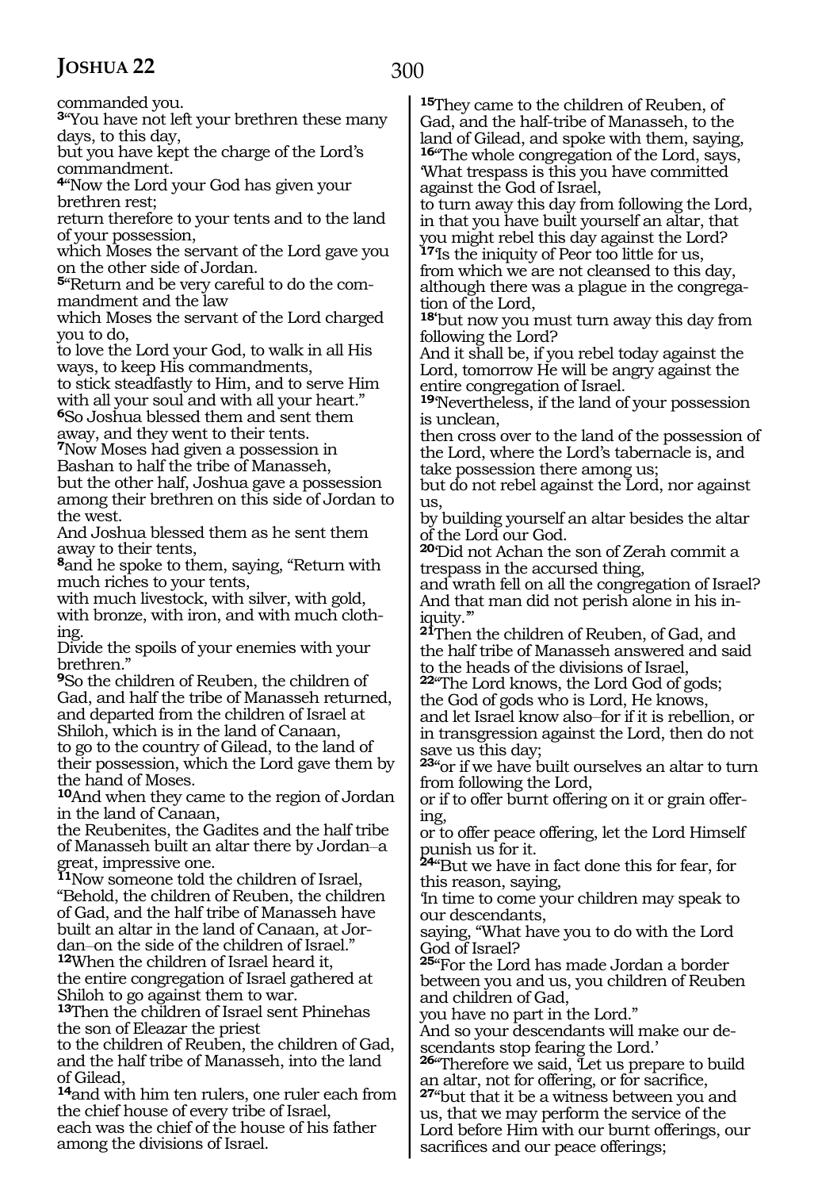commanded you.

[3]"You have not left your brethren these many days, to this day,
but you have kept the charge of the Lord's commandment.

[4]"Now the Lord your God has given your brethren rest;
return therefore to your tents and to the land of your possession,
which Moses the servant of the Lord gave you on the other side of Jordan.

[5]"Return and be very careful to do the commandment and the law
which Moses the servant of the Lord charged you to do,
to love the Lord your God, to walk in all His ways, to keep His commandments,
to stick steadfastly to Him, and to serve Him with all your soul and with all your heart."

[6]So Joshua blessed them and sent them away, and they went to their tents.

[7]Now Moses had given a possession in Bashan to half the tribe of Manasseh,
but the other half, Joshua gave a possession among their brethren on this side of Jordan to the west.
And Joshua blessed them as he sent them away to their tents,

[8]and he spoke to them, saying, "Return with much riches to your tents,
with much livestock, with silver, with gold, with bronze, with iron, and with much clothing.
Divide the spoils of your enemies with your brethren."

[9]So the children of Reuben, the children of Gad, and half the tribe of Manasseh returned, and departed from the children of Israel at Shiloh, which is in the land of Canaan,
to go to the country of Gilead, to the land of their possession, which the Lord gave them by the hand of Moses.

[10]And when they came to the region of Jordan in the land of Canaan,
the Reubenites, the Gadites and the half tribe of Manasseh built an altar there by Jordan–a great, impressive one.

[11]Now someone told the children of Israel, "Behold, the children of Reuben, the children of Gad, and the half tribe of Manasseh have built an altar in the land of Canaan, at Jordan–on the side of the children of Israel."

[12]When the children of Israel heard it,
the entire congregation of Israel gathered at Shiloh to go against them to war.

[13]Then the children of Israel sent Phinehas the son of Eleazar the priest
to the children of Reuben, the children of Gad, and the half tribe of Manasseh, into the land of Gilead,

[14]and with him ten rulers, one ruler each from the chief house of every tribe of Israel,
each was the chief of the house of his father among the divisions of Israel.

[15]They came to the children of Reuben, of Gad, and the half-tribe of Manasseh, to the land of Gilead, and spoke with them, saying,

[16]"The whole congregation of the Lord, says, 'What trespass is this you have committed against the God of Israel,
to turn away this day from following the Lord, in that you have built yourself an altar, that you might rebel this day against the Lord?

[17]'Is the iniquity of Peor too little for us,
from which we are not cleansed to this day, although there was a plague in the congregation of the Lord,

[18]'but now you must turn away this day from following the Lord?
And it shall be, if you rebel today against the Lord, tomorrow He will be angry against the entire congregation of Israel.

[19]'Nevertheless, if the land of your possession is unclean,
then cross over to the land of the possession of the Lord, where the Lord's tabernacle is, and take possession there among us;
but do not rebel against the Lord, nor against us,
by building yourself an altar besides the altar of the Lord our God.

[20]'Did not Achan the son of Zerah commit a trespass in the accursed thing,
and wrath fell on all the congregation of Israel?
And that man did not perish alone in his iniquity.'"

[21]Then the children of Reuben, of Gad, and the half tribe of Manasseh answered and said to the heads of the divisions of Israel,

[22]"The Lord knows, the Lord God of gods;
the God of gods who is Lord, He knows,
and let Israel know also–for if it is rebellion, or in transgression against the Lord, then do not save us this day;

[23]"or if we have built ourselves an altar to turn from following the Lord,
or if to offer burnt offering on it or grain offering,
or to offer peace offering, let the Lord Himself punish us for it.

[24]"But we have in fact done this for fear, for this reason, saying,
'In time to come your children may speak to our descendants,
saying, "What have you to do with the Lord God of Israel?

[25]"For the Lord has made Jordan a border between you and us, you children of Reuben and children of Gad,
you have no part in the Lord."
And so your descendants will make our descendants stop fearing the Lord.'

[26]"Therefore we said, 'Let us prepare to build an altar, not for offering, or for sacrifice,

[27]"but that it be a witness between you and us, that we may perform the service of the Lord before Him with our burnt offerings, our sacrifices and our peace offerings;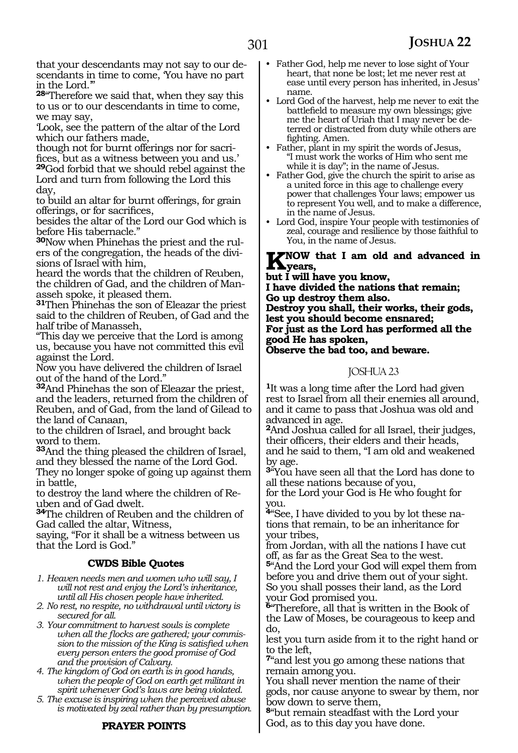that your descendants may not say to our descendants in time to come, 'You have no part in the Lord.'"

[28]"Therefore we said that, when they say this to us or to our descendants in time to come, we may say,
'Look, see the pattern of the altar of the Lord which our fathers made,
though not for burnt offerings nor for sacrifices, but as a witness between you and us.'

[29]God forbid that we should rebel against the Lord and turn from following the Lord this day,
to build an altar for burnt offerings, for grain offerings, or for sacrifices,
besides the altar of the Lord our God which is before His tabernacle."

[30]Now when Phinehas the priest and the rulers of the congregation, the heads of the divisions of Israel with him,
heard the words that the children of Reuben, the children of Gad, and the children of Manasseh spoke, it pleased them.

[31]Then Phinehas the son of Eleazar the priest said to the children of Reuben, of Gad and the half tribe of Manasseh,
"This day we perceive that the Lord is among us, because you have not committed this evil against the Lord.
Now you have delivered the children of Israel out of the hand of the Lord."

[32]And Phinehas the son of Eleazar the priest, and the leaders, returned from the children of Reuben, and of Gad, from the land of Gilead to the land of Canaan,
to the children of Israel, and brought back word to them.

[33]And the thing pleased the children of Israel, and they blessed the name of the Lord God.
They no longer spoke of going up against them in battle,
to destroy the land where the children of Reuben and of Gad dwelt.

[34]The children of Reuben and the children of Gad called the altar, Witness,
saying, "For it shall be a witness between us that the Lord is God."

### CWDS Bible Quotes

1. *Heaven needs men and women who will say, I will not rest and enjoy the Lord's inheritance, until all His chosen people have inherited.*
2. *No rest, no respite, no withdrawal until victory is secured for all.*
3. *Your commitment to harvest souls is complete when all the flocks are gathered; your commission to the mission of the King is satisfied when every person enters the good promise of God and the provision of Calvary.*
4. *The kingdom of God on earth is in good hands, when the people of God on earth get militant in spirit whenever God's laws are being violated.*
5. *The excuse is inspiring when the perceived abuse is motivated by zeal rather than by presumption.*

### PRAYER POINTS

- Father God, help me never to lose sight of Your heart, that none be lost; let me never rest at ease until every person has inherited, in Jesus' name.
- Lord God of the harvest, help me never to exit the battlefield to measure my own blessings; give me the heart of Uriah that I may never be deterred or distracted from duty while others are fighting. Amen.
- Father, plant in my spirit the words of Jesus, "I must work the works of Him who sent me while it is day"; in the name of Jesus.
- Father God, give the church the spirit to arise as a united force in this age to challenge every power that challenges Your laws; empower us to represent You well, and to make a difference, in the name of Jesus.
- Lord God, inspire Your people with testimonies of zeal, courage and resilience by those faithful to You, in the name of Jesus.

**KNOW that I am old and advanced in years,**
**but I will have you know,**
**I have divided the nations that remain;**
**Go up destroy them also.**
**Destroy you shall, their works, their gods,**
**lest you should become ensnared;**
**For just as the Lord has performed all the good He has spoken,**
**Observe the bad too, and beware.**

## JOSHUA 23

[1]It was a long time after the Lord had given rest to Israel from all their enemies all around, and it came to pass that Joshua was old and advanced in age.

[2]And Joshua called for all Israel, their judges, their officers, their elders and their heads, and he said to them, "I am old and weakened by age.

[3]"You have seen all that the Lord has done to all these nations because of you,
for the Lord your God is He who fought for you.

[4]"See, I have divided to you by lot these nations that remain, to be an inheritance for your tribes,
from Jordan, with all the nations I have cut off, as far as the Great Sea to the west.

[5]"And the Lord your God will expel them from before you and drive them out of your sight.
So you shall posses their land, as the Lord your God promised you.

[6]"Therefore, all that is written in the Book of the Law of Moses, be courageous to keep and do,
lest you turn aside from it to the right hand or to the left,

[7]"and lest you go among these nations that remain among you.
You shall never mention the name of their gods, nor cause anyone to swear by them, nor bow down to serve them,

[8]"but remain steadfast with the Lord your God, as to this day you have done.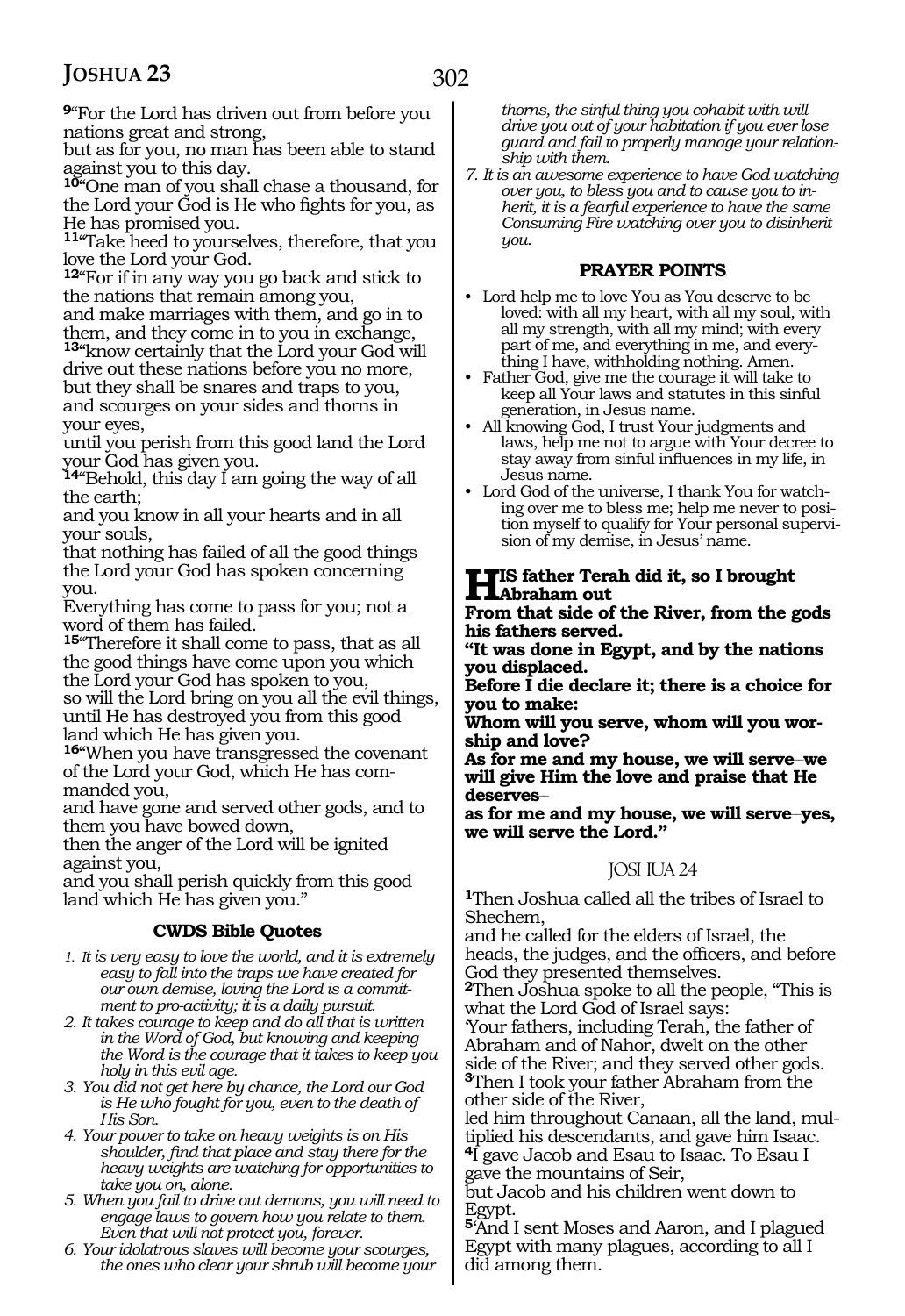**9**"For the Lord has driven out from before you nations great and strong,
but as for you, no man has been able to stand against you to this day.
**10**"One man of you shall chase a thousand, for the Lord your God is He who fights for you, as He has promised you.
**11**"Take heed to yourselves, therefore, that you love the Lord your God.
**12**"For if in any way you go back and stick to the nations that remain among you,
and make marriages with them, and go in to them, and they come in to you in exchange,
**13**"know certainly that the Lord your God will drive out these nations before you no more,
but they shall be snares and traps to you,
and scourges on your sides and thorns in your eyes,
until you perish from this good land the Lord your God has given you.
**14**"Behold, this day I am going the way of all the earth;
and you know in all your hearts and in all your souls,
that nothing has failed of all the good things the Lord your God has spoken concerning you.
Everything has come to pass for you; not a word of them has failed.
**15**"Therefore it shall come to pass, that as all the good things have come upon you which the Lord your God has spoken to you,
so will the Lord bring on you all the evil things, until He has destroyed you from this good land which He has given you.
**16**"When you have transgressed the covenant of the Lord your God, which He has commanded you,
and have gone and served other gods, and to them you have bowed down,
then the anger of the Lord will be ignited against you,
and you shall perish quickly from this good land which He has given you."

### CWDS Bible Quotes

1. *It is very easy to love the world, and it is extremely easy to fall into the traps we have created for our own demise, loving the Lord is a commitment to pro-activity; it is a daily pursuit.*
2. *It takes courage to keep and do all that is written in the Word of God, but knowing and keeping the Word is the courage that it takes to keep you holy in this evil age.*
3. *You did not get here by chance, the Lord our God is He who fought for you, even to the death of His Son.*
4. *Your power to take on heavy weights is on His shoulder, find that place and stay there for the heavy weights are watching for opportunities to take you on, alone.*
5. *When you fail to drive out demons, you will need to engage laws to govern how you relate to them. Even that will not protect you, forever.*
6. *Your idolatrous slaves will become your scourges, the ones who clear your shrub will become your thorns, the sinful thing you cohabit with will drive you out of your habitation if you ever lose guard and fail to properly manage your relationship with them.*
7. *It is an awesome experience to have God watching over you, to bless you and to cause you to inherit, it is a fearful experience to have the same Consuming Fire watching over you to disinherit you.*

### PRAYER POINTS

- Lord help me to love You as You deserve to be loved: with all my heart, with all my soul, with all my strength, with all my mind; with every part of me, and everything in me, and everything I have, withholding nothing. Amen.
- Father God, give me the courage it will take to keep all Your laws and statutes in this sinful generation, in Jesus name.
- All knowing God, I trust Your judgments and laws, help me not to argue with Your decree to stay away from sinful influences in my life, in Jesus name.
- Lord God of the universe, I thank You for watching over me to bless me; help me never to position myself to qualify for Your personal supervision of my demise, in Jesus' name.

**HIS father Terah did it, so I brought Abraham out**
**From that side of the River, from the gods his fathers served.**
**"It was done in Egypt, and by the nations you displaced.**
**Before I die declare it; there is a choice for you to make:**
**Whom will you serve, whom will you worship and love?**
**As for me and my house, we will serve–we will give Him the love and praise that He deserves–**
**as for me and my house, we will serve–yes, we will serve the Lord."**

## JOSHUA 24

**1**Then Joshua called all the tribes of Israel to Shechem,
and he called for the elders of Israel, the heads, the judges, and the officers, and before God they presented themselves.
**2**Then Joshua spoke to all the people, "This is what the Lord God of Israel says:
'Your fathers, including Terah, the father of Abraham and of Nahor, dwelt on the other side of the River; and they served other gods.
**3**Then I took your father Abraham from the other side of the River,
led him throughout Canaan, all the land, multiplied his descendants, and gave him Isaac.
**4**I gave Jacob and Esau to Isaac. To Esau I gave the mountains of Seir,
but Jacob and his children went down to Egypt.
**5**'And I sent Moses and Aaron, and I plagued Egypt with many plagues, according to all I did among them.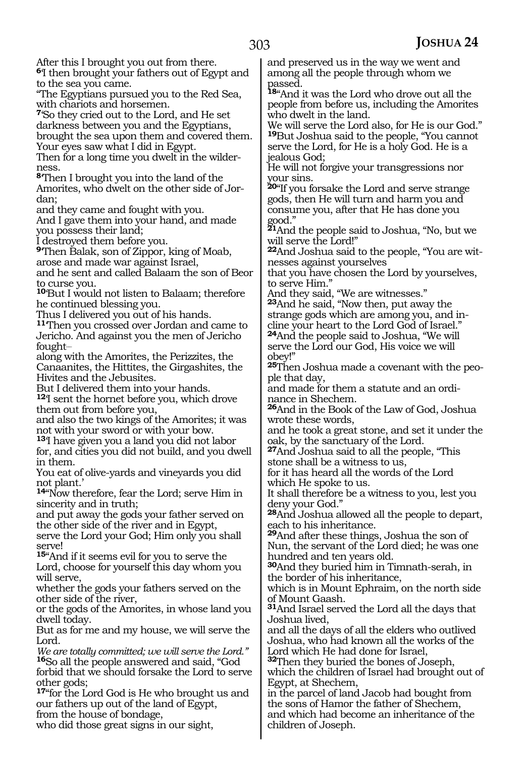After this I brought you out from there.
**6**I then brought your fathers out of Egypt and to the sea you came.
"The Egyptians pursued you to the Red Sea, with chariots and horsemen.
**7**'So they cried out to the Lord, and He set darkness between you and the Egyptians, brought the sea upon them and covered them. Your eyes saw what I did in Egypt.
Then for a long time you dwelt in the wilderness.
**8**'Then I brought you into the land of the Amorites, who dwelt on the other side of Jordan;
and they came and fought with you.
And I gave them into your hand, and made you possess their land;
I destroyed them before you.
**9**'Then Balak, son of Zippor, king of Moab, arose and made war against Israel,
and he sent and called Balaam the son of Beor to curse you.
**10**'But I would not listen to Balaam; therefore he continued blessing you.
Thus I delivered you out of his hands.
**11**'Then you crossed over Jordan and came to Jericho. And against you the men of Jericho fought–
along with the Amorites, the Perizzites, the Canaanites, the Hittites, the Girgashites, the Hivites and the Jebusites.
But I delivered them into your hands.
**12**'I sent the hornet before you, which drove them out from before you,
and also the two kings of the Amorites; it was not with your sword or with your bow.
**13**'I have given you a land you did not labor for, and cities you did not build, and you dwell in them.
You eat of olive-yards and vineyards you did not plant.'
**14**"Now therefore, fear the Lord; serve Him in sincerity and in truth;
and put away the gods your father served on the other side of the river and in Egypt,
serve the Lord your God; Him only you shall serve!
**15**"And if it seems evil for you to serve the Lord, choose for yourself this day whom you will serve,
whether the gods your fathers served on the other side of the river,
or the gods of the Amorites, in whose land you dwell today.
But as for me and my house, we will serve the Lord.
*We are totally committed; we will serve the Lord."*
**16**So all the people answered and said, "God forbid that we should forsake the Lord to serve other gods;
**17**"for the Lord God is He who brought us and our fathers up out of the land of Egypt,
from the house of bondage,
who did those great signs in our sight,
and preserved us in the way we went and among all the people through whom we passed.
**18**"And it was the Lord who drove out all the people from before us, including the Amorites who dwelt in the land.
We will serve the Lord also, for He is our God."
**19**But Joshua said to the people, "You cannot serve the Lord, for He is a holy God. He is a jealous God;
He will not forgive your transgressions nor your sins.
**20**"If you forsake the Lord and serve strange gods, then He will turn and harm you and consume you, after that He has done you good."
**21**And the people said to Joshua, "No, but we will serve the Lord!"
**22**And Joshua said to the people, "You are witnesses against yourselves
that you have chosen the Lord by yourselves, to serve Him."
And they said, "We are witnesses."
**23**And he said, "Now then, put away the strange gods which are among you, and incline your heart to the Lord God of Israel."
**24**And the people said to Joshua, "We will serve the Lord our God, His voice we will obey!"
**25**Then Joshua made a covenant with the people that day,
and made for them a statute and an ordinance in Shechem.
**26**And in the Book of the Law of God, Joshua wrote these words,
and he took a great stone, and set it under the oak, by the sanctuary of the Lord.
**27**And Joshua said to all the people, "This stone shall be a witness to us,
for it has heard all the words of the Lord which He spoke to us.
It shall therefore be a witness to you, lest you deny your God."
**28**And Joshua allowed all the people to depart, each to his inheritance.
**29**And after these things, Joshua the son of Nun, the servant of the Lord died; he was one hundred and ten years old.
**30**And they buried him in Timnath-serah, in the border of his inheritance,
which is in Mount Ephraim, on the north side of Mount Gaash.
**31**And Israel served the Lord all the days that Joshua lived,
and all the days of all the elders who outlived Joshua, who had known all the works of the Lord which He had done for Israel,
**32**Then they buried the bones of Joseph, which the children of Israel had brought out of Egypt, at Shechem,
in the parcel of land Jacob had bought from the sons of Hamor the father of Shechem,
and which had become an inheritance of the children of Joseph.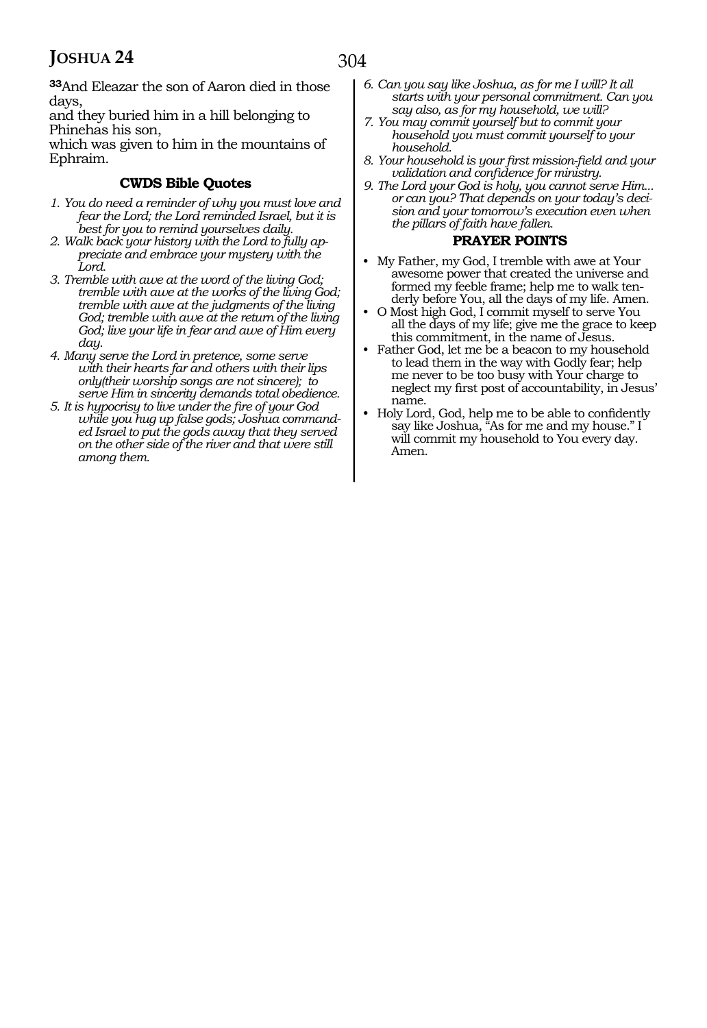**33**And Eleazar the son of Aaron died in those days,
and they buried him in a hill belonging to Phinehas his son,
which was given to him in the mountains of Ephraim.

### CWDS Bible Quotes

1. *You do need a reminder of why you must love and fear the Lord; the Lord reminded Israel, but it is best for you to remind yourselves daily.*
2. *Walk back your history with the Lord to fully appreciate and embrace your mystery with the Lord.*
3. *Tremble with awe at the word of the living God; tremble with awe at the works of the living God; tremble with awe at the judgments of the living God; tremble with awe at the return of the living God; live your life in fear and awe of Him every day.*
4. *Many serve the Lord in pretence, some serve with their hearts far and others with their lips only(their worship songs are not sincere); to serve Him in sincerity demands total obedience.*
5. *It is hypocrisy to live under the fire of your God while you hug up false gods; Joshua commanded Israel to put the gods away that they served on the other side of the river and that were still among them.*
6. *Can you say like Joshua, as for me I will? It all starts with your personal commitment. Can you say also, as for my household, we will?*
7. *You may commit yourself but to commit your household you must commit yourself to your household.*
8. *Your household is your first mission-field and your validation and confidence for ministry.*
9. *The Lord your God is holy, you cannot serve Him... or can you? That depends on your today's decision and your tomorrow's execution even when the pillars of faith have fallen.*

### PRAYER POINTS

- My Father, my God, I tremble with awe at Your awesome power that created the universe and formed my feeble frame; help me to walk tenderly before You, all the days of my life. Amen.
- O Most high God, I commit myself to serve You all the days of my life; give me the grace to keep this commitment, in the name of Jesus.
- Father God, let me be a beacon to my household to lead them in the way with Godly fear; help me never to be too busy with Your charge to neglect my first post of accountability, in Jesus' name.
- Holy Lord, God, help me to be able to confidently say like Joshua, "As for me and my house." I will commit my household to You every day. Amen.